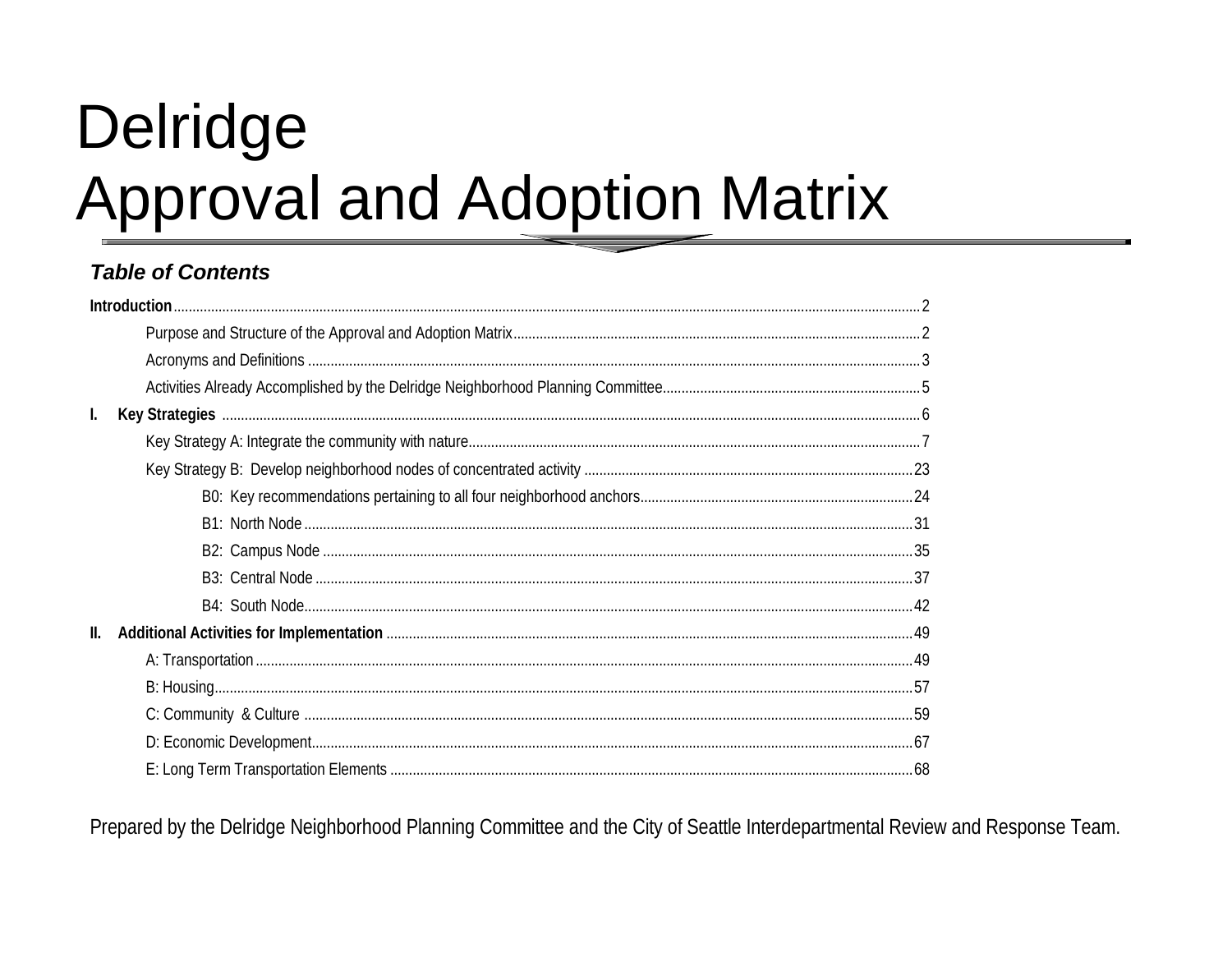# Delridge
# Approval and Adoption Matrix

### *Table of Contents*

**Introduction** ............ 2

- Purpose and Structure of the Approval and Adoption Matrix ............ 2
- Acronyms and Definitions ............ 3
- Activities Already Accomplished by the Delridge Neighborhood Planning Committee ............ 5

**I. Key Strategies** ............ 6

- Key Strategy A: Integrate the community with nature ............ 7
- Key Strategy B: Develop neighborhood nodes of concentrated activity ............ 23
  - B0: Key recommendations pertaining to all four neighborhood anchors ............ 24
  - B1: North Node ............ 31
  - B2: Campus Node ............ 35
  - B3: Central Node ............ 37
  - B4: South Node ............ 42

**II. Additional Activities for Implementation** ............ 49

- A: Transportation ............ 49
- B: Housing ............ 57
- C: Community & Culture ............ 59
- D: Economic Development ............ 67
- E: Long Term Transportation Elements ............ 68

Prepared by the Delridge Neighborhood Planning Committee and the City of Seattle Interdepartmental Review and Response Team.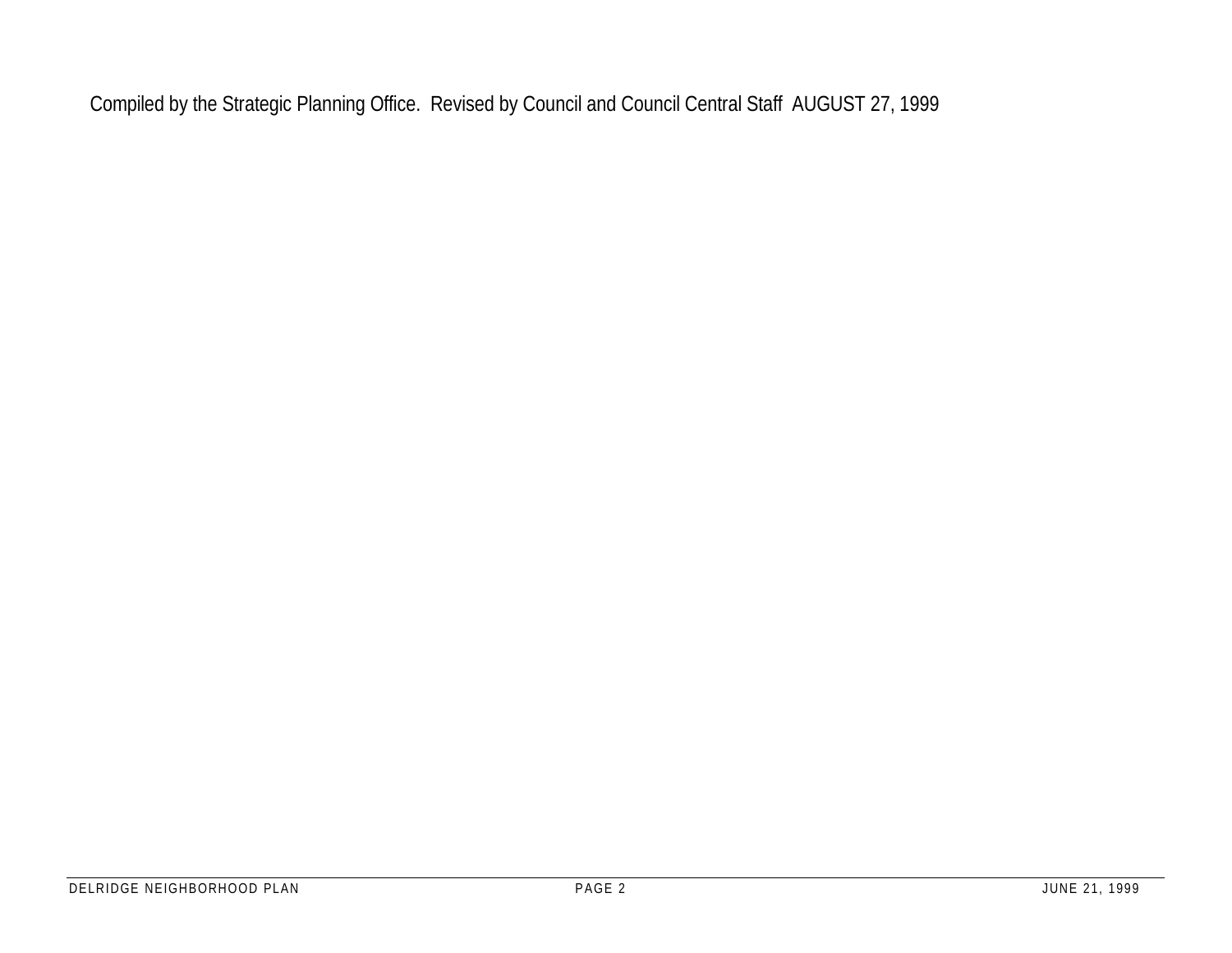Compiled by the Strategic Planning Office. Revised by Council and Council Central Staff AUGUST 27, 1999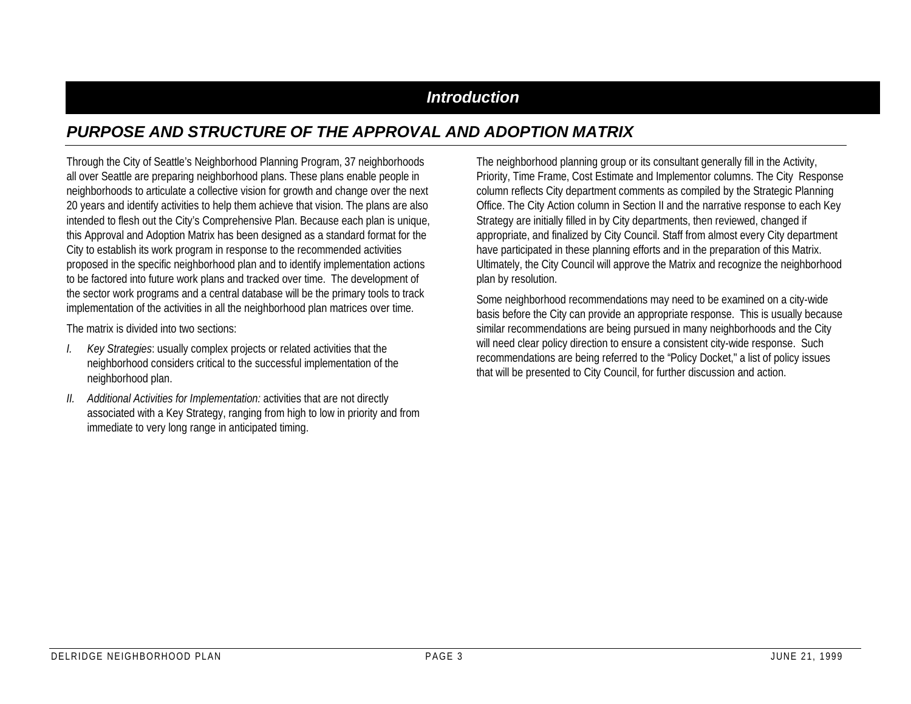# *Introduction*

## *PURPOSE AND STRUCTURE OF THE APPROVAL AND ADOPTION MATRIX*

Through the City of Seattle's Neighborhood Planning Program, 37 neighborhoods all over Seattle are preparing neighborhood plans. These plans enable people in neighborhoods to articulate a collective vision for growth and change over the next 20 years and identify activities to help them achieve that vision. The plans are also intended to flesh out the City's Comprehensive Plan. Because each plan is unique, this Approval and Adoption Matrix has been designed as a standard format for the City to establish its work program in response to the recommended activities proposed in the specific neighborhood plan and to identify implementation actions to be factored into future work plans and tracked over time. The development of the sector work programs and a central database will be the primary tools to track implementation of the activities in all the neighborhood plan matrices over time.

The matrix is divided into two sections:

*I.* *Key Strategies*: usually complex projects or related activities that the neighborhood considers critical to the successful implementation of the neighborhood plan.

*II.* *Additional Activities for Implementation:* activities that are not directly associated with a Key Strategy, ranging from high to low in priority and from immediate to very long range in anticipated timing.

The neighborhood planning group or its consultant generally fill in the Activity, Priority, Time Frame, Cost Estimate and Implementor columns. The City Response column reflects City department comments as compiled by the Strategic Planning Office. The City Action column in Section II and the narrative response to each Key Strategy are initially filled in by City departments, then reviewed, changed if appropriate, and finalized by City Council. Staff from almost every City department have participated in these planning efforts and in the preparation of this Matrix. Ultimately, the City Council will approve the Matrix and recognize the neighborhood plan by resolution.

Some neighborhood recommendations may need to be examined on a city-wide basis before the City can provide an appropriate response. This is usually because similar recommendations are being pursued in many neighborhoods and the City will need clear policy direction to ensure a consistent city-wide response. Such recommendations are being referred to the "Policy Docket," a list of policy issues that will be presented to City Council, for further discussion and action.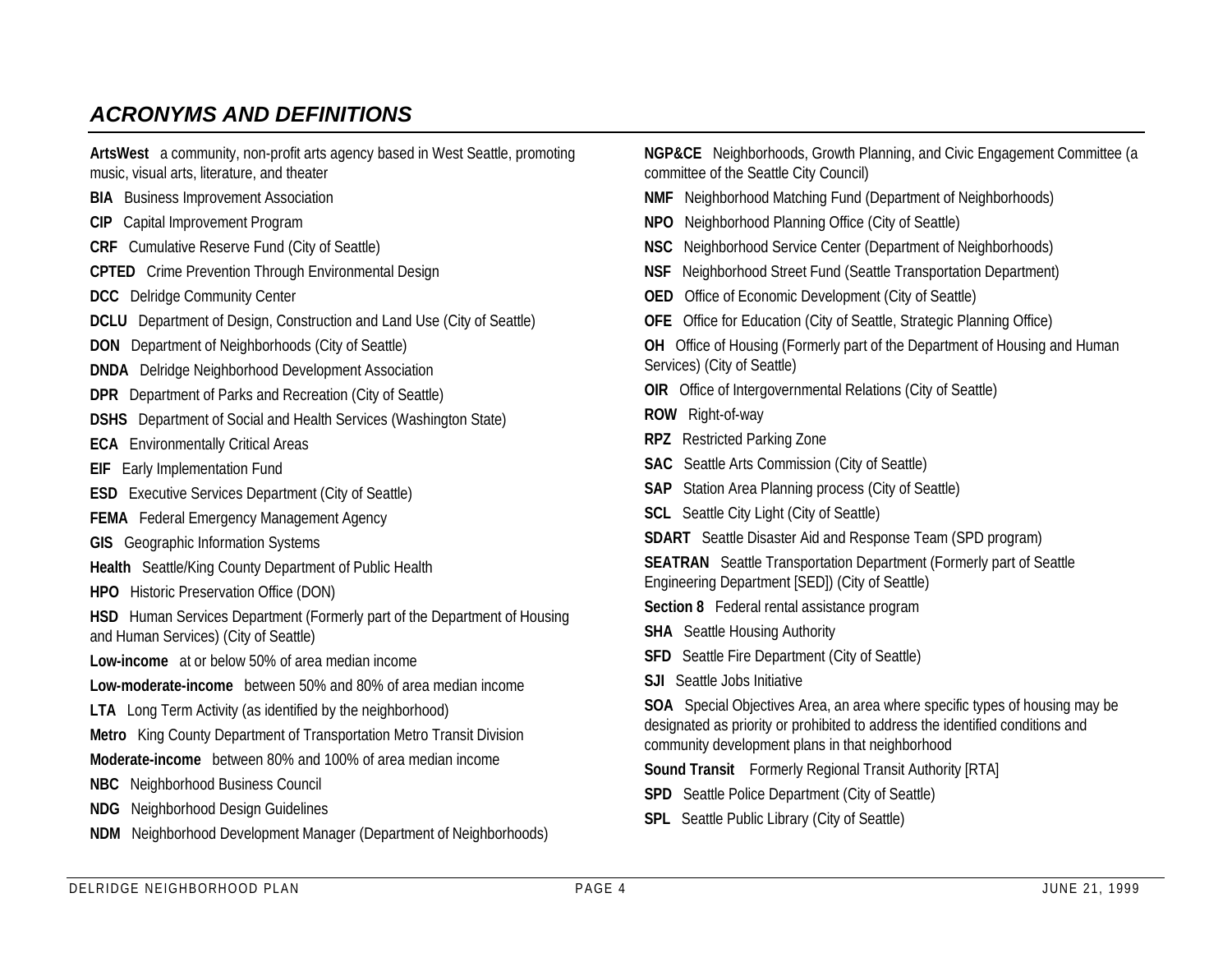# *ACRONYMS AND DEFINITIONS*

**ArtsWest** a community, non-profit arts agency based in West Seattle, promoting music, visual arts, literature, and theater

**BIA** Business Improvement Association

**CIP** Capital Improvement Program

**CRF** Cumulative Reserve Fund (City of Seattle)

**CPTED** Crime Prevention Through Environmental Design

**DCC** Delridge Community Center

**DCLU** Department of Design, Construction and Land Use (City of Seattle)

**DON** Department of Neighborhoods (City of Seattle)

**DNDA** Delridge Neighborhood Development Association

**DPR** Department of Parks and Recreation (City of Seattle)

**DSHS** Department of Social and Health Services (Washington State)

**ECA** Environmentally Critical Areas

**EIF** Early Implementation Fund

**ESD** Executive Services Department (City of Seattle)

**FEMA** Federal Emergency Management Agency

**GIS** Geographic Information Systems

**Health** Seattle/King County Department of Public Health

**HPO** Historic Preservation Office (DON)

**HSD** Human Services Department (Formerly part of the Department of Housing and Human Services) (City of Seattle)

**Low-income** at or below 50% of area median income

**Low-moderate-income** between 50% and 80% of area median income

**LTA** Long Term Activity (as identified by the neighborhood)

**Metro** King County Department of Transportation Metro Transit Division

**Moderate-income** between 80% and 100% of area median income

**NBC** Neighborhood Business Council

**NDG** Neighborhood Design Guidelines

**NDM** Neighborhood Development Manager (Department of Neighborhoods)

**NGP&CE** Neighborhoods, Growth Planning, and Civic Engagement Committee (a committee of the Seattle City Council)

**NMF** Neighborhood Matching Fund (Department of Neighborhoods)

**NPO** Neighborhood Planning Office (City of Seattle)

**NSC** Neighborhood Service Center (Department of Neighborhoods)

**NSF** Neighborhood Street Fund (Seattle Transportation Department)

**OED** Office of Economic Development (City of Seattle)

**OFE** Office for Education (City of Seattle, Strategic Planning Office)

**OH** Office of Housing (Formerly part of the Department of Housing and Human Services) (City of Seattle)

**OIR** Office of Intergovernmental Relations (City of Seattle)

**ROW** Right-of-way

**RPZ** Restricted Parking Zone

**SAC** Seattle Arts Commission (City of Seattle)

**SAP** Station Area Planning process (City of Seattle)

**SCL** Seattle City Light (City of Seattle)

**SDART** Seattle Disaster Aid and Response Team (SPD program)

**SEATRAN** Seattle Transportation Department (Formerly part of Seattle Engineering Department [SED]) (City of Seattle)

**Section 8** Federal rental assistance program

**SHA** Seattle Housing Authority

**SFD** Seattle Fire Department (City of Seattle)

**SJI** Seattle Jobs Initiative

**SOA** Special Objectives Area, an area where specific types of housing may be designated as priority or prohibited to address the identified conditions and community development plans in that neighborhood

**Sound Transit** Formerly Regional Transit Authority [RTA]

**SPD** Seattle Police Department (City of Seattle)

**SPL** Seattle Public Library (City of Seattle)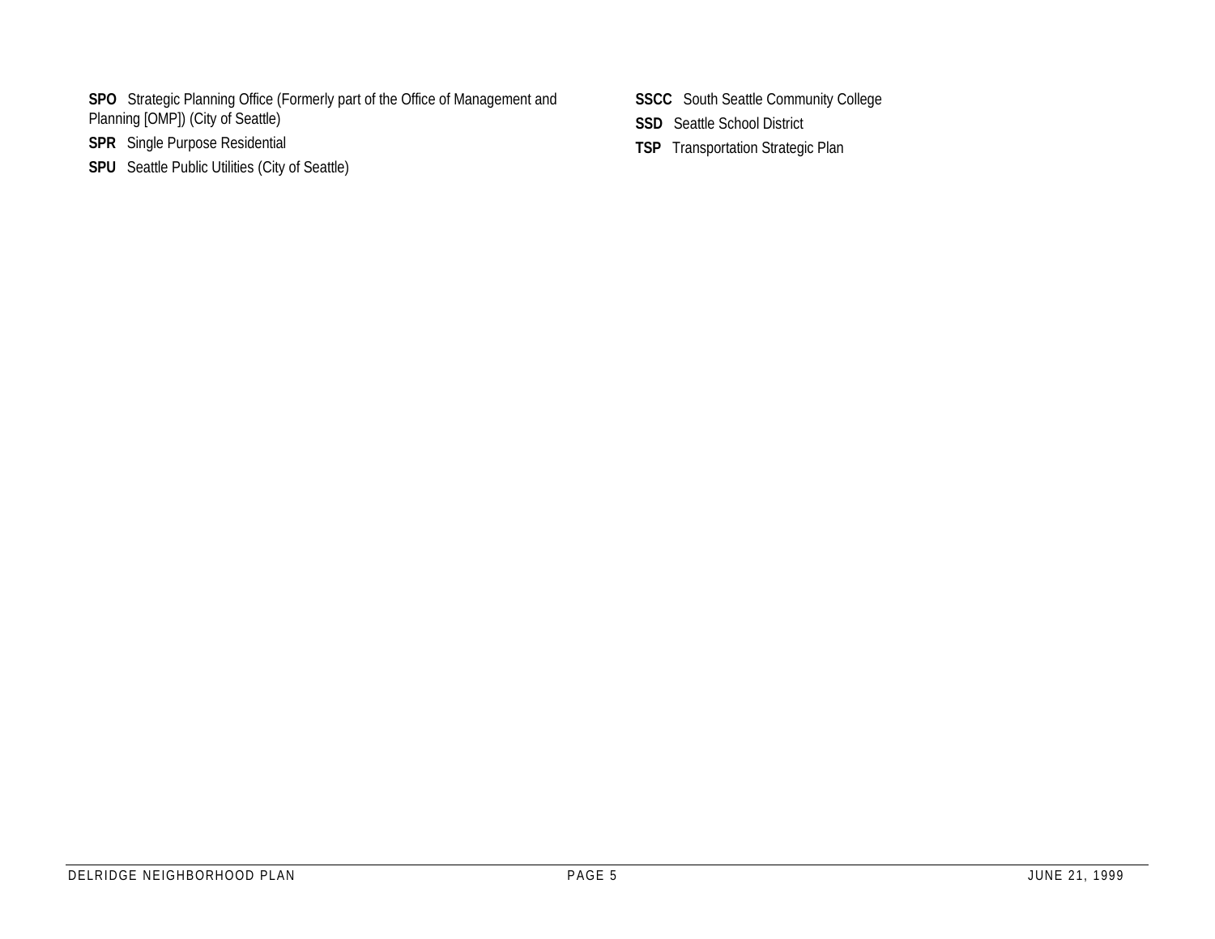**SPO** Strategic Planning Office (Formerly part of the Office of Management and Planning [OMP]) (City of Seattle)

**SPR** Single Purpose Residential

**SPU** Seattle Public Utilities (City of Seattle)

**SSCC** South Seattle Community College

**SSD** Seattle School District

**TSP** Transportation Strategic Plan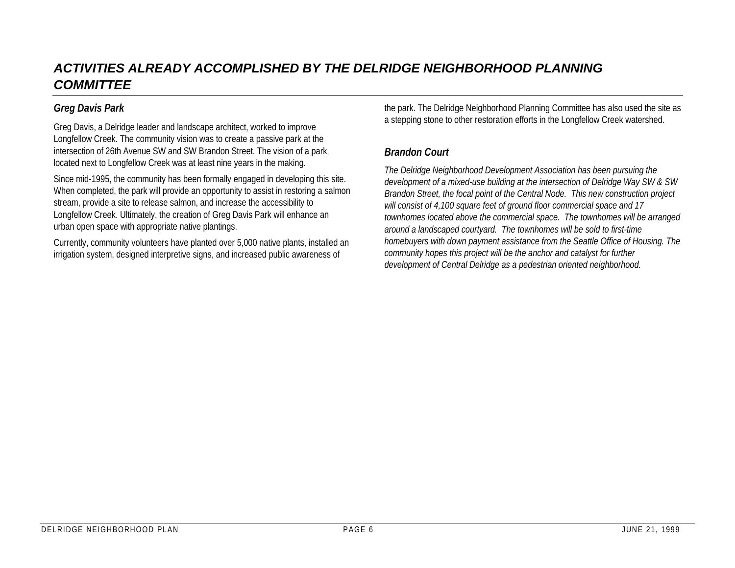# *ACTIVITIES ALREADY ACCOMPLISHED BY THE DELRIDGE NEIGHBORHOOD PLANNING COMMITTEE*

### *Greg Davis Park*

Greg Davis, a Delridge leader and landscape architect, worked to improve Longfellow Creek. The community vision was to create a passive park at the intersection of 26th Avenue SW and SW Brandon Street. The vision of a park located next to Longfellow Creek was at least nine years in the making.

Since mid-1995, the community has been formally engaged in developing this site. When completed, the park will provide an opportunity to assist in restoring a salmon stream, provide a site to release salmon, and increase the accessibility to Longfellow Creek. Ultimately, the creation of Greg Davis Park will enhance an urban open space with appropriate native plantings.

Currently, community volunteers have planted over 5,000 native plants, installed an irrigation system, designed interpretive signs, and increased public awareness of the park. The Delridge Neighborhood Planning Committee has also used the site as a stepping stone to other restoration efforts in the Longfellow Creek watershed.

### *Brandon Court*

*The Delridge Neighborhood Development Association has been pursuing the development of a mixed-use building at the intersection of Delridge Way SW & SW Brandon Street, the focal point of the Central Node. This new construction project will consist of 4,100 square feet of ground floor commercial space and 17 townhomes located above the commercial space. The townhomes will be arranged around a landscaped courtyard. The townhomes will be sold to first-time homebuyers with down payment assistance from the Seattle Office of Housing. The community hopes this project will be the anchor and catalyst for further development of Central Delridge as a pedestrian oriented neighborhood.*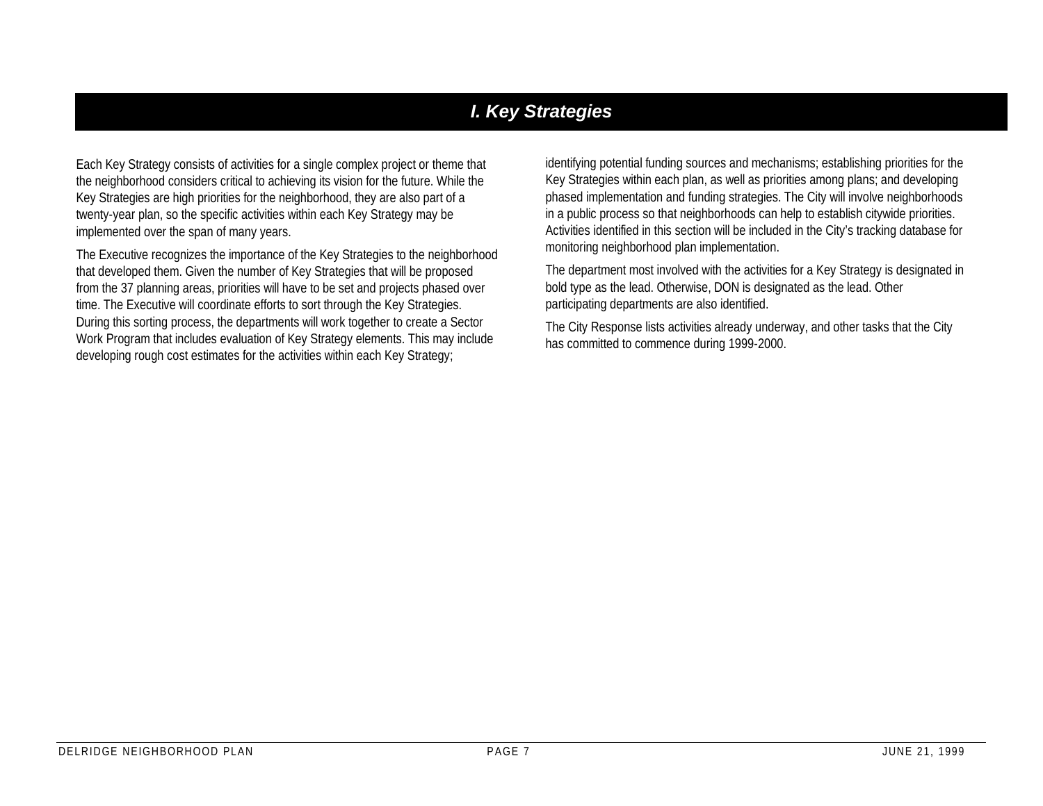# I. Key Strategies

Each Key Strategy consists of activities for a single complex project or theme that the neighborhood considers critical to achieving its vision for the future. While the Key Strategies are high priorities for the neighborhood, they are also part of a twenty-year plan, so the specific activities within each Key Strategy may be implemented over the span of many years.

The Executive recognizes the importance of the Key Strategies to the neighborhood that developed them. Given the number of Key Strategies that will be proposed from the 37 planning areas, priorities will have to be set and projects phased over time. The Executive will coordinate efforts to sort through the Key Strategies. During this sorting process, the departments will work together to create a Sector Work Program that includes evaluation of Key Strategy elements. This may include developing rough cost estimates for the activities within each Key Strategy; identifying potential funding sources and mechanisms; establishing priorities for the Key Strategies within each plan, as well as priorities among plans; and developing phased implementation and funding strategies. The City will involve neighborhoods in a public process so that neighborhoods can help to establish citywide priorities. Activities identified in this section will be included in the City's tracking database for monitoring neighborhood plan implementation.

The department most involved with the activities for a Key Strategy is designated in bold type as the lead. Otherwise, DON is designated as the lead. Other participating departments are also identified.

The City Response lists activities already underway, and other tasks that the City has committed to commence during 1999-2000.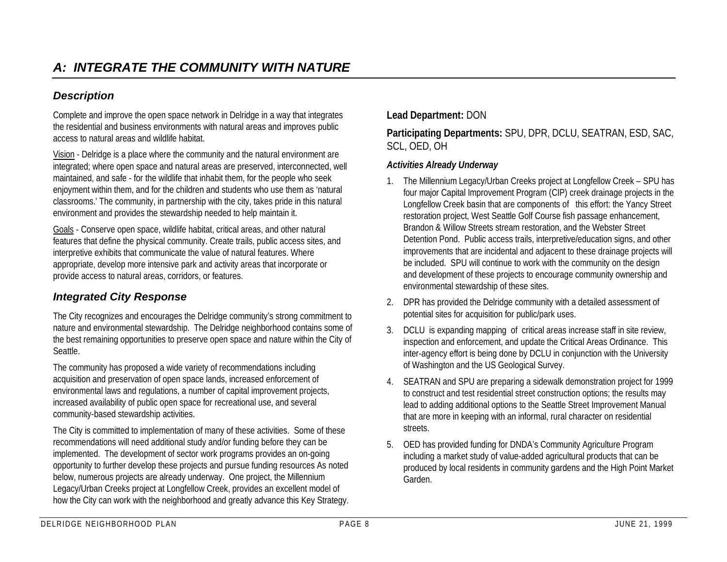# A: INTEGRATE THE COMMUNITY WITH NATURE

## Description

Complete and improve the open space network in Delridge in a way that integrates the residential and business environments with natural areas and improves public access to natural areas and wildlife habitat.

Vision - Delridge is a place where the community and the natural environment are integrated; where open space and natural areas are preserved, interconnected, well maintained, and safe - for the wildlife that inhabit them, for the people who seek enjoyment within them, and for the children and students who use them as 'natural classrooms.' The community, in partnership with the city, takes pride in this natural environment and provides the stewardship needed to help maintain it.

Goals - Conserve open space, wildlife habitat, critical areas, and other natural features that define the physical community. Create trails, public access sites, and interpretive exhibits that communicate the value of natural features. Where appropriate, develop more intensive park and activity areas that incorporate or provide access to natural areas, corridors, or features.

## Integrated City Response

The City recognizes and encourages the Delridge community's strong commitment to nature and environmental stewardship. The Delridge neighborhood contains some of the best remaining opportunities to preserve open space and nature within the City of Seattle.

The community has proposed a wide variety of recommendations including acquisition and preservation of open space lands, increased enforcement of environmental laws and regulations, a number of capital improvement projects, increased availability of public open space for recreational use, and several community-based stewardship activities.

The City is committed to implementation of many of these activities. Some of these recommendations will need additional study and/or funding before they can be implemented. The development of sector work programs provides an on-going opportunity to further develop these projects and pursue funding resources As noted below, numerous projects are already underway. One project, the Millennium Legacy/Urban Creeks project at Longfellow Creek, provides an excellent model of how the City can work with the neighborhood and greatly advance this Key Strategy.

**Lead Department:** DON

**Participating Departments:** SPU, DPR, DCLU, SEATRAN, ESD, SAC, SCL, OED, OH

***Activities Already Underway***

1. The Millennium Legacy/Urban Creeks project at Longfellow Creek – SPU has four major Capital Improvement Program (CIP) creek drainage projects in the Longfellow Creek basin that are components of this effort: the Yancy Street restoration project, West Seattle Golf Course fish passage enhancement, Brandon & Willow Streets stream restoration, and the Webster Street Detention Pond. Public access trails, interpretive/education signs, and other improvements that are incidental and adjacent to these drainage projects will be included. SPU will continue to work with the community on the design and development of these projects to encourage community ownership and environmental stewardship of these sites.
2. DPR has provided the Delridge community with a detailed assessment of potential sites for acquisition for public/park uses.
3. DCLU is expanding mapping of critical areas increase staff in site review, inspection and enforcement, and update the Critical Areas Ordinance. This inter-agency effort is being done by DCLU in conjunction with the University of Washington and the US Geological Survey.
4. SEATRAN and SPU are preparing a sidewalk demonstration project for 1999 to construct and test residential street construction options; the results may lead to adding additional options to the Seattle Street Improvement Manual that are more in keeping with an informal, rural character on residential streets.
5. OED has provided funding for DNDA's Community Agriculture Program including a market study of value-added agricultural products that can be produced by local residents in community gardens and the High Point Market Garden.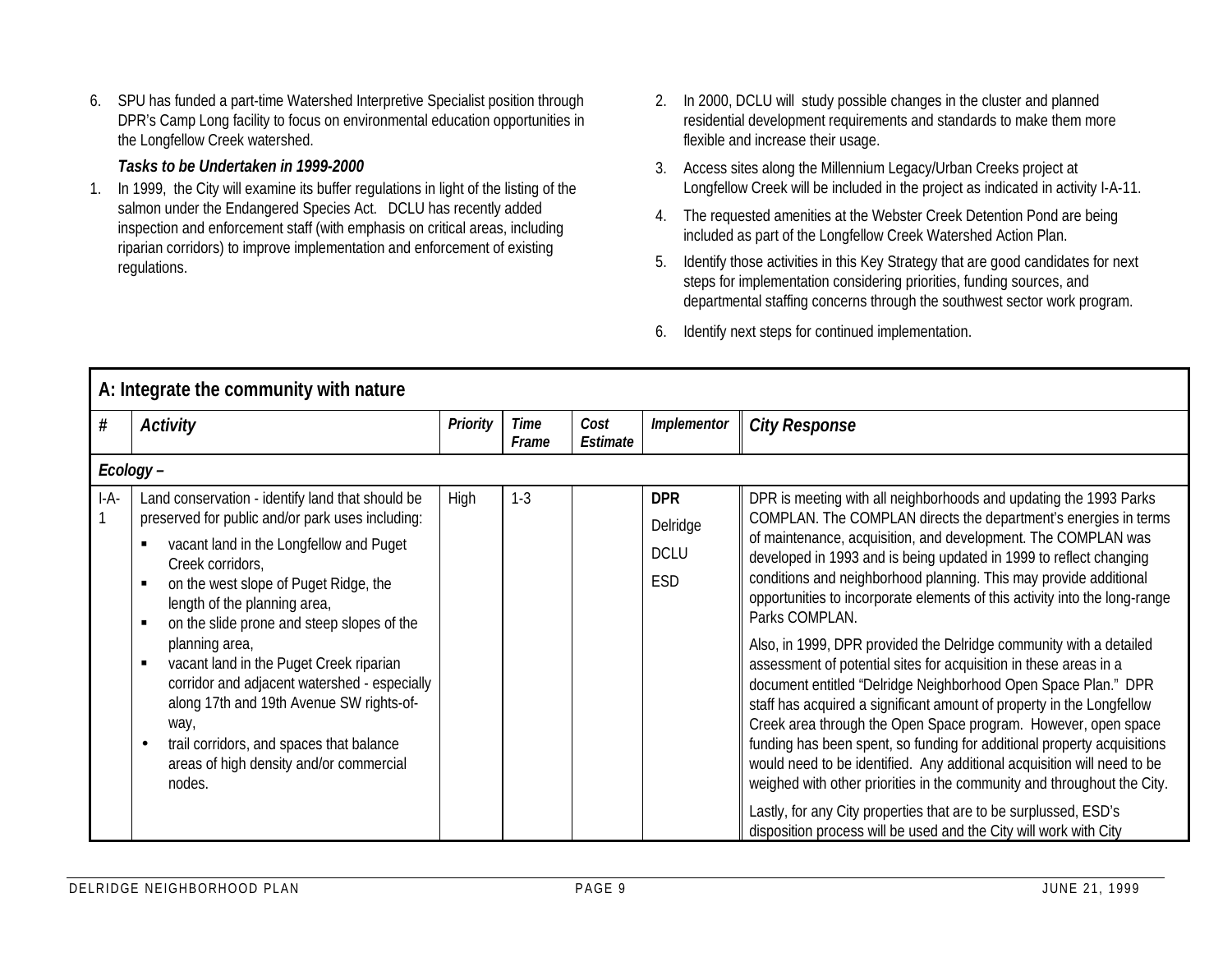6. SPU has funded a part-time Watershed Interpretive Specialist position through DPR's Camp Long facility to focus on environmental education opportunities in the Longfellow Creek watershed.

***Tasks to be Undertaken in 1999-2000***

1. In 1999, the City will examine its buffer regulations in light of the listing of the salmon under the Endangered Species Act. DCLU has recently added inspection and enforcement staff (with emphasis on critical areas, including riparian corridors) to improve implementation and enforcement of existing regulations.
2. In 2000, DCLU will study possible changes in the cluster and planned residential development requirements and standards to make them more flexible and increase their usage.
3. Access sites along the Millennium Legacy/Urban Creeks project at Longfellow Creek will be included in the project as indicated in activity I-A-11.
4. The requested amenities at the Webster Creek Detention Pond are being included as part of the Longfellow Creek Watershed Action Plan.
5. Identify those activities in this Key Strategy that are good candidates for next steps for implementation considering priorities, funding sources, and departmental staffing concerns through the southwest sector work program.
6. Identify next steps for continued implementation.

**A: Integrate the community with nature**

| # | *Activity* | *Priority* | *Time Frame* | *Cost Estimate* | *Implementor* | *City Response* |
|---|---|---|---|---|---|---|
| ***Ecology –*** | | | | | | |
| I-A-1 | Land conservation - identify land that should be preserved for public and/or park uses including:<br>▪ vacant land in the Longfellow and Puget Creek corridors,<br>▪ on the west slope of Puget Ridge, the length of the planning area,<br>▪ on the slide prone and steep slopes of the planning area,<br>▪ vacant land in the Puget Creek riparian corridor and adjacent watershed - especially along 17th and 19th Avenue SW rights-of-way,<br>• trail corridors, and spaces that balance areas of high density and/or commercial nodes. | High | 1-3 | | **DPR**<br>Delridge<br>DCLU<br>ESD | DPR is meeting with all neighborhoods and updating the 1993 Parks COMPLAN. The COMPLAN directs the department's energies in terms of maintenance, acquisition, and development. The COMPLAN was developed in 1993 and is being updated in 1999 to reflect changing conditions and neighborhood planning. This may provide additional opportunities to incorporate elements of this activity into the long-range Parks COMPLAN.<br><br>Also, in 1999, DPR provided the Delridge community with a detailed assessment of potential sites for acquisition in these areas in a document entitled "Delridge Neighborhood Open Space Plan." DPR staff has acquired a significant amount of property in the Longfellow Creek area through the Open Space program. However, open space funding has been spent, so funding for additional property acquisitions would need to be identified. Any additional acquisition will need to be weighed with other priorities in the community and throughout the City.<br><br>Lastly, for any City properties that are to be surplussed, ESD's disposition process will be used and the City will work with City |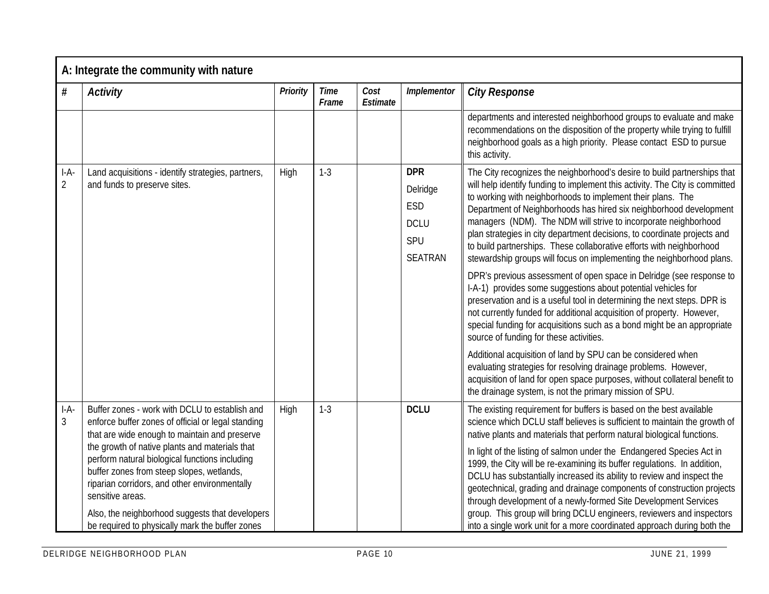| A: Integrate the community with nature | | | | | | |
|---|---|---|---|---|---|---|
| **#** | ***Activity*** | ***Priority*** | ***Time Frame*** | ***Cost Estimate*** | ***Implementor*** | ***City Response*** |
| | | | | | | departments and interested neighborhood groups to evaluate and make recommendations on the disposition of the property while trying to fulfill neighborhood goals as a high priority. Please contact ESD to pursue this activity. |
| I-A-2 | Land acquisitions - identify strategies, partners, and funds to preserve sites. | High | 1-3 | | **DPR**<br>Delridge<br>ESD<br>DCLU<br>SPU<br>SEATRAN | The City recognizes the neighborhood's desire to build partnerships that will help identify funding to implement this activity. The City is committed to working with neighborhoods to implement their plans. The Department of Neighborhoods has hired six neighborhood development managers (NDM). The NDM will strive to incorporate neighborhood plan strategies in city department decisions, to coordinate projects and to build partnerships. These collaborative efforts with neighborhood stewardship groups will focus on implementing the neighborhood plans.<br><br>DPR's previous assessment of open space in Delridge (see response to I-A-1) provides some suggestions about potential vehicles for preservation and is a useful tool in determining the next steps. DPR is not currently funded for additional acquisition of property. However, special funding for acquisitions such as a bond might be an appropriate source of funding for these activities.<br><br>Additional acquisition of land by SPU can be considered when evaluating strategies for resolving drainage problems. However, acquisition of land for open space purposes, without collateral benefit to the drainage system, is not the primary mission of SPU. |
| I-A-3 | Buffer zones - work with DCLU to establish and enforce buffer zones of official or legal standing that are wide enough to maintain and preserve the growth of native plants and materials that perform natural biological functions including buffer zones from steep slopes, wetlands, riparian corridors, and other environmentally sensitive areas.<br><br>Also, the neighborhood suggests that developers be required to physically mark the buffer zones | High | 1-3 | | **DCLU** | The existing requirement for buffers is based on the best available science which DCLU staff believes is sufficient to maintain the growth of native plants and materials that perform natural biological functions.<br><br>In light of the listing of salmon under the Endangered Species Act in 1999, the City will be re-examining its buffer regulations. In addition, DCLU has substantially increased its ability to review and inspect the geotechnical, grading and drainage components of construction projects through development of a newly-formed Site Development Services group. This group will bring DCLU engineers, reviewers and inspectors into a single work unit for a more coordinated approach during both the |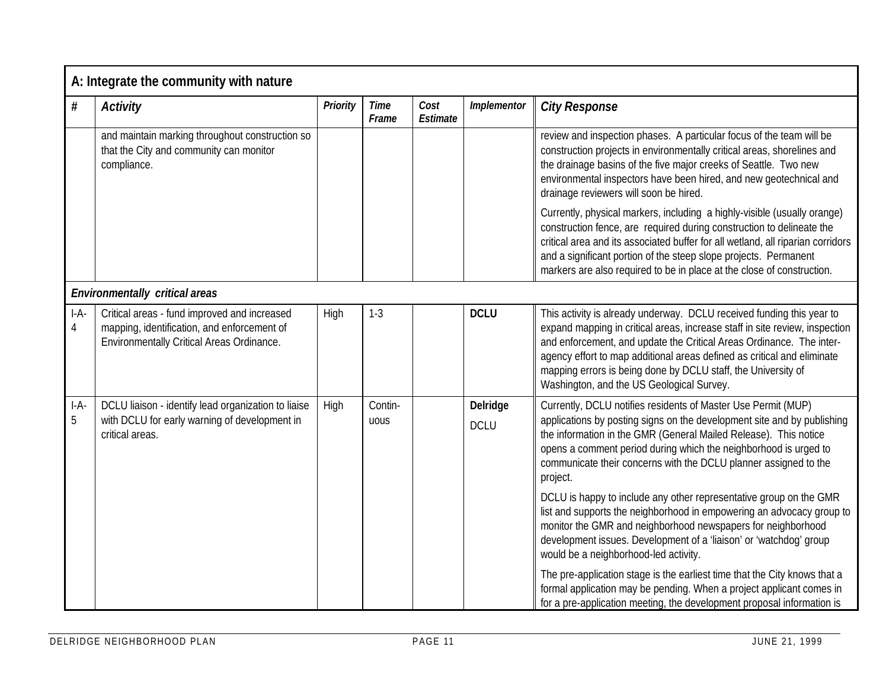## A: Integrate the community with nature

| # | Activity | Priority | Time Frame | Cost Estimate | Implementor | City Response |
|---|---|---|---|---|---|---|
| | and maintain marking throughout construction so that the City and community can monitor compliance. | | | | | review and inspection phases. A particular focus of the team will be construction projects in environmentally critical areas, shorelines and the drainage basins of the five major creeks of Seattle. Two new environmental inspectors have been hired, and new geotechnical and drainage reviewers will soon be hired.<br><br>Currently, physical markers, including a highly-visible (usually orange) construction fence, are required during construction to delineate the critical area and its associated buffer for all wetland, all riparian corridors and a significant portion of the steep slope projects. Permanent markers are also required to be in place at the close of construction. |
| ***Environmentally critical areas*** | | | | | | |
| I-A-4 | Critical areas - fund improved and increased mapping, identification, and enforcement of Environmentally Critical Areas Ordinance. | High | 1-3 | | **DCLU** | This activity is already underway. DCLU received funding this year to expand mapping in critical areas, increase staff in site review, inspection and enforcement, and update the Critical Areas Ordinance. The inter-agency effort to map additional areas defined as critical and eliminate mapping errors is being done by DCLU staff, the University of Washington, and the US Geological Survey. |
| I-A-5 | DCLU liaison - identify lead organization to liaise with DCLU for early warning of development in critical areas. | High | Contin-uous | | **Delridge**<br>DCLU | Currently, DCLU notifies residents of Master Use Permit (MUP) applications by posting signs on the development site and by publishing the information in the GMR (General Mailed Release). This notice opens a comment period during which the neighborhood is urged to communicate their concerns with the DCLU planner assigned to the project.<br><br>DCLU is happy to include any other representative group on the GMR list and supports the neighborhood in empowering an advocacy group to monitor the GMR and neighborhood newspapers for neighborhood development issues. Development of a 'liaison' or 'watchdog' group would be a neighborhood-led activity.<br><br>The pre-application stage is the earliest time that the City knows that a formal application may be pending. When a project applicant comes in for a pre-application meeting, the development proposal information is |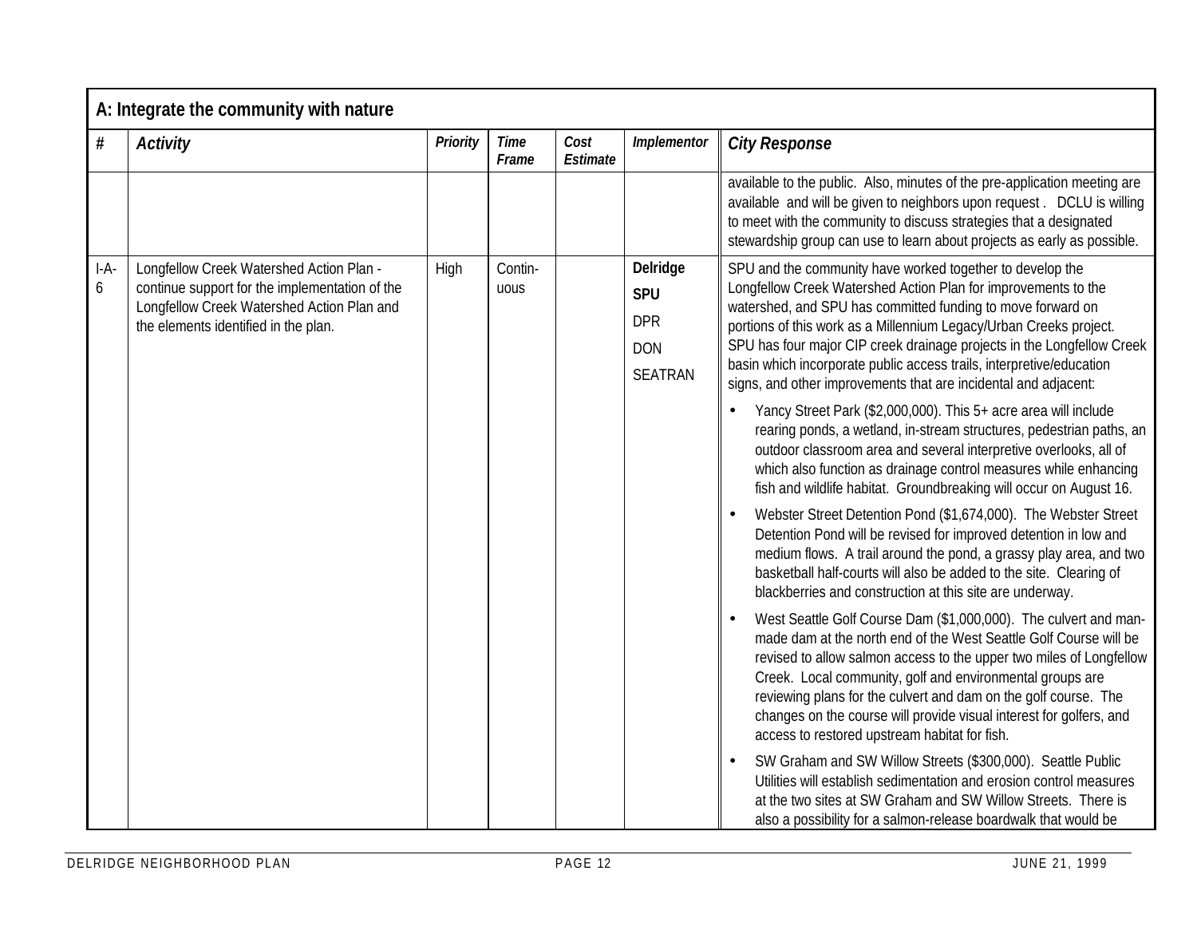## A: Integrate the community with nature

| # | Activity | Priority | Time Frame | Cost Estimate | Implementor | City Response |
|---|---|---|---|---|---|---|
| | | | | | | available to the public. Also, minutes of the pre-application meeting are available and will be given to neighbors upon request . DCLU is willing to meet with the community to discuss strategies that a designated stewardship group can use to learn about projects as early as possible. |
| I-A-6 | Longfellow Creek Watershed Action Plan - continue support for the implementation of the Longfellow Creek Watershed Action Plan and the elements identified in the plan. | High | Contin-uous | | **Delridge** **SPU** DPR DON SEATRAN | SPU and the community have worked together to develop the Longfellow Creek Watershed Action Plan for improvements to the watershed, and SPU has committed funding to move forward on portions of this work as a Millennium Legacy/Urban Creeks project. SPU has four major CIP creek drainage projects in the Longfellow Creek basin which incorporate public access trails, interpretive/education signs, and other improvements that are incidental and adjacent:<br>• Yancy Street Park ($2,000,000). This 5+ acre area will include rearing ponds, a wetland, in-stream structures, pedestrian paths, an outdoor classroom area and several interpretive overlooks, all of which also function as drainage control measures while enhancing fish and wildlife habitat. Groundbreaking will occur on August 16.<br>• Webster Street Detention Pond ($1,674,000). The Webster Street Detention Pond will be revised for improved detention in low and medium flows. A trail around the pond, a grassy play area, and two basketball half-courts will also be added to the site. Clearing of blackberries and construction at this site are underway.<br>• West Seattle Golf Course Dam ($1,000,000). The culvert and man-made dam at the north end of the West Seattle Golf Course will be revised to allow salmon access to the upper two miles of Longfellow Creek. Local community, golf and environmental groups are reviewing plans for the culvert and dam on the golf course. The changes on the course will provide visual interest for golfers, and access to restored upstream habitat for fish.<br>• SW Graham and SW Willow Streets ($300,000). Seattle Public Utilities will establish sedimentation and erosion control measures at the two sites at SW Graham and SW Willow Streets. There is also a possibility for a salmon-release boardwalk that would be |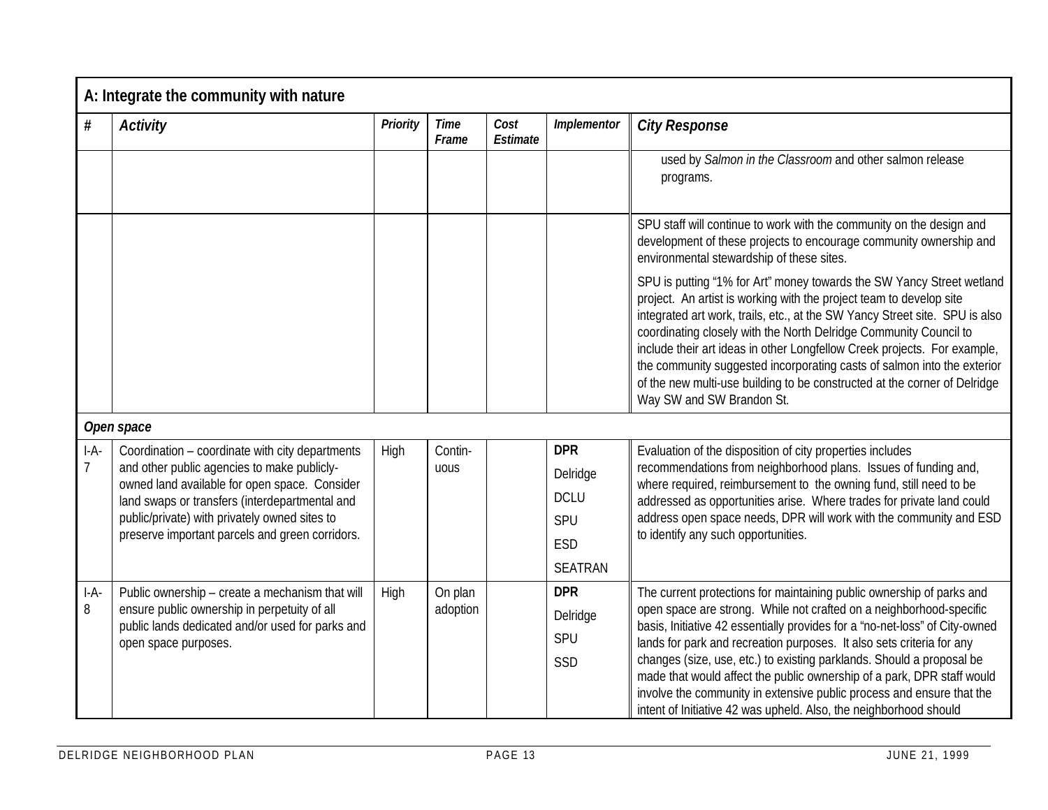| A: Integrate the community with nature | | | | | | |
|---|---|---|---|---|---|---|
| # | *Activity* | *Priority* | *Time Frame* | *Cost Estimate* | *Implementor* | *City Response* |
| | | | | | | used by *Salmon in the Classroom* and other salmon release programs. |
| | | | | | | SPU staff will continue to work with the community on the design and development of these projects to encourage community ownership and environmental stewardship of these sites. SPU is putting "1% for Art" money towards the SW Yancy Street wetland project. An artist is working with the project team to develop site integrated art work, trails, etc., at the SW Yancy Street site. SPU is also coordinating closely with the North Delridge Community Council to include their art ideas in other Longfellow Creek projects. For example, the community suggested incorporating casts of salmon into the exterior of the new multi-use building to be constructed at the corner of Delridge Way SW and SW Brandon St. |
| ***Open space*** | | | | | | |
| I-A-7 | Coordination – coordinate with city departments and other public agencies to make publicly-owned land available for open space. Consider land swaps or transfers (interdepartmental and public/private) with privately owned sites to preserve important parcels and green corridors. | High | Continuous | | **DPR** Delridge DCLU SPU ESD SEATRAN | Evaluation of the disposition of city properties includes recommendations from neighborhood plans. Issues of funding and, where required, reimbursement to the owning fund, still need to be addressed as opportunities arise. Where trades for private land could address open space needs, DPR will work with the community and ESD to identify any such opportunities. |
| I-A-8 | Public ownership – create a mechanism that will ensure public ownership in perpetuity of all public lands dedicated and/or used for parks and open space purposes. | High | On plan adoption | | **DPR** Delridge SPU SSD | The current protections for maintaining public ownership of parks and open space are strong. While not crafted on a neighborhood-specific basis, Initiative 42 essentially provides for a "no-net-loss" of City-owned lands for park and recreation purposes. It also sets criteria for any changes (size, use, etc.) to existing parklands. Should a proposal be made that would affect the public ownership of a park, DPR staff would involve the community in extensive public process and ensure that the intent of Initiative 42 was upheld. Also, the neighborhood should |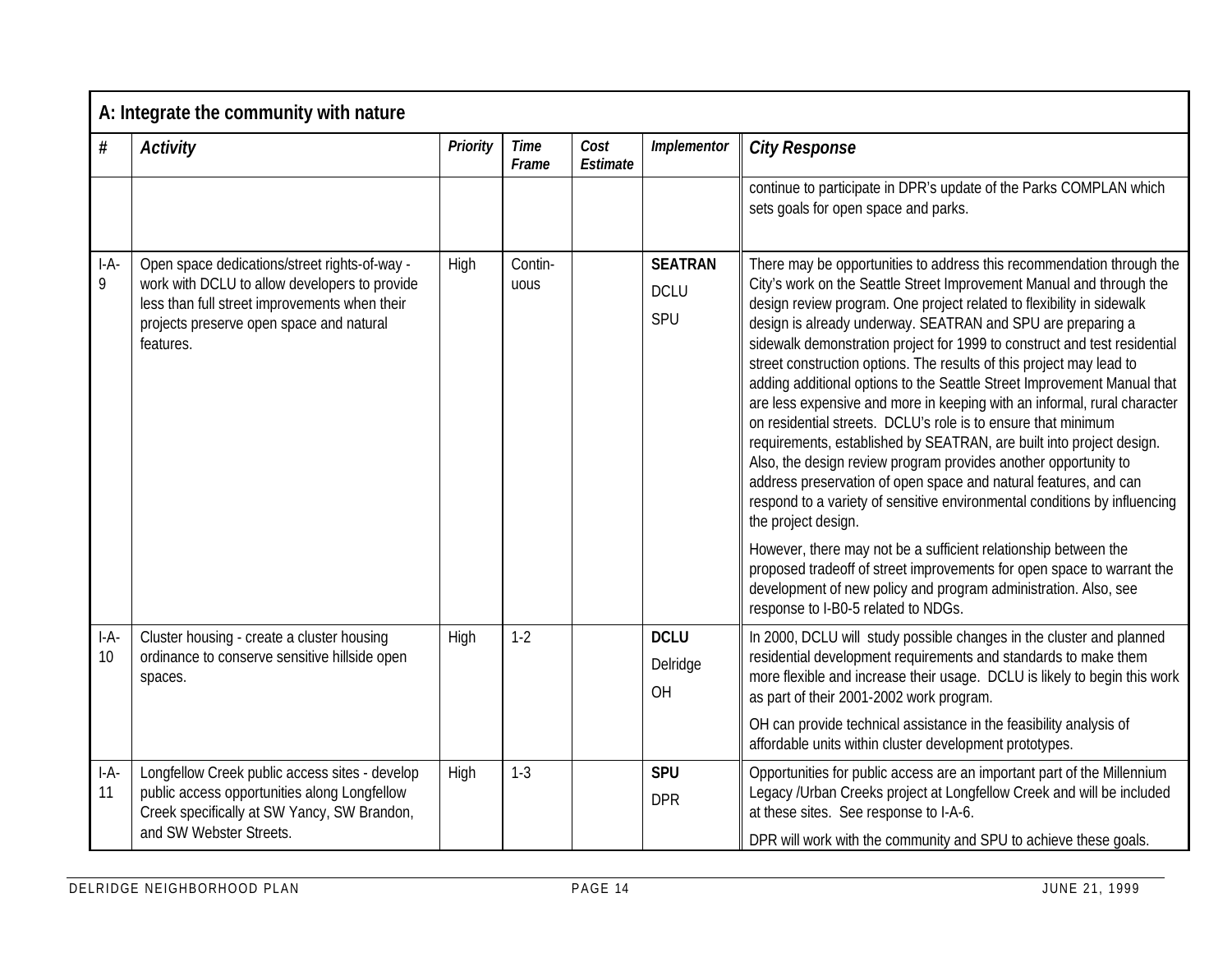## A: Integrate the community with nature

| # | Activity | Priority | Time Frame | Cost Estimate | Implementor | City Response |
|---|---|---|---|---|---|---|
| | | | | | | continue to participate in DPR's update of the Parks COMPLAN which sets goals for open space and parks. |
| I-A-9 | Open space dedications/street rights-of-way - work with DCLU to allow developers to provide less than full street improvements when their projects preserve open space and natural features. | High | Contin-uous | | **SEATRAN** DCLU SPU | There may be opportunities to address this recommendation through the City's work on the Seattle Street Improvement Manual and through the design review program. One project related to flexibility in sidewalk design is already underway. SEATRAN and SPU are preparing a sidewalk demonstration project for 1999 to construct and test residential street construction options. The results of this project may lead to adding additional options to the Seattle Street Improvement Manual that are less expensive and more in keeping with an informal, rural character on residential streets. DCLU's role is to ensure that minimum requirements, established by SEATRAN, are built into project design. Also, the design review program provides another opportunity to address preservation of open space and natural features, and can respond to a variety of sensitive environmental conditions by influencing the project design.<br><br>However, there may not be a sufficient relationship between the proposed tradeoff of street improvements for open space to warrant the development of new policy and program administration. Also, see response to I-B0-5 related to NDGs. |
| I-A-10 | Cluster housing - create a cluster housing ordinance to conserve sensitive hillside open spaces. | High | 1-2 | | **DCLU** Delridge OH | In 2000, DCLU will study possible changes in the cluster and planned residential development requirements and standards to make them more flexible and increase their usage. DCLU is likely to begin this work as part of their 2001-2002 work program.<br><br>OH can provide technical assistance in the feasibility analysis of affordable units within cluster development prototypes. |
| I-A-11 | Longfellow Creek public access sites - develop public access opportunities along Longfellow Creek specifically at SW Yancy, SW Brandon, and SW Webster Streets. | High | 1-3 | | **SPU** DPR | Opportunities for public access are an important part of the Millennium Legacy /Urban Creeks project at Longfellow Creek and will be included at these sites. See response to I-A-6.<br><br>DPR will work with the community and SPU to achieve these goals. |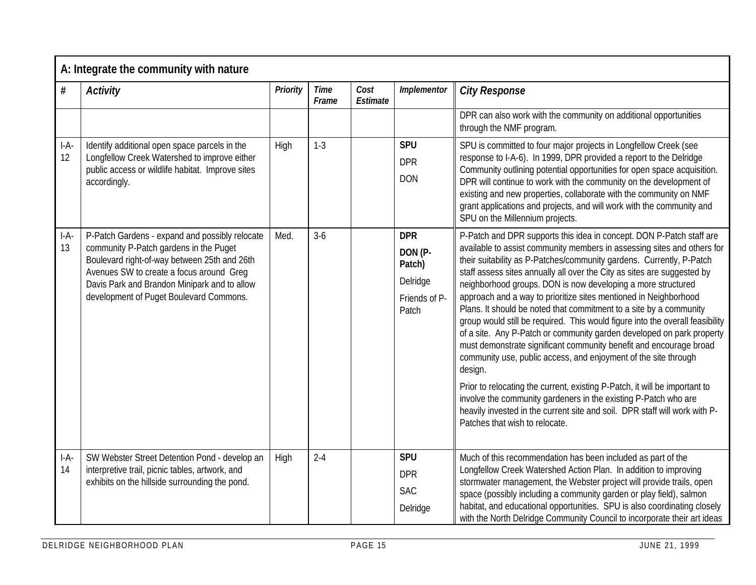| A: Integrate the community with nature | | | | | | |
|---|---|---|---|---|---|---|
| **#** | ***Activity*** | ***Priority*** | ***Time Frame*** | ***Cost Estimate*** | ***Implementor*** | ***City Response*** |
| | | | | | | DPR can also work with the community on additional opportunities through the NMF program. |
| I-A-12 | Identify additional open space parcels in the Longfellow Creek Watershed to improve either public access or wildlife habitat. Improve sites accordingly. | High | 1-3 | | **SPU**<br>DPR<br>DON | SPU is committed to four major projects in Longfellow Creek (see response to I-A-6). In 1999, DPR provided a report to the Delridge Community outlining potential opportunities for open space acquisition. DPR will continue to work with the community on the development of existing and new properties, collaborate with the community on NMF grant applications and projects, and will work with the community and SPU on the Millennium projects. |
| I-A-13 | P-Patch Gardens - expand and possibly relocate community P-Patch gardens in the Puget Boulevard right-of-way between 25th and 26th Avenues SW to create a focus around Greg Davis Park and Brandon Minipark and to allow development of Puget Boulevard Commons. | Med. | 3-6 | | **DPR**<br>**DON (P-Patch)**<br>Delridge<br>Friends of P-Patch | P-Patch and DPR supports this idea in concept. DON P-Patch staff are available to assist community members in assessing sites and others for their suitability as P-Patches/community gardens. Currently, P-Patch staff assess sites annually all over the City as sites are suggested by neighborhood groups. DON is now developing a more structured approach and a way to prioritize sites mentioned in Neighborhood Plans. It should be noted that commitment to a site by a community group would still be required. This would figure into the overall feasibility of a site. Any P-Patch or community garden developed on park property must demonstrate significant community benefit and encourage broad community use, public access, and enjoyment of the site through design.<br><br>Prior to relocating the current, existing P-Patch, it will be important to involve the community gardeners in the existing P-Patch who are heavily invested in the current site and soil. DPR staff will work with P-Patches that wish to relocate. |
| I-A-14 | SW Webster Street Detention Pond - develop an interpretive trail, picnic tables, artwork, and exhibits on the hillside surrounding the pond. | High | 2-4 | | **SPU**<br>DPR<br>SAC<br>Delridge | Much of this recommendation has been included as part of the Longfellow Creek Watershed Action Plan. In addition to improving stormwater management, the Webster project will provide trails, open space (possibly including a community garden or play field), salmon habitat, and educational opportunities. SPU is also coordinating closely with the North Delridge Community Council to incorporate their art ideas |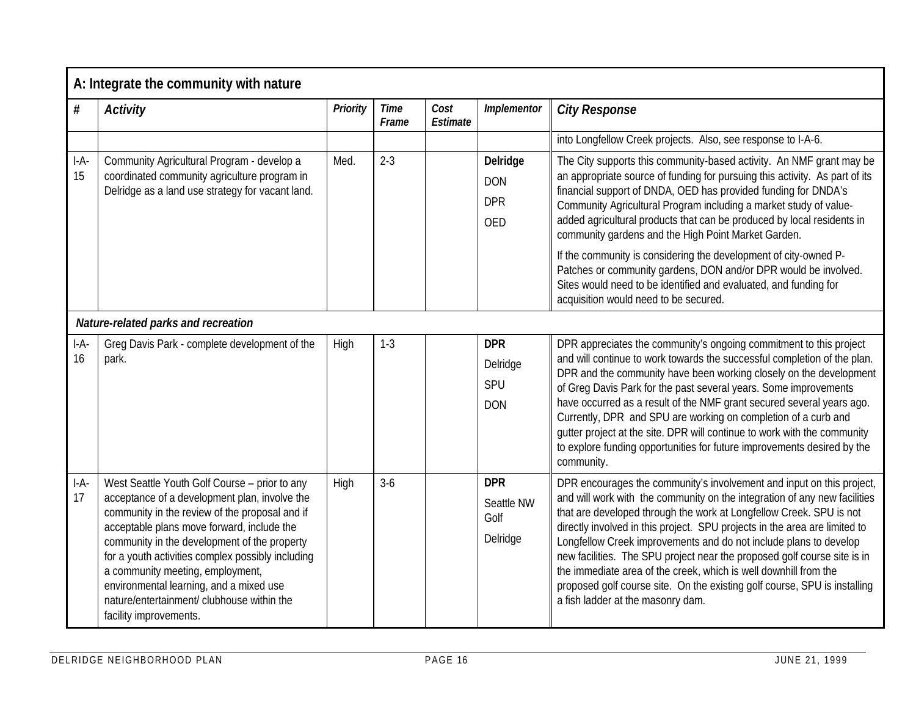| A: Integrate the community with nature | | | | | | |
|---|---|---|---|---|---|---|
| **#** | ***Activity*** | ***Priority*** | ***Time Frame*** | ***Cost Estimate*** | ***Implementor*** | ***City Response*** |
| | | | | | | into Longfellow Creek projects. Also, see response to I-A-6. |
| I-A-15 | Community Agricultural Program - develop a coordinated community agriculture program in Delridge as a land use strategy for vacant land. | Med. | 2-3 | | **Delridge** DON DPR OED | The City supports this community-based activity. An NMF grant may be an appropriate source of funding for pursuing this activity. As part of its financial support of DNDA, OED has provided funding for DNDA's Community Agricultural Program including a market study of value-added agricultural products that can be produced by local residents in community gardens and the High Point Market Garden. If the community is considering the development of city-owned P-Patches or community gardens, DON and/or DPR would be involved. Sites would need to be identified and evaluated, and funding for acquisition would need to be secured. |
| | ***Nature-related parks and recreation*** | | | | | |
| I-A-16 | Greg Davis Park - complete development of the park. | High | 1-3 | | **DPR** Delridge SPU DON | DPR appreciates the community's ongoing commitment to this project and will continue to work towards the successful completion of the plan. DPR and the community have been working closely on the development of Greg Davis Park for the past several years. Some improvements have occurred as a result of the NMF grant secured several years ago. Currently, DPR and SPU are working on completion of a curb and gutter project at the site. DPR will continue to work with the community to explore funding opportunities for future improvements desired by the community. |
| I-A-17 | West Seattle Youth Golf Course – prior to any acceptance of a development plan, involve the community in the review of the proposal and if acceptable plans move forward, include the community in the development of the property for a youth activities complex possibly including a community meeting, employment, environmental learning, and a mixed use nature/entertainment/ clubhouse within the facility improvements. | High | 3-6 | | **DPR** Seattle NW Golf Delridge | DPR encourages the community's involvement and input on this project, and will work with the community on the integration of any new facilities that are developed through the work at Longfellow Creek. SPU is not directly involved in this project. SPU projects in the area are limited to Longfellow Creek improvements and do not include plans to develop new facilities. The SPU project near the proposed golf course site is in the immediate area of the creek, which is well downhill from the proposed golf course site. On the existing golf course, SPU is installing a fish ladder at the masonry dam. |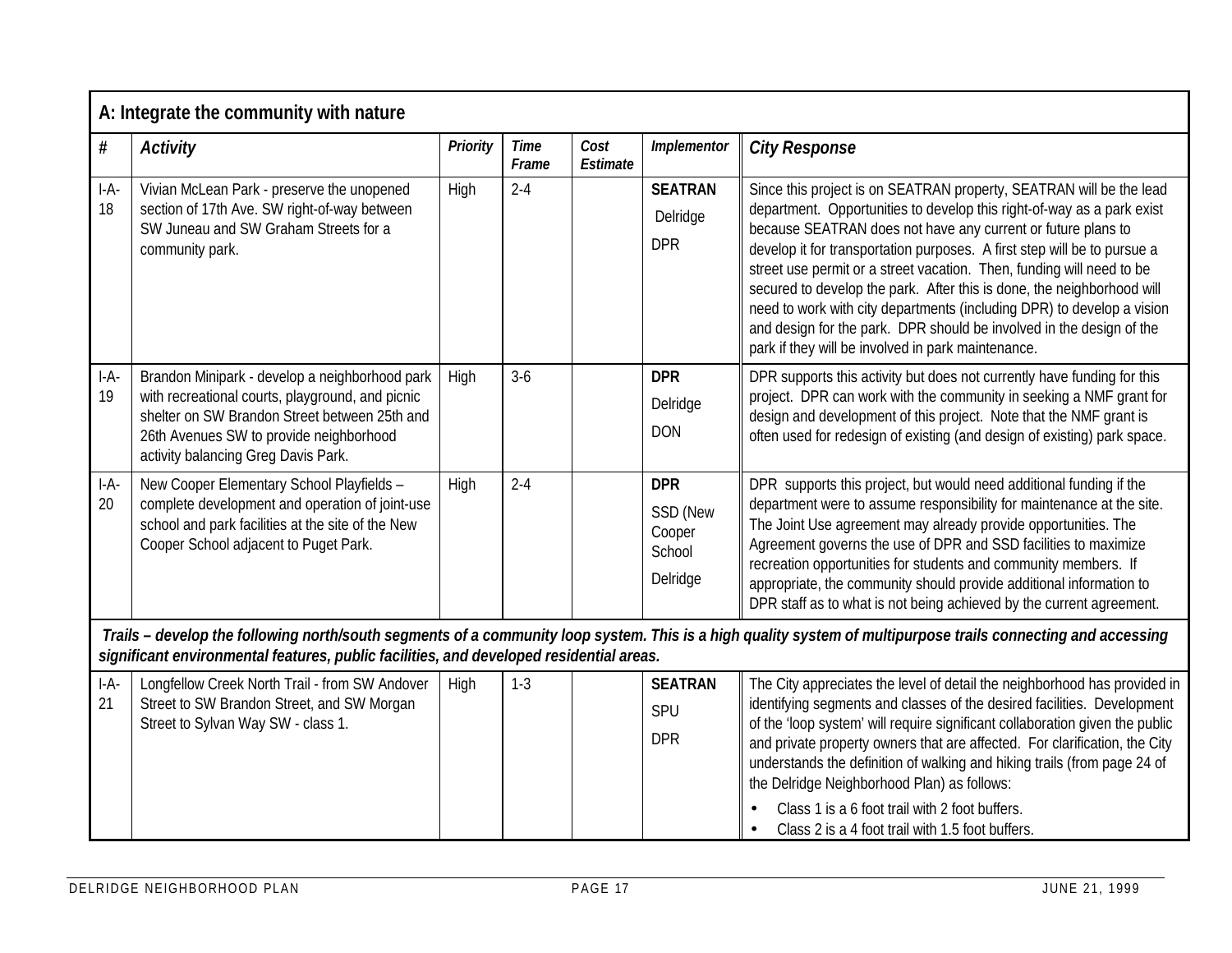| A: Integrate the community with nature | | | | | | |
|---|---|---|---|---|---|---|
| **#** | ***Activity*** | ***Priority*** | ***Time Frame*** | ***Cost Estimate*** | ***Implementor*** | ***City Response*** |
| I-A-18 | Vivian McLean Park - preserve the unopened section of 17th Ave. SW right-of-way between SW Juneau and SW Graham Streets for a community park. | High | 2-4 | | **SEATRAN** Delridge DPR | Since this project is on SEATRAN property, SEATRAN will be the lead department. Opportunities to develop this right-of-way as a park exist because SEATRAN does not have any current or future plans to develop it for transportation purposes. A first step will be to pursue a street use permit or a street vacation. Then, funding will need to be secured to develop the park. After this is done, the neighborhood will need to work with city departments (including DPR) to develop a vision and design for the park. DPR should be involved in the design of the park if they will be involved in park maintenance. |
| I-A-19 | Brandon Minipark - develop a neighborhood park with recreational courts, playground, and picnic shelter on SW Brandon Street between 25th and 26th Avenues SW to provide neighborhood activity balancing Greg Davis Park. | High | 3-6 | | **DPR** Delridge DON | DPR supports this activity but does not currently have funding for this project. DPR can work with the community in seeking a NMF grant for design and development of this project. Note that the NMF grant is often used for redesign of existing (and design of existing) park space. |
| I-A-20 | New Cooper Elementary School Playfields – complete development and operation of joint-use school and park facilities at the site of the New Cooper School adjacent to Puget Park. | High | 2-4 | | **DPR** SSD (New Cooper School Delridge | DPR supports this project, but would need additional funding if the department were to assume responsibility for maintenance at the site. The Joint Use agreement may already provide opportunities. The Agreement governs the use of DPR and SSD facilities to maximize recreation opportunities for students and community members. If appropriate, the community should provide additional information to DPR staff as to what is not being achieved by the current agreement. |
| ***Trails – develop the following north/south segments of a community loop system. This is a high quality system of multipurpose trails connecting and accessing significant environmental features, public facilities, and developed residential areas.*** | | | | | | |
| I-A-21 | Longfellow Creek North Trail - from SW Andover Street to SW Brandon Street, and SW Morgan Street to Sylvan Way SW - class 1. | High | 1-3 | | **SEATRAN** SPU DPR | The City appreciates the level of detail the neighborhood has provided in identifying segments and classes of the desired facilities. Development of the 'loop system' will require significant collaboration given the public and private property owners that are affected. For clarification, the City understands the definition of walking and hiking trails (from page 24 of the Delridge Neighborhood Plan) as follows: • Class 1 is a 6 foot trail with 2 foot buffers. • Class 2 is a 4 foot trail with 1.5 foot buffers. |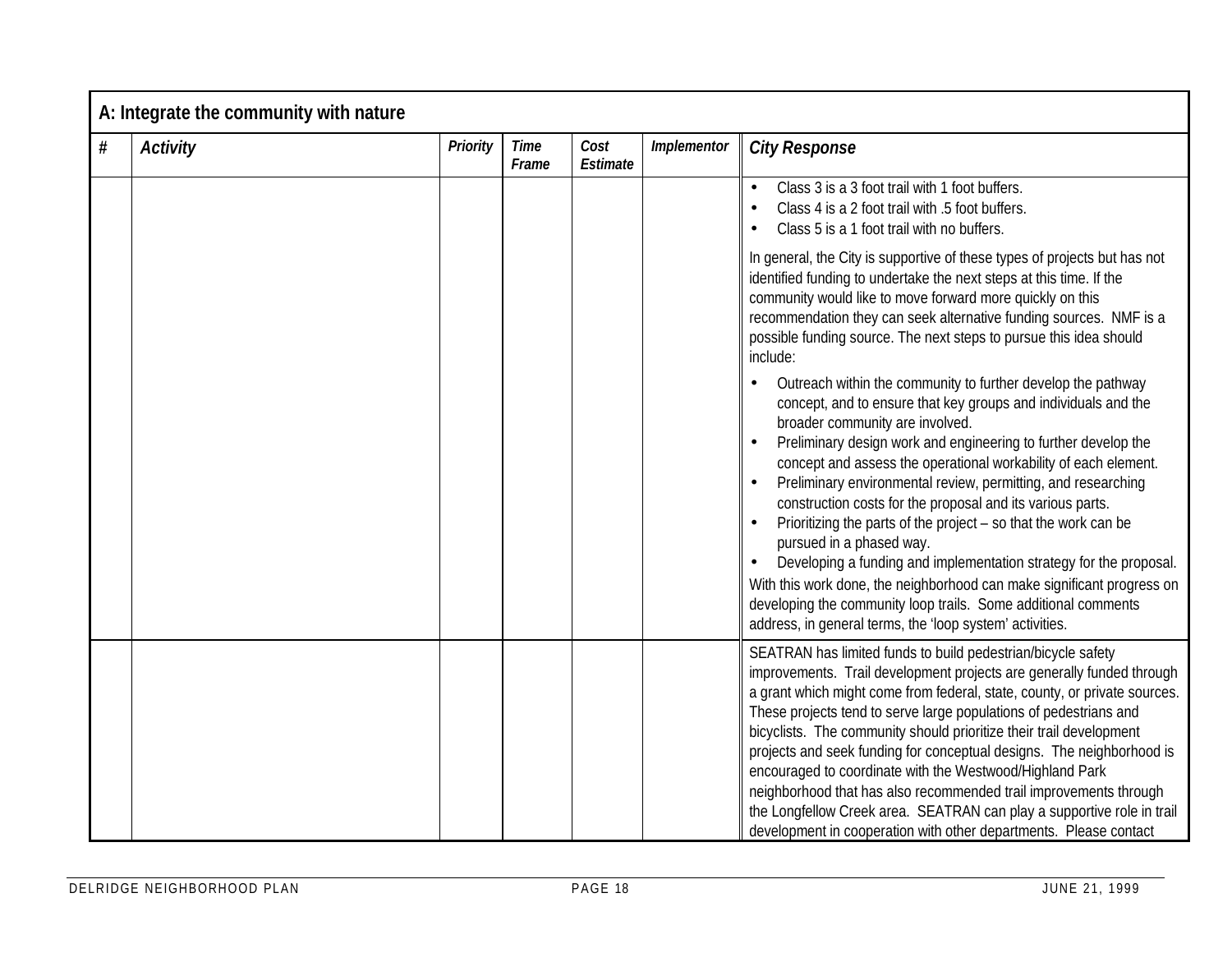| A: Integrate the community with nature | | | | | | |
|---|---|---|---|---|---|---|
| # | *Activity* | *Priority* | *Time Frame* | *Cost Estimate* | *Implementor* | *City Response* |
| | | | | | | • Class 3 is a 3 foot trail with 1 foot buffers.<br>• Class 4 is a 2 foot trail with .5 foot buffers.<br>• Class 5 is a 1 foot trail with no buffers.<br><br>In general, the City is supportive of these types of projects but has not identified funding to undertake the next steps at this time. If the community would like to move forward more quickly on this recommendation they can seek alternative funding sources. NMF is a possible funding source. The next steps to pursue this idea should include:<br><br>• Outreach within the community to further develop the pathway concept, and to ensure that key groups and individuals and the broader community are involved.<br>• Preliminary design work and engineering to further develop the concept and assess the operational workability of each element.<br>• Preliminary environmental review, permitting, and researching construction costs for the proposal and its various parts.<br>• Prioritizing the parts of the project – so that the work can be pursued in a phased way.<br>• Developing a funding and implementation strategy for the proposal.<br><br>With this work done, the neighborhood can make significant progress on developing the community loop trails. Some additional comments address, in general terms, the 'loop system' activities. |
| | | | | | | SEATRAN has limited funds to build pedestrian/bicycle safety improvements. Trail development projects are generally funded through a grant which might come from federal, state, county, or private sources. These projects tend to serve large populations of pedestrians and bicyclists. The community should prioritize their trail development projects and seek funding for conceptual designs. The neighborhood is encouraged to coordinate with the Westwood/Highland Park neighborhood that has also recommended trail improvements through the Longfellow Creek area. SEATRAN can play a supportive role in trail development in cooperation with other departments. Please contact |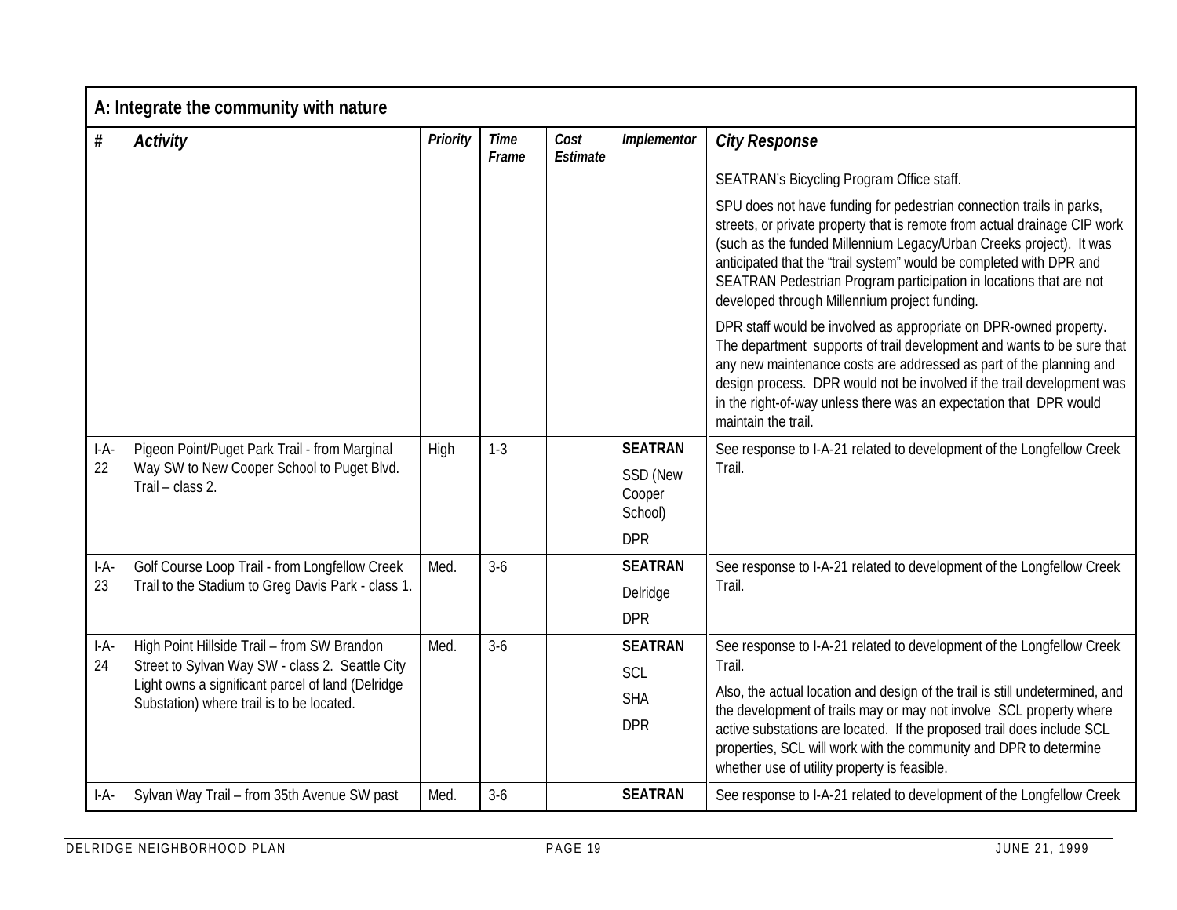## A: Integrate the community with nature

| # | *Activity* | *Priority* | *Time Frame* | *Cost Estimate* | *Implementor* | *City Response* |
|---|---|---|---|---|---|---|
| | | | | | | SEATRAN's Bicycling Program Office staff.<br><br>SPU does not have funding for pedestrian connection trails in parks, streets, or private property that is remote from actual drainage CIP work (such as the funded Millennium Legacy/Urban Creeks project). It was anticipated that the "trail system" would be completed with DPR and SEATRAN Pedestrian Program participation in locations that are not developed through Millennium project funding.<br><br>DPR staff would be involved as appropriate on DPR-owned property. The department supports of trail development and wants to be sure that any new maintenance costs are addressed as part of the planning and design process. DPR would not be involved if the trail development was in the right-of-way unless there was an expectation that DPR would maintain the trail. |
| I-A-22 | Pigeon Point/Puget Park Trail - from Marginal Way SW to New Cooper School to Puget Blvd. Trail – class 2. | High | 1-3 | | **SEATRAN**<br>SSD (New Cooper School)<br>DPR | See response to I-A-21 related to development of the Longfellow Creek Trail. |
| I-A-23 | Golf Course Loop Trail - from Longfellow Creek Trail to the Stadium to Greg Davis Park - class 1. | Med. | 3-6 | | **SEATRAN**<br>Delridge<br>DPR | See response to I-A-21 related to development of the Longfellow Creek Trail. |
| I-A-24 | High Point Hillside Trail – from SW Brandon Street to Sylvan Way SW - class 2. Seattle City Light owns a significant parcel of land (Delridge Substation) where trail is to be located. | Med. | 3-6 | | **SEATRAN**<br>SCL<br>SHA<br>DPR | See response to I-A-21 related to development of the Longfellow Creek Trail.<br><br>Also, the actual location and design of the trail is still undetermined, and the development of trails may or may not involve SCL property where active substations are located. If the proposed trail does include SCL properties, SCL will work with the community and DPR to determine whether use of utility property is feasible. |
| I-A- | Sylvan Way Trail – from 35th Avenue SW past | Med. | 3-6 | | **SEATRAN** | See response to I-A-21 related to development of the Longfellow Creek |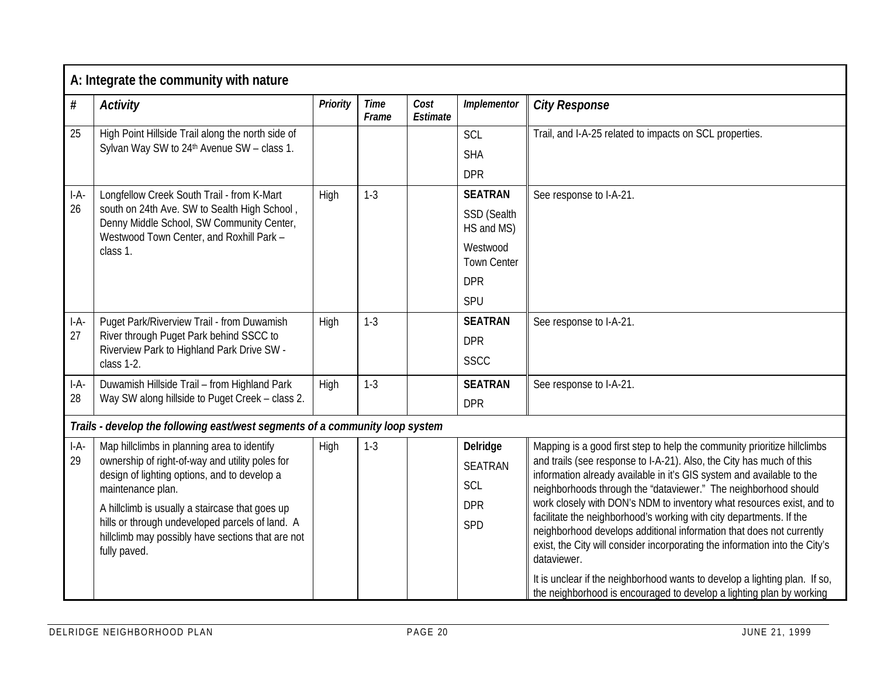| A: Integrate the community with nature | | | | | | |
|---|---|---|---|---|---|---|
| **#** | ***Activity*** | ***Priority*** | ***Time Frame*** | ***Cost Estimate*** | ***Implementor*** | ***City Response*** |
| 25 | High Point Hillside Trail along the north side of Sylvan Way SW to 24th Avenue SW – class 1. | | | | SCL<br>SHA<br>DPR | Trail, and I-A-25 related to impacts on SCL properties. |
| I-A-26 | Longfellow Creek South Trail - from K-Mart south on 24th Ave. SW to Sealth High School , Denny Middle School, SW Community Center, Westwood Town Center, and Roxhill Park – class 1. | High | 1-3 | | **SEATRAN**<br>SSD (Sealth HS and MS)<br>Westwood Town Center<br>DPR<br>SPU | See response to I-A-21. |
| I-A-27 | Puget Park/Riverview Trail - from Duwamish River through Puget Park behind SSCC to Riverview Park to Highland Park Drive SW - class 1-2. | High | 1-3 | | **SEATRAN**<br>DPR<br>SSCC | See response to I-A-21. |
| I-A-28 | Duwamish Hillside Trail – from Highland Park Way SW along hillside to Puget Creek – class 2. | High | 1-3 | | **SEATRAN**<br>DPR | See response to I-A-21. |
| ***Trails - develop the following east/west segments of a community loop system*** | | | | | | |
| I-A-29 | Map hillclimbs in planning area to identify ownership of right-of-way and utility poles for design of lighting options, and to develop a maintenance plan.<br><br>A hillclimb is usually a staircase that goes up hills or through undeveloped parcels of land. A hillclimb may possibly have sections that are not fully paved. | High | 1-3 | | **Delridge**<br>SEATRAN<br>SCL<br>DPR<br>SPD | Mapping is a good first step to help the community prioritize hillclimbs and trails (see response to I-A-21). Also, the City has much of this information already available in it's GIS system and available to the neighborhoods through the "dataviewer." The neighborhood should work closely with DON's NDM to inventory what resources exist, and to facilitate the neighborhood's working with city departments. If the neighborhood develops additional information that does not currently exist, the City will consider incorporating the information into the City's dataviewer.<br><br>It is unclear if the neighborhood wants to develop a lighting plan. If so, the neighborhood is encouraged to develop a lighting plan by working |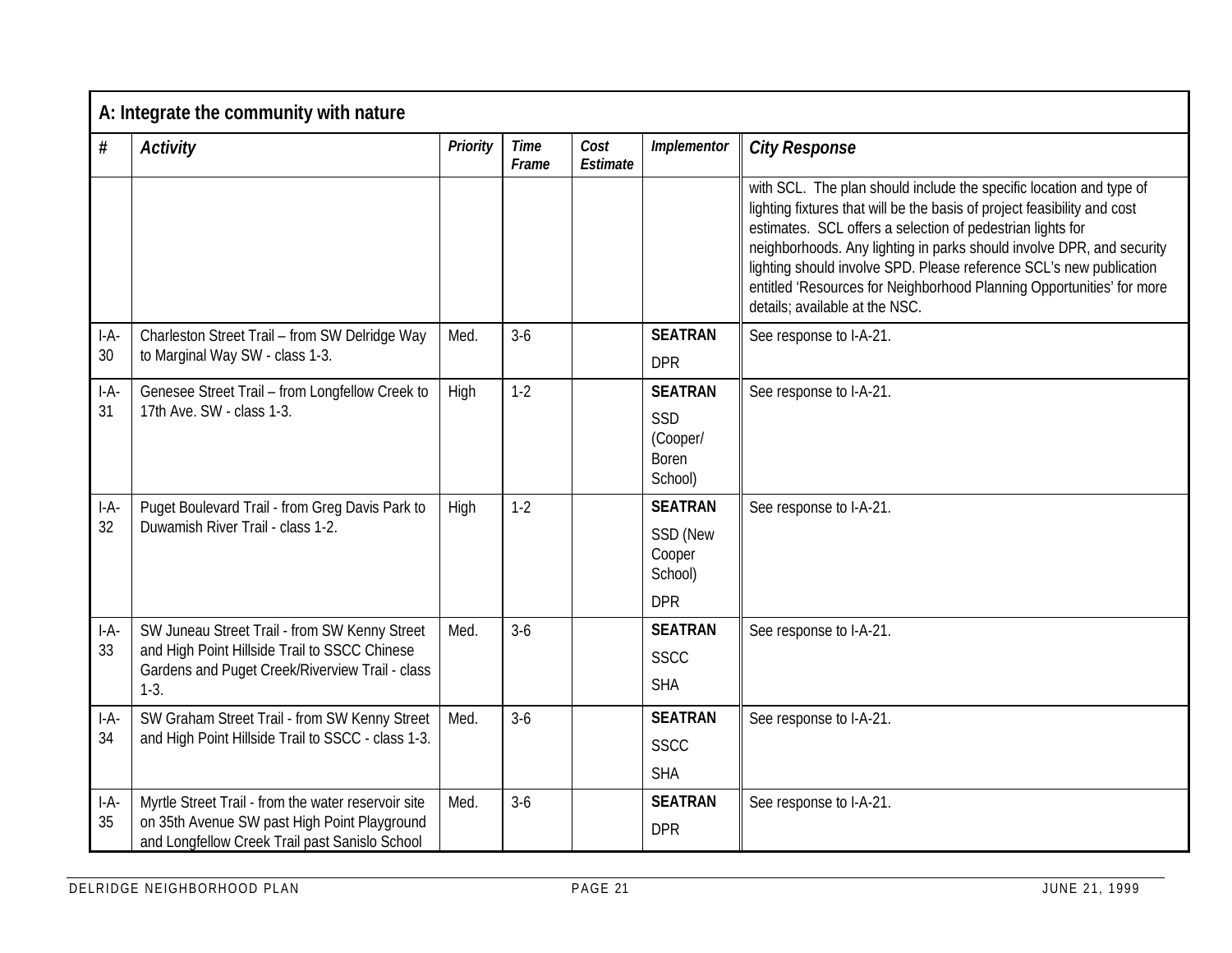| A: Integrate the community with nature | | | | | | |
|---|---|---|---|---|---|---|
| **#** | ***Activity*** | ***Priority*** | ***Time Frame*** | ***Cost Estimate*** | ***Implementor*** | ***City Response*** |
| | | | | | | with SCL. The plan should include the specific location and type of lighting fixtures that will be the basis of project feasibility and cost estimates. SCL offers a selection of pedestrian lights for neighborhoods. Any lighting in parks should involve DPR, and security lighting should involve SPD. Please reference SCL's new publication entitled 'Resources for Neighborhood Planning Opportunities' for more details; available at the NSC. |
| I-A-30 | Charleston Street Trail – from SW Delridge Way to Marginal Way SW - class 1-3. | Med. | 3-6 | | **SEATRAN**<br>DPR | See response to I-A-21. |
| I-A-31 | Genesee Street Trail – from Longfellow Creek to 17th Ave. SW - class 1-3. | High | 1-2 | | **SEATRAN**<br>SSD (Cooper/ Boren School) | See response to I-A-21. |
| I-A-32 | Puget Boulevard Trail - from Greg Davis Park to Duwamish River Trail - class 1-2. | High | 1-2 | | **SEATRAN**<br>SSD (New Cooper School)<br>DPR | See response to I-A-21. |
| I-A-33 | SW Juneau Street Trail - from SW Kenny Street and High Point Hillside Trail to SSCC Chinese Gardens and Puget Creek/Riverview Trail - class 1-3. | Med. | 3-6 | | **SEATRAN**<br>SSCC<br>SHA | See response to I-A-21. |
| I-A-34 | SW Graham Street Trail - from SW Kenny Street and High Point Hillside Trail to SSCC - class 1-3. | Med. | 3-6 | | **SEATRAN**<br>SSCC<br>SHA | See response to I-A-21. |
| I-A-35 | Myrtle Street Trail - from the water reservoir site on 35th Avenue SW past High Point Playground and Longfellow Creek Trail past Sanislo School | Med. | 3-6 | | **SEATRAN**<br>DPR | See response to I-A-21. |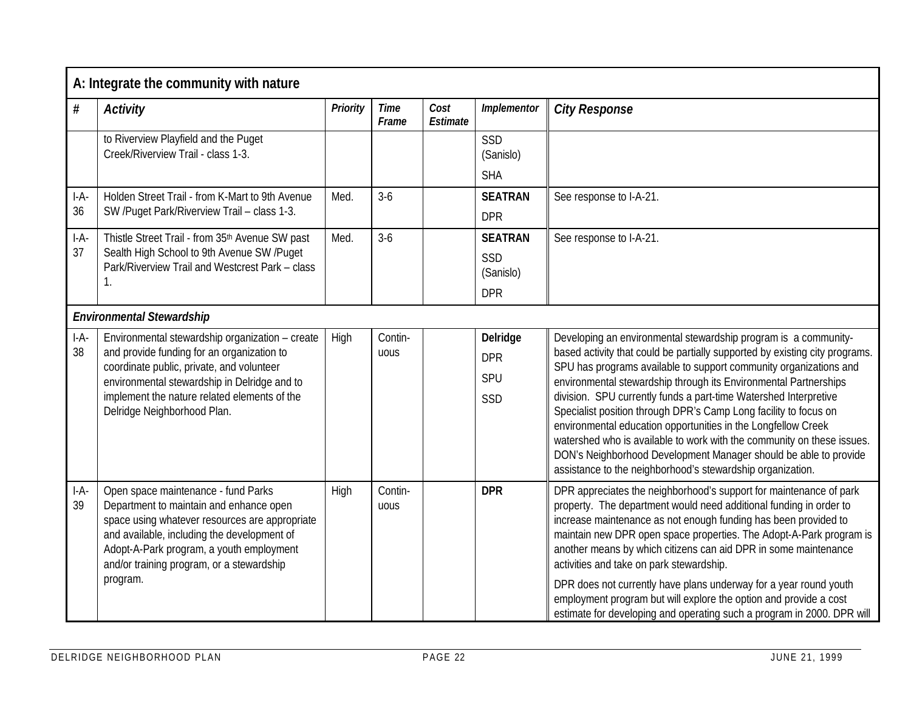| A: Integrate the community with nature | | | | | | |
|---|---|---|---|---|---|---|
| **#** | ***Activity*** | ***Priority*** | ***Time Frame*** | ***Cost Estimate*** | ***Implementor*** | ***City Response*** |
| | to Riverview Playfield and the Puget Creek/Riverview Trail - class 1-3. | | | | SSD (Sanislo)<br>SHA | |
| I-A-36 | Holden Street Trail - from K-Mart to 9th Avenue SW /Puget Park/Riverview Trail – class 1-3. | Med. | 3-6 | | **SEATRAN**<br>DPR | See response to I-A-21. |
| I-A-37 | Thistle Street Trail - from 35th Avenue SW past Sealth High School to 9th Avenue SW /Puget Park/Riverview Trail and Westcrest Park – class 1. | Med. | 3-6 | | **SEATRAN**<br>SSD (Sanislo)<br>DPR | See response to I-A-21. |
| ***Environmental Stewardship*** | | | | | | |
| I-A-38 | Environmental stewardship organization – create and provide funding for an organization to coordinate public, private, and volunteer environmental stewardship in Delridge and to implement the nature related elements of the Delridge Neighborhood Plan. | High | Contin-uous | | **Delridge**<br>DPR<br>SPU<br>SSD | Developing an environmental stewardship program is a community-based activity that could be partially supported by existing city programs. SPU has programs available to support community organizations and environmental stewardship through its Environmental Partnerships division. SPU currently funds a part-time Watershed Interpretive Specialist position through DPR's Camp Long facility to focus on environmental education opportunities in the Longfellow Creek watershed who is available to work with the community on these issues. DON's Neighborhood Development Manager should be able to provide assistance to the neighborhood's stewardship organization. |
| I-A-39 | Open space maintenance - fund Parks Department to maintain and enhance open space using whatever resources are appropriate and available, including the development of Adopt-A-Park program, a youth employment and/or training program, or a stewardship program. | High | Contin-uous | | **DPR** | DPR appreciates the neighborhood's support for maintenance of park property. The department would need additional funding in order to increase maintenance as not enough funding has been provided to maintain new DPR open space properties. The Adopt-A-Park program is another means by which citizens can aid DPR in some maintenance activities and take on park stewardship.<br><br>DPR does not currently have plans underway for a year round youth employment program but will explore the option and provide a cost estimate for developing and operating such a program in 2000. DPR will |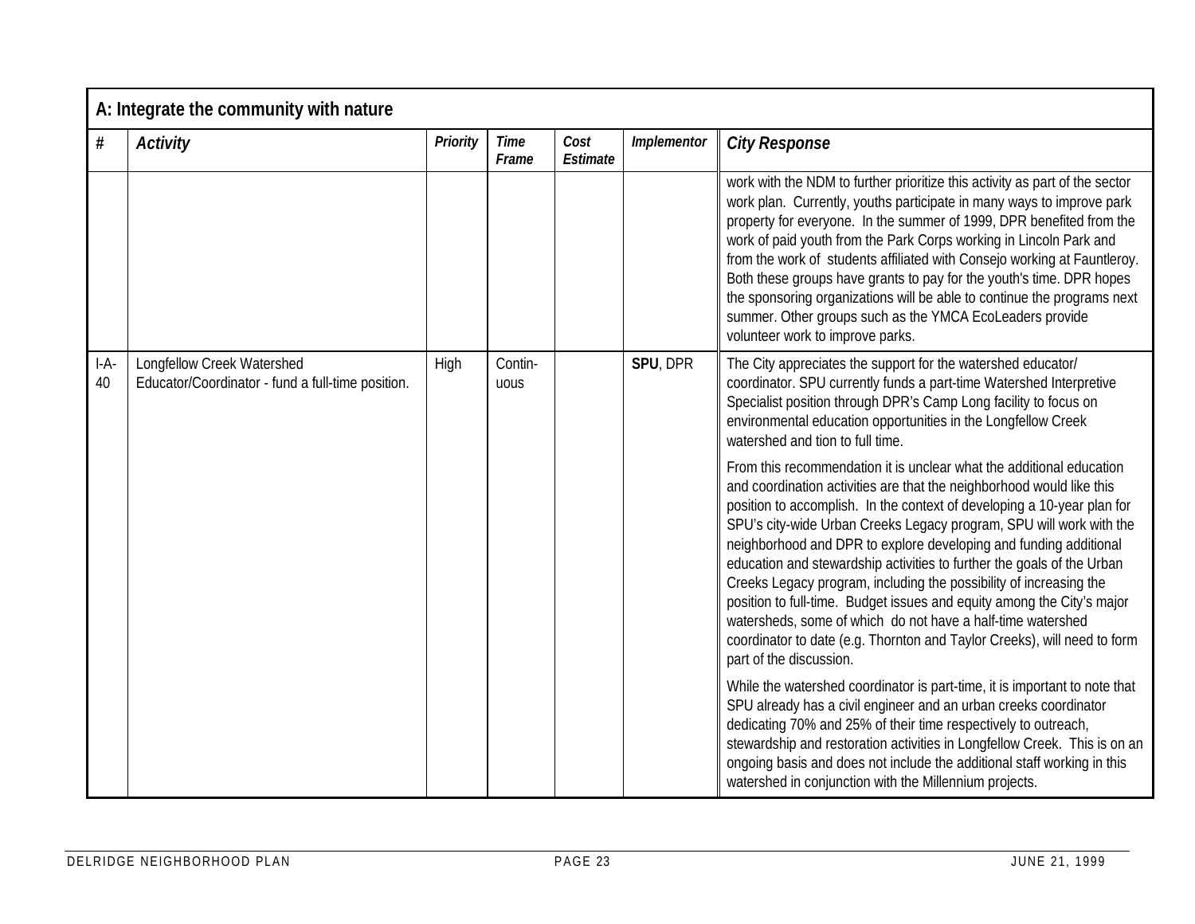| A: Integrate the community with nature | | | | | | |
|---|---|---|---|---|---|---|
| **#** | ***Activity*** | ***Priority*** | ***Time Frame*** | ***Cost Estimate*** | ***Implementor*** | ***City Response*** |
| | | | | | | work with the NDM to further prioritize this activity as part of the sector work plan. Currently, youths participate in many ways to improve park property for everyone. In the summer of 1999, DPR benefited from the work of paid youth from the Park Corps working in Lincoln Park and from the work of students affiliated with Consejo working at Fauntleroy. Both these groups have grants to pay for the youth's time. DPR hopes the sponsoring organizations will be able to continue the programs next summer. Other groups such as the YMCA EcoLeaders provide volunteer work to improve parks. |
| I-A-40 | Longfellow Creek Watershed Educator/Coordinator - fund a full-time position. | High | Contin-uous | | **SPU**, DPR | The City appreciates the support for the watershed educator/ coordinator. SPU currently funds a part-time Watershed Interpretive Specialist position through DPR's Camp Long facility to focus on environmental education opportunities in the Longfellow Creek watershed and tion to full time.<br><br>From this recommendation it is unclear what the additional education and coordination activities are that the neighborhood would like this position to accomplish. In the context of developing a 10-year plan for SPU's city-wide Urban Creeks Legacy program, SPU will work with the neighborhood and DPR to explore developing and funding additional education and stewardship activities to further the goals of the Urban Creeks Legacy program, including the possibility of increasing the position to full-time. Budget issues and equity among the City's major watersheds, some of which do not have a half-time watershed coordinator to date (e.g. Thornton and Taylor Creeks), will need to form part of the discussion.<br><br>While the watershed coordinator is part-time, it is important to note that SPU already has a civil engineer and an urban creeks coordinator dedicating 70% and 25% of their time respectively to outreach, stewardship and restoration activities in Longfellow Creek. This is on an ongoing basis and does not include the additional staff working in this watershed in conjunction with the Millennium projects. |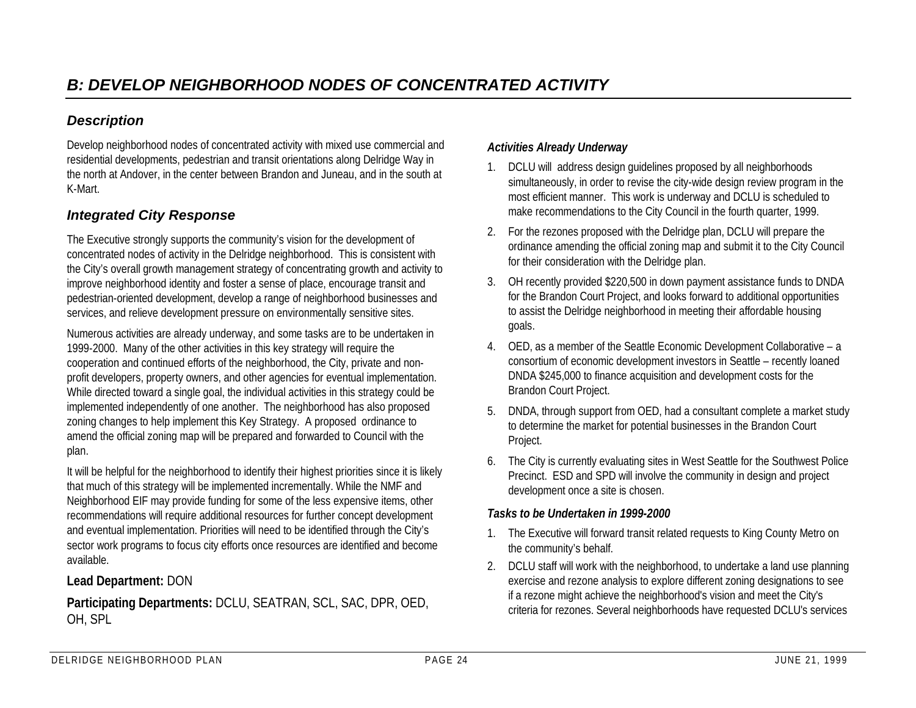## B: DEVELOP NEIGHBORHOOD NODES OF CONCENTRATED ACTIVITY

### Description

Develop neighborhood nodes of concentrated activity with mixed use commercial and residential developments, pedestrian and transit orientations along Delridge Way in the north at Andover, in the center between Brandon and Juneau, and in the south at K-Mart.

### Integrated City Response

The Executive strongly supports the community's vision for the development of concentrated nodes of activity in the Delridge neighborhood. This is consistent with the City's overall growth management strategy of concentrating growth and activity to improve neighborhood identity and foster a sense of place, encourage transit and pedestrian-oriented development, develop a range of neighborhood businesses and services, and relieve development pressure on environmentally sensitive sites.

Numerous activities are already underway, and some tasks are to be undertaken in 1999-2000. Many of the other activities in this key strategy will require the cooperation and continued efforts of the neighborhood, the City, private and non-profit developers, property owners, and other agencies for eventual implementation. While directed toward a single goal, the individual activities in this strategy could be implemented independently of one another. The neighborhood has also proposed zoning changes to help implement this Key Strategy. A proposed ordinance to amend the official zoning map will be prepared and forwarded to Council with the plan.

It will be helpful for the neighborhood to identify their highest priorities since it is likely that much of this strategy will be implemented incrementally. While the NMF and Neighborhood EIF may provide funding for some of the less expensive items, other recommendations will require additional resources for further concept development and eventual implementation. Priorities will need to be identified through the City's sector work programs to focus city efforts once resources are identified and become available.

**Lead Department:** DON

**Participating Departments:** DCLU, SEATRAN, SCL, SAC, DPR, OED, OH, SPL

#### *Activities Already Underway*

1. DCLU will address design guidelines proposed by all neighborhoods simultaneously, in order to revise the city-wide design review program in the most efficient manner. This work is underway and DCLU is scheduled to make recommendations to the City Council in the fourth quarter, 1999.
2. For the rezones proposed with the Delridge plan, DCLU will prepare the ordinance amending the official zoning map and submit it to the City Council for their consideration with the Delridge plan.
3. OH recently provided $220,500 in down payment assistance funds to DNDA for the Brandon Court Project, and looks forward to additional opportunities to assist the Delridge neighborhood in meeting their affordable housing goals.
4. OED, as a member of the Seattle Economic Development Collaborative – a consortium of economic development investors in Seattle – recently loaned DNDA $245,000 to finance acquisition and development costs for the Brandon Court Project.
5. DNDA, through support from OED, had a consultant complete a market study to determine the market for potential businesses in the Brandon Court Project.
6. The City is currently evaluating sites in West Seattle for the Southwest Police Precinct. ESD and SPD will involve the community in design and project development once a site is chosen.

#### *Tasks to be Undertaken in 1999-2000*

1. The Executive will forward transit related requests to King County Metro on the community's behalf.
2. DCLU staff will work with the neighborhood, to undertake a land use planning exercise and rezone analysis to explore different zoning designations to see if a rezone might achieve the neighborhood's vision and meet the City's criteria for rezones. Several neighborhoods have requested DCLU's services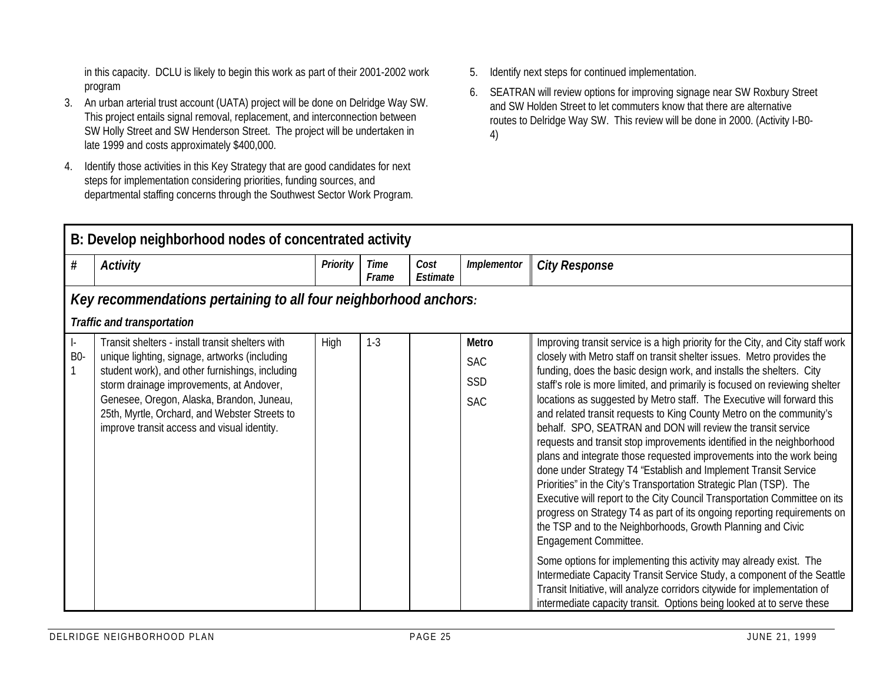in this capacity. DCLU is likely to begin this work as part of their 2001-2002 work program

3. An urban arterial trust account (UATA) project will be done on Delridge Way SW. This project entails signal removal, replacement, and interconnection between SW Holly Street and SW Henderson Street. The project will be undertaken in late 1999 and costs approximately $400,000.
4. Identify those activities in this Key Strategy that are good candidates for next steps for implementation considering priorities, funding sources, and departmental staffing concerns through the Southwest Sector Work Program.
5. Identify next steps for continued implementation.
6. SEATRAN will review options for improving signage near SW Roxbury Street and SW Holden Street to let commuters know that there are alternative routes to Delridge Way SW. This review will be done in 2000. (Activity I-B0-4)

| **B: Develop neighborhood nodes of concentrated activity** | | | | | | |
|---|---|---|---|---|---|---|
| **#** | ***Activity*** | ***Priority*** | ***Time Frame*** | ***Cost Estimate*** | ***Implementor*** | ***City Response*** |
| ***Key recommendations pertaining to all four neighborhood anchors:*** | | | | | | |
| ***Traffic and transportation*** | | | | | | |
| I-B0-1 | Transit shelters - install transit shelters with unique lighting, signage, artworks (including student work), and other furnishings, including storm drainage improvements, at Andover, Genesee, Oregon, Alaska, Brandon, Juneau, 25th, Myrtle, Orchard, and Webster Streets to improve transit access and visual identity. | High | 1-3 | | **Metro**<br>SAC<br>SSD<br>SAC | Improving transit service is a high priority for the City, and City staff work closely with Metro staff on transit shelter issues. Metro provides the funding, does the basic design work, and installs the shelters. City staff's role is more limited, and primarily is focused on reviewing shelter locations as suggested by Metro staff. The Executive will forward this and related transit requests to King County Metro on the community's behalf. SPO, SEATRAN and DON will review the transit service requests and transit stop improvements identified in the neighborhood plans and integrate those requested improvements into the work being done under Strategy T4 "Establish and Implement Transit Service Priorities" in the City's Transportation Strategic Plan (TSP). The Executive will report to the City Council Transportation Committee on its progress on Strategy T4 as part of its ongoing reporting requirements on the TSP and to the Neighborhoods, Growth Planning and Civic Engagement Committee.<br><br>Some options for implementing this activity may already exist. The Intermediate Capacity Transit Service Study, a component of the Seattle Transit Initiative, will analyze corridors citywide for implementation of intermediate capacity transit. Options being looked at to serve these |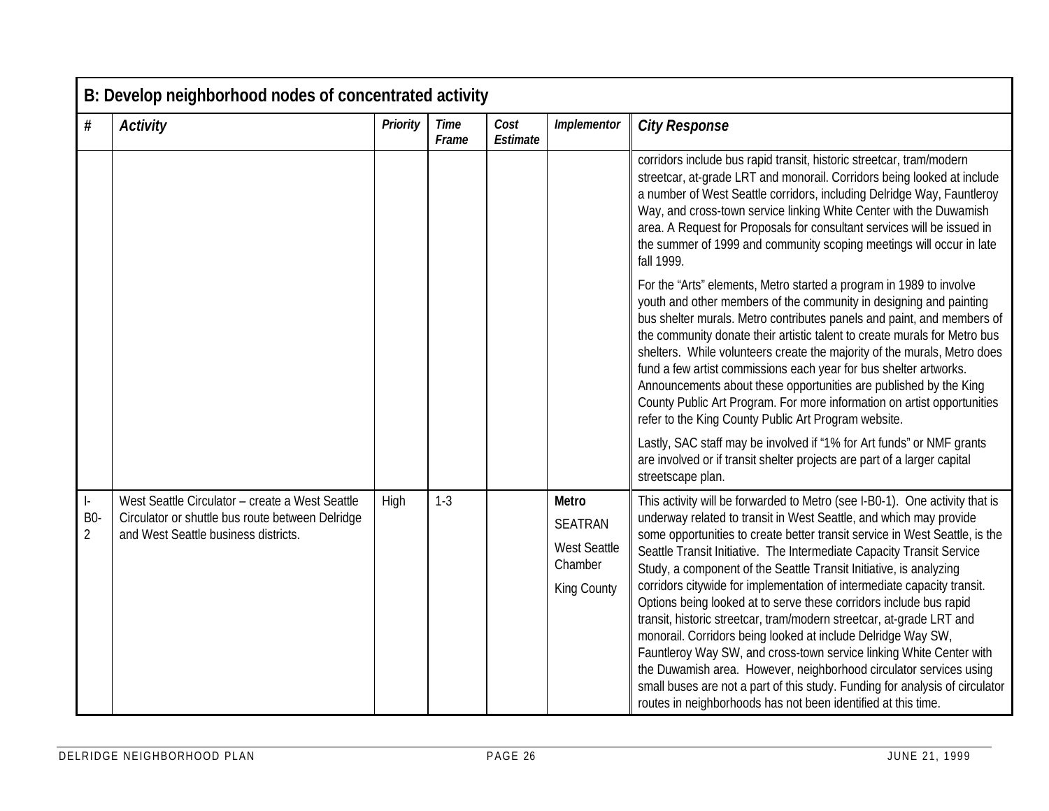| B: Develop neighborhood nodes of concentrated activity | | | | | | |
|---|---|---|---|---|---|---|
| **#** | ***Activity*** | ***Priority*** | ***Time Frame*** | ***Cost Estimate*** | ***Implementor*** | ***City Response*** |
| | | | | | | corridors include bus rapid transit, historic streetcar, tram/modern streetcar, at-grade LRT and monorail. Corridors being looked at include a number of West Seattle corridors, including Delridge Way, Fauntleroy Way, and cross-town service linking White Center with the Duwamish area. A Request for Proposals for consultant services will be issued in the summer of 1999 and community scoping meetings will occur in late fall 1999.<br><br>For the "Arts" elements, Metro started a program in 1989 to involve youth and other members of the community in designing and painting bus shelter murals. Metro contributes panels and paint, and members of the community donate their artistic talent to create murals for Metro bus shelters. While volunteers create the majority of the murals, Metro does fund a few artist commissions each year for bus shelter artworks. Announcements about these opportunities are published by the King County Public Art Program. For more information on artist opportunities refer to the King County Public Art Program website.<br><br>Lastly, SAC staff may be involved if "1% for Art funds" or NMF grants are involved or if transit shelter projects are part of a larger capital streetscape plan. |
| I-B0-2 | West Seattle Circulator – create a West Seattle Circulator or shuttle bus route between Delridge and West Seattle business districts. | High | 1-3 | | **Metro**<br>SEATRAN<br>West Seattle Chamber<br>King County | This activity will be forwarded to Metro (see I-B0-1). One activity that is underway related to transit in West Seattle, and which may provide some opportunities to create better transit service in West Seattle, is the Seattle Transit Initiative. The Intermediate Capacity Transit Service Study, a component of the Seattle Transit Initiative, is analyzing corridors citywide for implementation of intermediate capacity transit. Options being looked at to serve these corridors include bus rapid transit, historic streetcar, tram/modern streetcar, at-grade LRT and monorail. Corridors being looked at include Delridge Way SW, Fauntleroy Way SW, and cross-town service linking White Center with the Duwamish area. However, neighborhood circulator services using small buses are not a part of this study. Funding for analysis of circulator routes in neighborhoods has not been identified at this time. |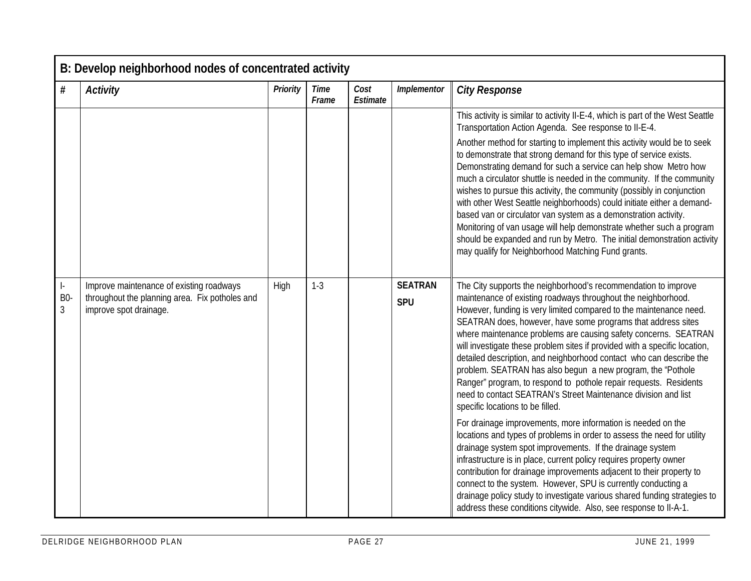| B: Develop neighborhood nodes of concentrated activity | | | | | | |
|---|---|---|---|---|---|---|
| # | *Activity* | *Priority* | *Time Frame* | *Cost Estimate* | *Implementor* | *City Response* |
| | | | | | | This activity is similar to activity II-E-4, which is part of the West Seattle Transportation Action Agenda. See response to II-E-4.<br><br>Another method for starting to implement this activity would be to seek to demonstrate that strong demand for this type of service exists. Demonstrating demand for such a service can help show Metro how much a circulator shuttle is needed in the community. If the community wishes to pursue this activity, the community (possibly in conjunction with other West Seattle neighborhoods) could initiate either a demand-based van or circulator van system as a demonstration activity. Monitoring of van usage will help demonstrate whether such a program should be expanded and run by Metro. The initial demonstration activity may qualify for Neighborhood Matching Fund grants. |
| I-B0-3 | Improve maintenance of existing roadways throughout the planning area. Fix potholes and improve spot drainage. | High | 1-3 | | **SEATRAN**<br>**SPU** | The City supports the neighborhood's recommendation to improve maintenance of existing roadways throughout the neighborhood. However, funding is very limited compared to the maintenance need. SEATRAN does, however, have some programs that address sites where maintenance problems are causing safety concerns. SEATRAN will investigate these problem sites if provided with a specific location, detailed description, and neighborhood contact who can describe the problem. SEATRAN has also begun a new program, the "Pothole Ranger" program, to respond to pothole repair requests. Residents need to contact SEATRAN's Street Maintenance division and list specific locations to be filled.<br><br>For drainage improvements, more information is needed on the locations and types of problems in order to assess the need for utility drainage system spot improvements. If the drainage system infrastructure is in place, current policy requires property owner contribution for drainage improvements adjacent to their property to connect to the system. However, SPU is currently conducting a drainage policy study to investigate various shared funding strategies to address these conditions citywide. Also, see response to II-A-1. |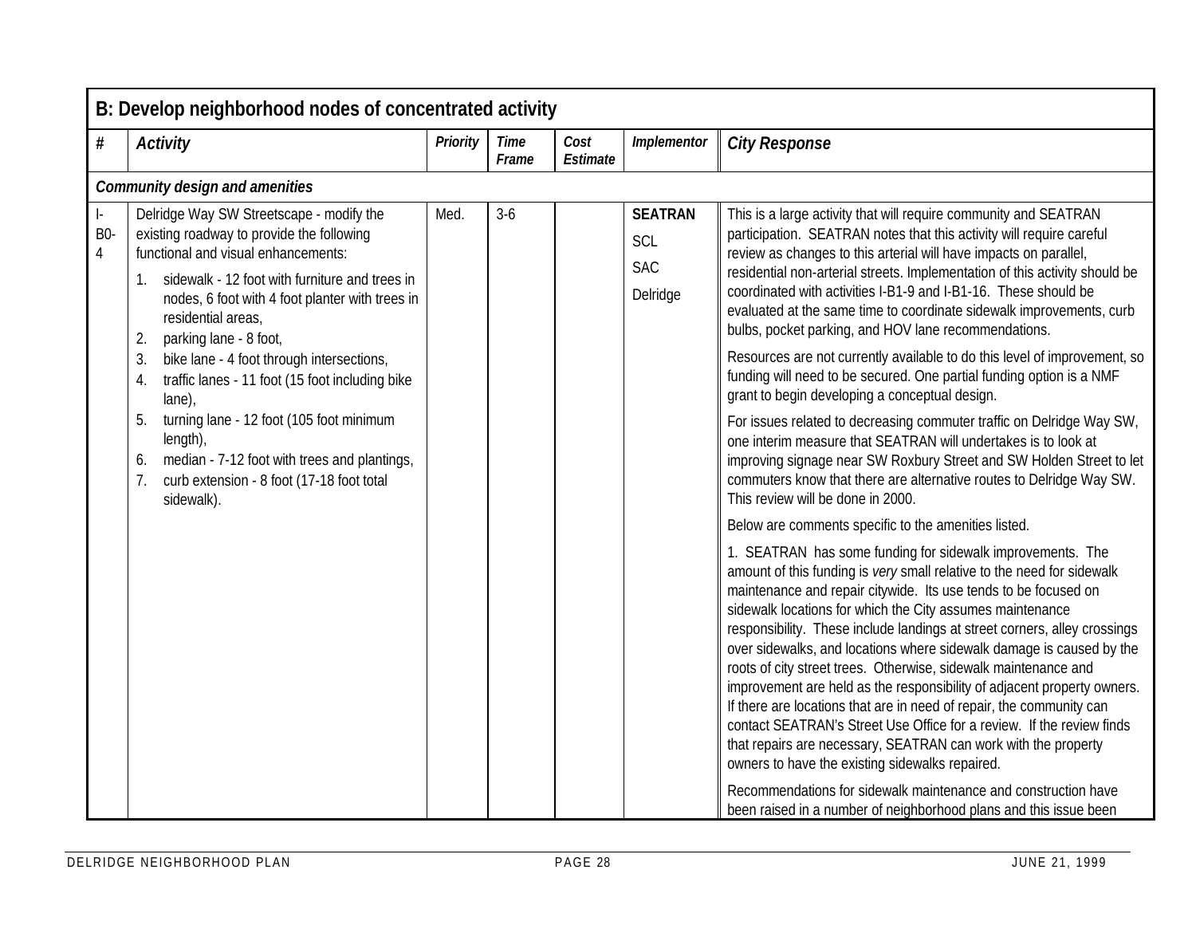| B: Develop neighborhood nodes of concentrated activity | | | | | | |
|---|---|---|---|---|---|---|
| **#** | ***Activity*** | ***Priority*** | ***Time Frame*** | ***Cost Estimate*** | ***Implementor*** | ***City Response*** |
| ***Community design and amenities*** | | | | | | |
| I-B0-4 | Delridge Way SW Streetscape - modify the existing roadway to provide the following functional and visual enhancements:<br>1. sidewalk - 12 foot with furniture and trees in nodes, 6 foot with 4 foot planter with trees in residential areas,<br>2. parking lane - 8 foot,<br>3. bike lane - 4 foot through intersections,<br>4. traffic lanes - 11 foot (15 foot including bike lane),<br>5. turning lane - 12 foot (105 foot minimum length),<br>6. median - 7-12 foot with trees and plantings,<br>7. curb extension - 8 foot (17-18 foot total sidewalk). | Med. | 3-6 | | **SEATRAN**<br>SCL<br>SAC<br>Delridge | This is a large activity that will require community and SEATRAN participation. SEATRAN notes that this activity will require careful review as changes to this arterial will have impacts on parallel, residential non-arterial streets. Implementation of this activity should be coordinated with activities I-B1-9 and I-B1-16. These should be evaluated at the same time to coordinate sidewalk improvements, curb bulbs, pocket parking, and HOV lane recommendations.<br><br>Resources are not currently available to do this level of improvement, so funding will need to be secured. One partial funding option is a NMF grant to begin developing a conceptual design.<br><br>For issues related to decreasing commuter traffic on Delridge Way SW, one interim measure that SEATRAN will undertakes is to look at improving signage near SW Roxbury Street and SW Holden Street to let commuters know that there are alternative routes to Delridge Way SW. This review will be done in 2000.<br><br>Below are comments specific to the amenities listed.<br><br>1. SEATRAN has some funding for sidewalk improvements. The amount of this funding is *very* small relative to the need for sidewalk maintenance and repair citywide. Its use tends to be focused on sidewalk locations for which the City assumes maintenance responsibility. These include landings at street corners, alley crossings over sidewalks, and locations where sidewalk damage is caused by the roots of city street trees. Otherwise, sidewalk maintenance and improvement are held as the responsibility of adjacent property owners. If there are locations that are in need of repair, the community can contact SEATRAN's Street Use Office for a review. If the review finds that repairs are necessary, SEATRAN can work with the property owners to have the existing sidewalks repaired.<br><br>Recommendations for sidewalk maintenance and construction have been raised in a number of neighborhood plans and this issue been |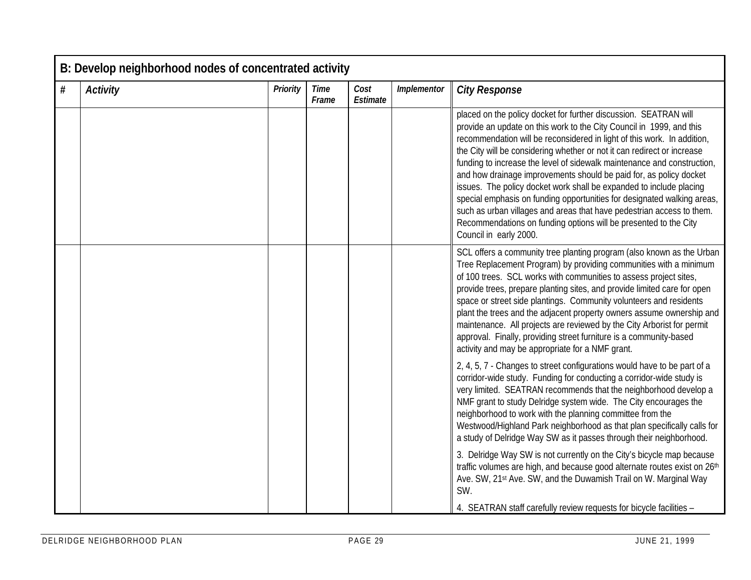| B: Develop neighborhood nodes of concentrated activity | | | | | | |
|---|---|---|---|---|---|---|
| # | Activity | Priority | Time Frame | Cost Estimate | Implementor | City Response |
| | | | | | | placed on the policy docket for further discussion. SEATRAN will provide an update on this work to the City Council in 1999, and this recommendation will be reconsidered in light of this work. In addition, the City will be considering whether or not it can redirect or increase funding to increase the level of sidewalk maintenance and construction, and how drainage improvements should be paid for, as policy docket issues. The policy docket work shall be expanded to include placing special emphasis on funding opportunities for designated walking areas, such as urban villages and areas that have pedestrian access to them. Recommendations on funding options will be presented to the City Council in early 2000. |
| | | | | | | SCL offers a community tree planting program (also known as the Urban Tree Replacement Program) by providing communities with a minimum of 100 trees. SCL works with communities to assess project sites, provide trees, prepare planting sites, and provide limited care for open space or street side plantings. Community volunteers and residents plant the trees and the adjacent property owners assume ownership and maintenance. All projects are reviewed by the City Arborist for permit approval. Finally, providing street furniture is a community-based activity and may be appropriate for a NMF grant.<br><br>2, 4, 5, 7 - Changes to street configurations would have to be part of a corridor-wide study. Funding for conducting a corridor-wide study is very limited. SEATRAN recommends that the neighborhood develop a NMF grant to study Delridge system wide. The City encourages the neighborhood to work with the planning committee from the Westwood/Highland Park neighborhood as that plan specifically calls for a study of Delridge Way SW as it passes through their neighborhood.<br><br>3. Delridge Way SW is not currently on the City's bicycle map because traffic volumes are high, and because good alternate routes exist on 26th Ave. SW, 21st Ave. SW, and the Duwamish Trail on W. Marginal Way SW.<br><br>4. SEATRAN staff carefully review requests for bicycle facilities – |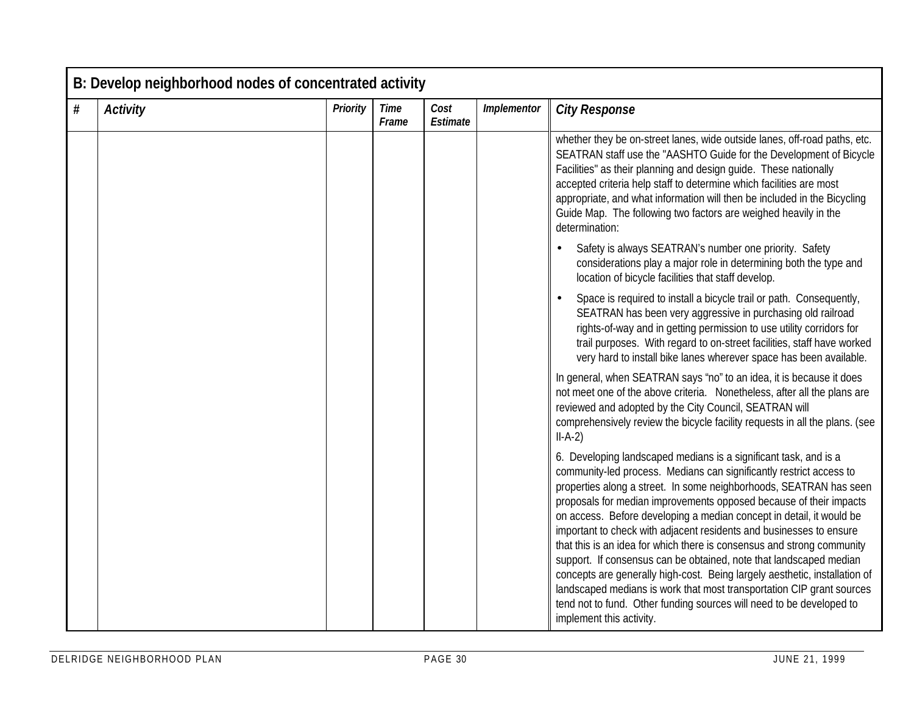| B: Develop neighborhood nodes of concentrated activity | | | | | | |
|---|---|---|---|---|---|---|
| **#** | ***Activity*** | ***Priority*** | ***Time Frame*** | ***Cost Estimate*** | ***Implementor*** | ***City Response*** |
| | | | | | | whether they be on-street lanes, wide outside lanes, off-road paths, etc. SEATRAN staff use the "AASHTO Guide for the Development of Bicycle Facilities" as their planning and design guide. These nationally accepted criteria help staff to determine which facilities are most appropriate, and what information will then be included in the Bicycling Guide Map. The following two factors are weighed heavily in the determination:<br><br>• Safety is always SEATRAN's number one priority. Safety considerations play a major role in determining both the type and location of bicycle facilities that staff develop.<br><br>• Space is required to install a bicycle trail or path. Consequently, SEATRAN has been very aggressive in purchasing old railroad rights-of-way and in getting permission to use utility corridors for trail purposes. With regard to on-street facilities, staff have worked very hard to install bike lanes wherever space has been available.<br><br>In general, when SEATRAN says "no" to an idea, it is because it does not meet one of the above criteria. Nonetheless, after all the plans are reviewed and adopted by the City Council, SEATRAN will comprehensively review the bicycle facility requests in all the plans. (see II-A-2)<br><br>6. Developing landscaped medians is a significant task, and is a community-led process. Medians can significantly restrict access to properties along a street. In some neighborhoods, SEATRAN has seen proposals for median improvements opposed because of their impacts on access. Before developing a median concept in detail, it would be important to check with adjacent residents and businesses to ensure that this is an idea for which there is consensus and strong community support. If consensus can be obtained, note that landscaped median concepts are generally high-cost. Being largely aesthetic, installation of landscaped medians is work that most transportation CIP grant sources tend not to fund. Other funding sources will need to be developed to implement this activity. |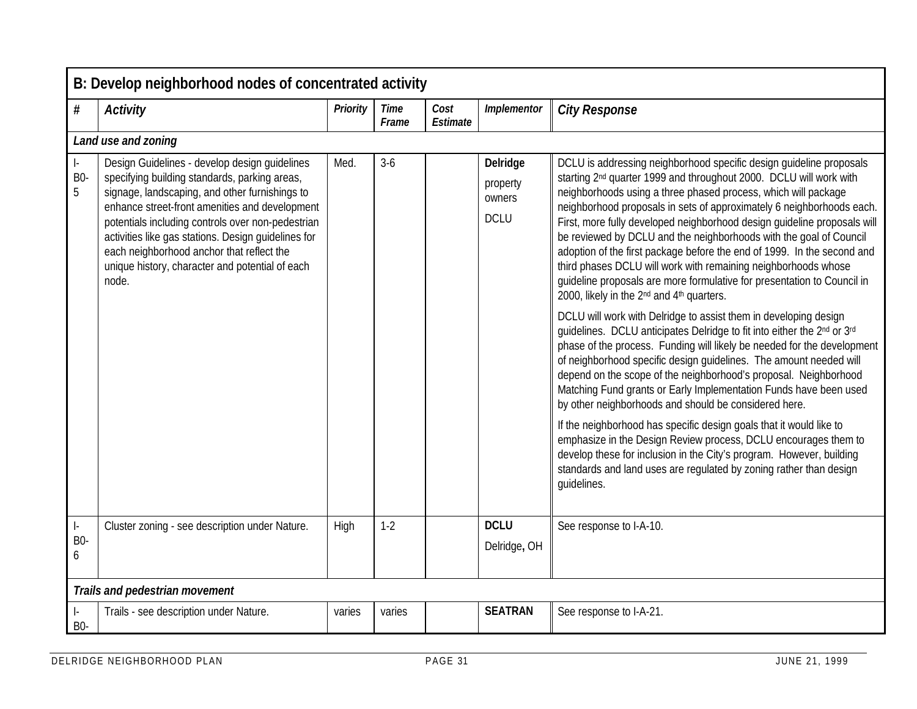| B: Develop neighborhood nodes of concentrated activity | | | | | | |
|---|---|---|---|---|---|---|
| **#** | ***Activity*** | ***Priority*** | ***Time Frame*** | ***Cost Estimate*** | ***Implementor*** | ***City Response*** |
| ***Land use and zoning*** | | | | | | |
| I-B0-5 | Design Guidelines - develop design guidelines specifying building standards, parking areas, signage, landscaping, and other furnishings to enhance street-front amenities and development potentials including controls over non-pedestrian activities like gas stations. Design guidelines for each neighborhood anchor that reflect the unique history, character and potential of each node. | Med. | 3-6 | | **Delridge** property owners DCLU | DCLU is addressing neighborhood specific design guideline proposals starting 2nd quarter 1999 and throughout 2000. DCLU will work with neighborhoods using a three phased process, which will package neighborhood proposals in sets of approximately 6 neighborhoods each. First, more fully developed neighborhood design guideline proposals will be reviewed by DCLU and the neighborhoods with the goal of Council adoption of the first package before the end of 1999. In the second and third phases DCLU will work with remaining neighborhoods whose guideline proposals are more formulative for presentation to Council in 2000, likely in the 2nd and 4th quarters. DCLU will work with Delridge to assist them in developing design guidelines. DCLU anticipates Delridge to fit into either the 2nd or 3rd phase of the process. Funding will likely be needed for the development of neighborhood specific design guidelines. The amount needed will depend on the scope of the neighborhood's proposal. Neighborhood Matching Fund grants or Early Implementation Funds have been used by other neighborhoods and should be considered here. If the neighborhood has specific design goals that it would like to emphasize in the Design Review process, DCLU encourages them to develop these for inclusion in the City's program. However, building standards and land uses are regulated by zoning rather than design guidelines. |
| I-B0-6 | Cluster zoning - see description under Nature. | High | 1-2 | | **DCLU** Delridge, OH | See response to I-A-10. |
| ***Trails and pedestrian movement*** | | | | | | |
| I-B0- | Trails - see description under Nature. | varies | varies | | **SEATRAN** | See response to I-A-21. |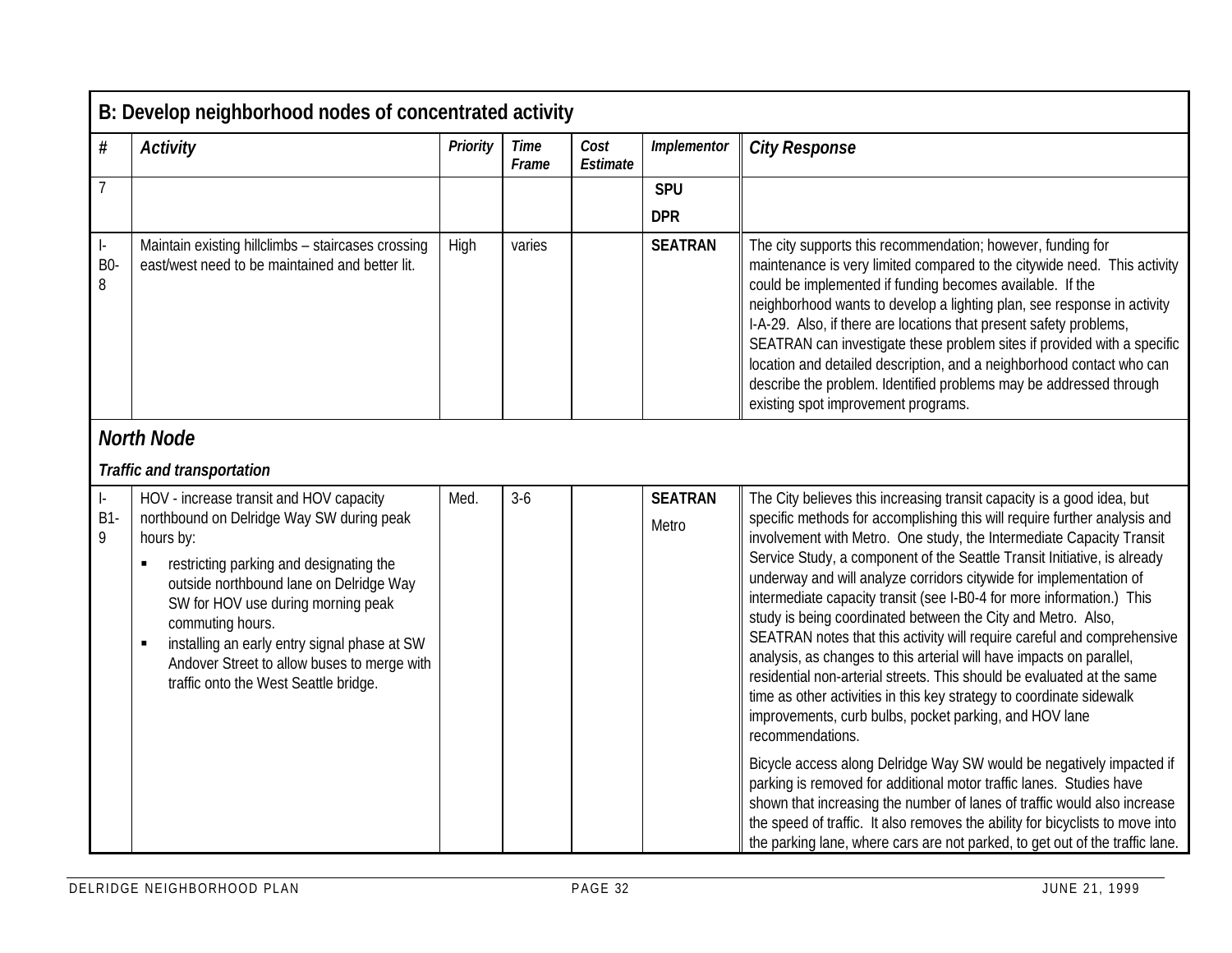## B: Develop neighborhood nodes of concentrated activity

| # | Activity | Priority | Time Frame | Cost Estimate | Implementor | City Response |
|---|---|---|---|---|---|---|
| 7 | | | | | SPU<br>DPR | |
| I-B0-8 | Maintain existing hillclimbs – staircases crossing east/west need to be maintained and better lit. | High | varies | | SEATRAN | The city supports this recommendation; however, funding for maintenance is very limited compared to the citywide need. This activity could be implemented if funding becomes available. If the neighborhood wants to develop a lighting plan, see response in activity I-A-29. Also, if there are locations that present safety problems, SEATRAN can investigate these problem sites if provided with a specific location and detailed description, and a neighborhood contact who can describe the problem. Identified problems may be addressed through existing spot improvement programs. |
| ***North Node***<br>***Traffic and transportation*** | | | | | | |
| I-B1-9 | HOV - increase transit and HOV capacity northbound on Delridge Way SW during peak hours by:<br>▪ restricting parking and designating the outside northbound lane on Delridge Way SW for HOV use during morning peak commuting hours.<br>▪ installing an early entry signal phase at SW Andover Street to allow buses to merge with traffic onto the West Seattle bridge. | Med. | 3-6 | | SEATRAN<br>Metro | The City believes this increasing transit capacity is a good idea, but specific methods for accomplishing this will require further analysis and involvement with Metro. One study, the Intermediate Capacity Transit Service Study, a component of the Seattle Transit Initiative, is already underway and will analyze corridors citywide for implementation of intermediate capacity transit (see I-B0-4 for more information.) This study is being coordinated between the City and Metro. Also, SEATRAN notes that this activity will require careful and comprehensive analysis, as changes to this arterial will have impacts on parallel, residential non-arterial streets. This should be evaluated at the same time as other activities in this key strategy to coordinate sidewalk improvements, curb bulbs, pocket parking, and HOV lane recommendations.<br><br>Bicycle access along Delridge Way SW would be negatively impacted if parking is removed for additional motor traffic lanes. Studies have shown that increasing the number of lanes of traffic would also increase the speed of traffic. It also removes the ability for bicyclists to move into the parking lane, where cars are not parked, to get out of the traffic lane. |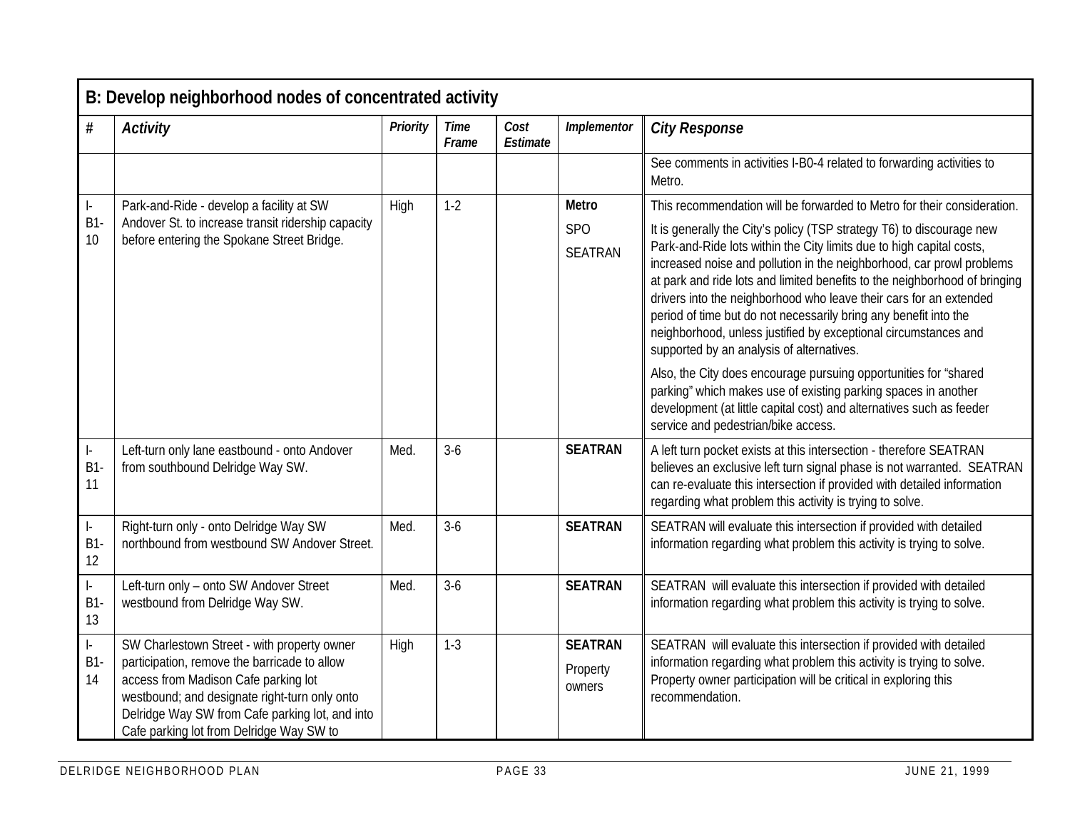| B: Develop neighborhood nodes of concentrated activity | | | | | | |
|---|---|---|---|---|---|---|
| **#** | ***Activity*** | ***Priority*** | ***Time Frame*** | ***Cost Estimate*** | ***Implementor*** | ***City Response*** |
| | | | | | | See comments in activities I-B0-4 related to forwarding activities to Metro. |
| I-B1-10 | Park-and-Ride - develop a facility at SW Andover St. to increase transit ridership capacity before entering the Spokane Street Bridge. | High | 1-2 | | **Metro**<br>SPO<br>SEATRAN | This recommendation will be forwarded to Metro for their consideration.<br>It is generally the City's policy (TSP strategy T6) to discourage new Park-and-Ride lots within the City limits due to high capital costs, increased noise and pollution in the neighborhood, car prowl problems at park and ride lots and limited benefits to the neighborhood of bringing drivers into the neighborhood who leave their cars for an extended period of time but do not necessarily bring any benefit into the neighborhood, unless justified by exceptional circumstances and supported by an analysis of alternatives.<br>Also, the City does encourage pursuing opportunities for "shared parking" which makes use of existing parking spaces in another development (at little capital cost) and alternatives such as feeder service and pedestrian/bike access. |
| I-B1-11 | Left-turn only lane eastbound - onto Andover from southbound Delridge Way SW. | Med. | 3-6 | | **SEATRAN** | A left turn pocket exists at this intersection - therefore SEATRAN believes an exclusive left turn signal phase is not warranted. SEATRAN can re-evaluate this intersection if provided with detailed information regarding what problem this activity is trying to solve. |
| I-B1-12 | Right-turn only - onto Delridge Way SW northbound from westbound SW Andover Street. | Med. | 3-6 | | **SEATRAN** | SEATRAN will evaluate this intersection if provided with detailed information regarding what problem this activity is trying to solve. |
| I-B1-13 | Left-turn only – onto SW Andover Street westbound from Delridge Way SW. | Med. | 3-6 | | **SEATRAN** | SEATRAN will evaluate this intersection if provided with detailed information regarding what problem this activity is trying to solve. |
| I-B1-14 | SW Charlestown Street - with property owner participation, remove the barricade to allow access from Madison Cafe parking lot westbound; and designate right-turn only onto Delridge Way SW from Cafe parking lot, and into Cafe parking lot from Delridge Way SW to | High | 1-3 | | **SEATRAN**<br>Property owners | SEATRAN will evaluate this intersection if provided with detailed information regarding what problem this activity is trying to solve. Property owner participation will be critical in exploring this recommendation. |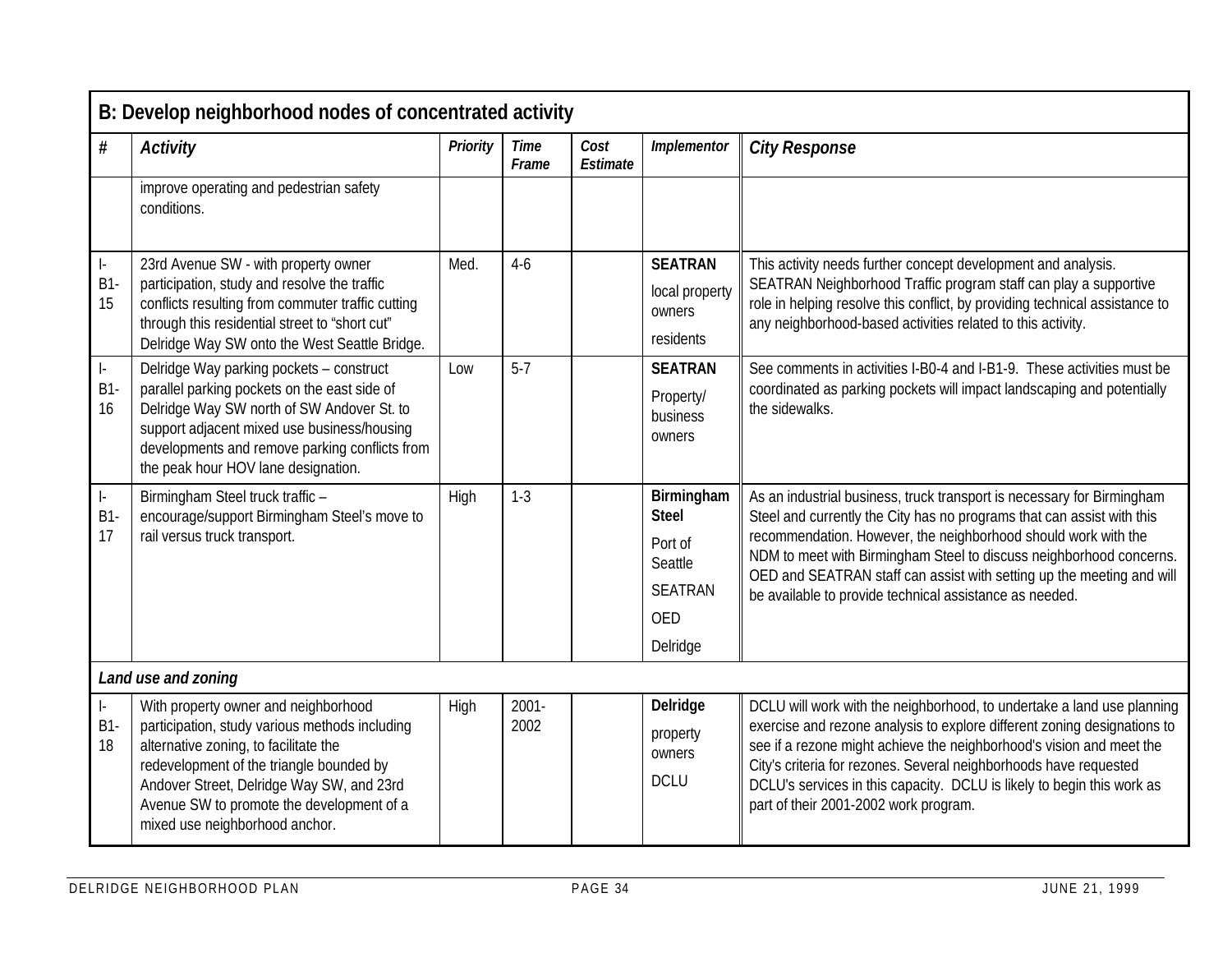## B: Develop neighborhood nodes of concentrated activity

| # | Activity | Priority | Time Frame | Cost Estimate | Implementor | City Response |
|---|---|---|---|---|---|---|
| | improve operating and pedestrian safety conditions. | | | | | |
| I-B1-15 | 23rd Avenue SW - with property owner participation, study and resolve the traffic conflicts resulting from commuter traffic cutting through this residential street to "short cut" Delridge Way SW onto the West Seattle Bridge. | Med. | 4-6 | | **SEATRAN** local property owners residents | This activity needs further concept development and analysis. SEATRAN Neighborhood Traffic program staff can play a supportive role in helping resolve this conflict, by providing technical assistance to any neighborhood-based activities related to this activity. |
| I-B1-16 | Delridge Way parking pockets – construct parallel parking pockets on the east side of Delridge Way SW north of SW Andover St. to support adjacent mixed use business/housing developments and remove parking conflicts from the peak hour HOV lane designation. | Low | 5-7 | | **SEATRAN** Property/ business owners | See comments in activities I-B0-4 and I-B1-9. These activities must be coordinated as parking pockets will impact landscaping and potentially the sidewalks. |
| I-B1-17 | Birmingham Steel truck traffic – encourage/support Birmingham Steel's move to rail versus truck transport. | High | 1-3 | | **Birmingham Steel** Port of Seattle SEATRAN OED Delridge | As an industrial business, truck transport is necessary for Birmingham Steel and currently the City has no programs that can assist with this recommendation. However, the neighborhood should work with the NDM to meet with Birmingham Steel to discuss neighborhood concerns. OED and SEATRAN staff can assist with setting up the meeting and will be available to provide technical assistance as needed. |
| ***Land use and zoning*** | | | | | | |
| I-B1-18 | With property owner and neighborhood participation, study various methods including alternative zoning, to facilitate the redevelopment of the triangle bounded by Andover Street, Delridge Way SW, and 23rd Avenue SW to promote the development of a mixed use neighborhood anchor. | High | 2001-2002 | | **Delridge** property owners DCLU | DCLU will work with the neighborhood, to undertake a land use planning exercise and rezone analysis to explore different zoning designations to see if a rezone might achieve the neighborhood's vision and meet the City's criteria for rezones. Several neighborhoods have requested DCLU's services in this capacity. DCLU is likely to begin this work as part of their 2001-2002 work program. |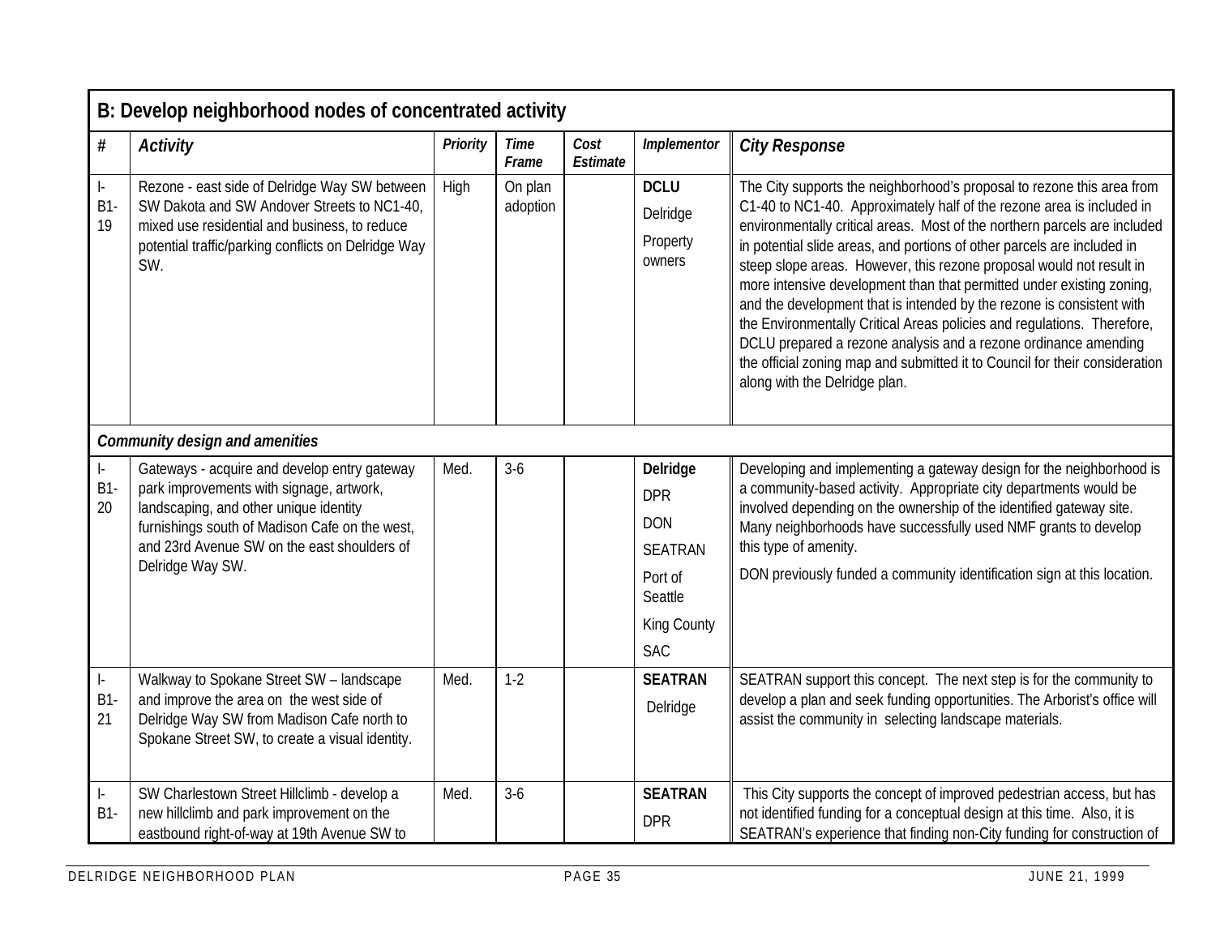| B: Develop neighborhood nodes of concentrated activity | | | | | | |
|---|---|---|---|---|---|---|
| **#** | ***Activity*** | ***Priority*** | ***Time Frame*** | ***Cost Estimate*** | ***Implementor*** | ***City Response*** |
| I-B1-19 | Rezone - east side of Delridge Way SW between SW Dakota and SW Andover Streets to NC1-40, mixed use residential and business, to reduce potential traffic/parking conflicts on Delridge Way SW. | High | On plan adoption | | **DCLU** Delridge Property owners | The City supports the neighborhood's proposal to rezone this area from C1-40 to NC1-40. Approximately half of the rezone area is included in environmentally critical areas. Most of the northern parcels are included in potential slide areas, and portions of other parcels are included in steep slope areas. However, this rezone proposal would not result in more intensive development than that permitted under existing zoning, and the development that is intended by the rezone is consistent with the Environmentally Critical Areas policies and regulations. Therefore, DCLU prepared a rezone analysis and a rezone ordinance amending the official zoning map and submitted it to Council for their consideration along with the Delridge plan. |
| ***Community design and amenities*** | | | | | | |
| I-B1-20 | Gateways - acquire and develop entry gateway park improvements with signage, artwork, landscaping, and other unique identity furnishings south of Madison Cafe on the west, and 23rd Avenue SW on the east shoulders of Delridge Way SW. | Med. | 3-6 | | **Delridge** DPR DON SEATRAN Port of Seattle King County SAC | Developing and implementing a gateway design for the neighborhood is a community-based activity. Appropriate city departments would be involved depending on the ownership of the identified gateway site. Many neighborhoods have successfully used NMF grants to develop this type of amenity.<br>DON previously funded a community identification sign at this location. |
| I-B1-21 | Walkway to Spokane Street SW – landscape and improve the area on the west side of Delridge Way SW from Madison Cafe north to Spokane Street SW, to create a visual identity. | Med. | 1-2 | | **SEATRAN** Delridge | SEATRAN support this concept. The next step is for the community to develop a plan and seek funding opportunities. The Arborist's office will assist the community in selecting landscape materials. |
| I-B1- | SW Charlestown Street Hillclimb - develop a new hillclimb and park improvement on the eastbound right-of-way at 19th Avenue SW to | Med. | 3-6 | | **SEATRAN** DPR | This City supports the concept of improved pedestrian access, but has not identified funding for a conceptual design at this time. Also, it is SEATRAN's experience that finding non-City funding for construction of |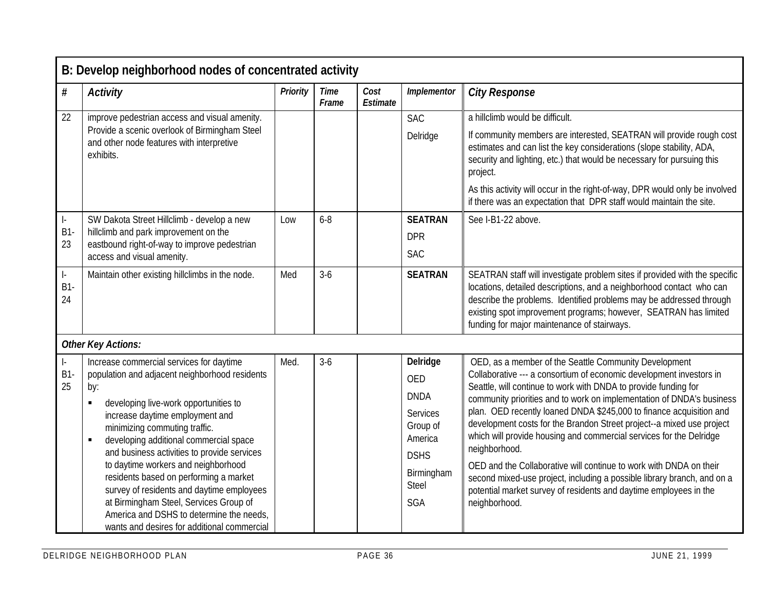| B: Develop neighborhood nodes of concentrated activity | | | | | | |
|---|---|---|---|---|---|---|
| **#** | ***Activity*** | ***Priority*** | ***Time Frame*** | ***Cost Estimate*** | ***Implementor*** | ***City Response*** |
| 22 | improve pedestrian access and visual amenity. Provide a scenic overlook of Birmingham Steel and other node features with interpretive exhibits. | | | | SAC<br>Delridge | a hillclimb would be difficult.<br>If community members are interested, SEATRAN will provide rough cost estimates and can list the key considerations (slope stability, ADA, security and lighting, etc.) that would be necessary for pursuing this project.<br>As this activity will occur in the right-of-way, DPR would only be involved if there was an expectation that DPR staff would maintain the site. |
| I-B1-23 | SW Dakota Street Hillclimb - develop a new hillclimb and park improvement on the eastbound right-of-way to improve pedestrian access and visual amenity. | Low | 6-8 | | **SEATRAN**<br>DPR<br>SAC | See I-B1-22 above. |
| I-B1-24 | Maintain other existing hillclimbs in the node. | Med | 3-6 | | **SEATRAN** | SEATRAN staff will investigate problem sites if provided with the specific locations, detailed descriptions, and a neighborhood contact who can describe the problems. Identified problems may be addressed through existing spot improvement programs; however, SEATRAN has limited funding for major maintenance of stairways. |
| ***Other Key Actions:*** | | | | | | |
| I-B1-25 | Increase commercial services for daytime population and adjacent neighborhood residents by:<br>▪ developing live-work opportunities to increase daytime employment and minimizing commuting traffic.<br>▪ developing additional commercial space and business activities to provide services to daytime workers and neighborhood residents based on performing a market survey of residents and daytime employees at Birmingham Steel, Services Group of America and DSHS to determine the needs, wants and desires for additional commercial | Med. | 3-6 | | **Delridge**<br>OED<br>DNDA<br>Services Group of America<br>DSHS<br>Birmingham Steel<br>SGA | OED, as a member of the Seattle Community Development Collaborative --- a consortium of economic development investors in Seattle, will continue to work with DNDA to provide funding for community priorities and to work on implementation of DNDA's business plan. OED recently loaned DNDA $245,000 to finance acquisition and development costs for the Brandon Street project--a mixed use project which will provide housing and commercial services for the Delridge neighborhood.<br>OED and the Collaborative will continue to work with DNDA on their second mixed-use project, including a possible library branch, and on a potential market survey of residents and daytime employees in the neighborhood. |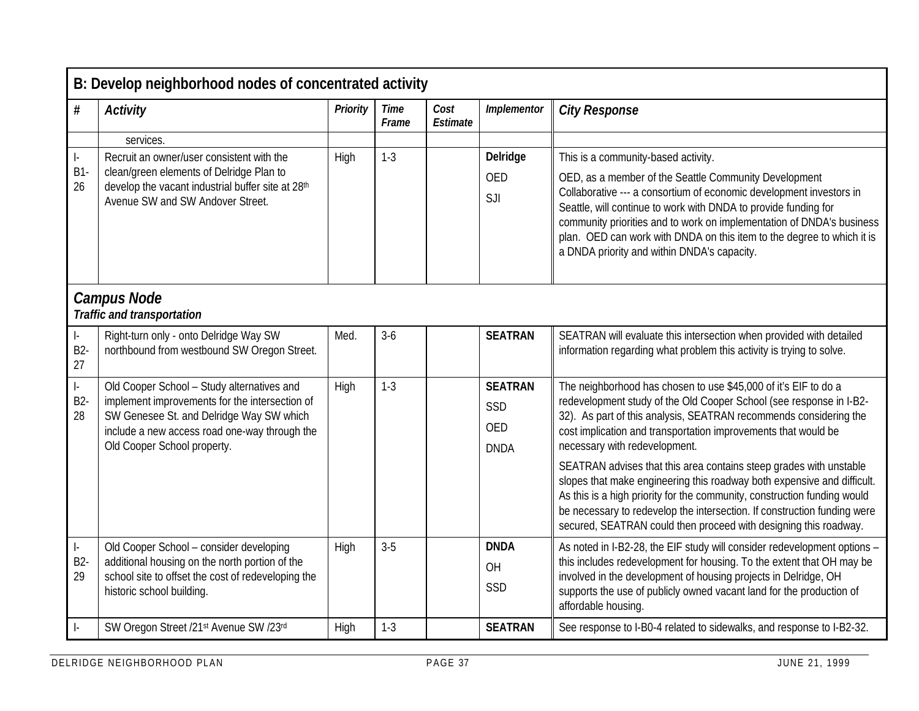## B: Develop neighborhood nodes of concentrated activity

| # | Activity | Priority | Time Frame | Cost Estimate | Implementor | City Response |
|---|---|---|---|---|---|---|
| | services. | | | | | |
| I-B1-26 | Recruit an owner/user consistent with the clean/green elements of Delridge Plan to develop the vacant industrial buffer site at 28th Avenue SW and SW Andover Street. | High | 1-3 | | **Delridge** OED SJI | This is a community-based activity. OED, as a member of the Seattle Community Development Collaborative --- a consortium of economic development investors in Seattle, will continue to work with DNDA to provide funding for community priorities and to work on implementation of DNDA's business plan. OED can work with DNDA on this item to the degree to which it is a DNDA priority and within DNDA's capacity. |
| ***Campus Node*** ***Traffic and transportation*** | | | | | | |
| I-B2-27 | Right-turn only - onto Delridge Way SW northbound from westbound SW Oregon Street. | Med. | 3-6 | | **SEATRAN** | SEATRAN will evaluate this intersection when provided with detailed information regarding what problem this activity is trying to solve. |
| I-B2-28 | Old Cooper School – Study alternatives and implement improvements for the intersection of SW Genesee St. and Delridge Way SW which include a new access road one-way through the Old Cooper School property. | High | 1-3 | | **SEATRAN** SSD OED DNDA | The neighborhood has chosen to use $45,000 of it's EIF to do a redevelopment study of the Old Cooper School (see response in I-B2-32). As part of this analysis, SEATRAN recommends considering the cost implication and transportation improvements that would be necessary with redevelopment. SEATRAN advises that this area contains steep grades with unstable slopes that make engineering this roadway both expensive and difficult. As this is a high priority for the community, construction funding would be necessary to redevelop the intersection. If construction funding were secured, SEATRAN could then proceed with designing this roadway. |
| I-B2-29 | Old Cooper School – consider developing additional housing on the north portion of the school site to offset the cost of redeveloping the historic school building. | High | 3-5 | | **DNDA** OH SSD | As noted in I-B2-28, the EIF study will consider redevelopment options – this includes redevelopment for housing. To the extent that OH may be involved in the development of housing projects in Delridge, OH supports the use of publicly owned vacant land for the production of affordable housing. |
| I- | SW Oregon Street /21st Avenue SW /23rd | High | 1-3 | | **SEATRAN** | See response to I-B0-4 related to sidewalks, and response to I-B2-32. |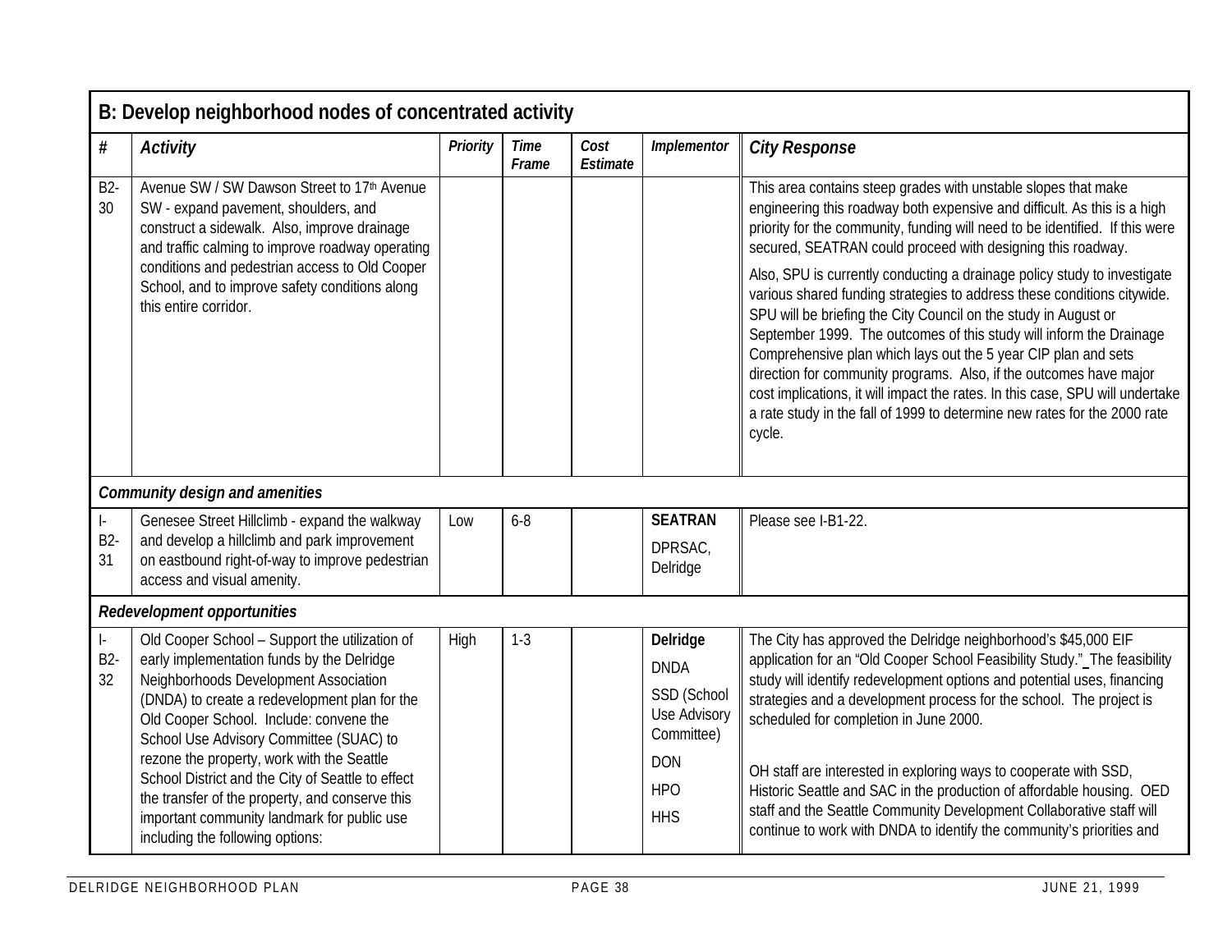| B: Develop neighborhood nodes of concentrated activity | | | | | | |
|---|---|---|---|---|---|---|
| **#** | ***Activity*** | ***Priority*** | ***Time Frame*** | ***Cost Estimate*** | ***Implementor*** | ***City Response*** |
| B2-30 | Avenue SW / SW Dawson Street to 17th Avenue SW - expand pavement, shoulders, and construct a sidewalk. Also, improve drainage and traffic calming to improve roadway operating conditions and pedestrian access to Old Cooper School, and to improve safety conditions along this entire corridor. | | | | | This area contains steep grades with unstable slopes that make engineering this roadway both expensive and difficult. As this is a high priority for the community, funding will need to be identified. If this were secured, SEATRAN could proceed with designing this roadway. Also, SPU is currently conducting a drainage policy study to investigate various shared funding strategies to address these conditions citywide. SPU will be briefing the City Council on the study in August or September 1999. The outcomes of this study will inform the Drainage Comprehensive plan which lays out the 5 year CIP plan and sets direction for community programs. Also, if the outcomes have major cost implications, it will impact the rates. In this case, SPU will undertake a rate study in the fall of 1999 to determine new rates for the 2000 rate cycle. |
| ***Community design and amenities*** | | | | | | |
| I-B2-31 | Genesee Street Hillclimb - expand the walkway and develop a hillclimb and park improvement on eastbound right-of-way to improve pedestrian access and visual amenity. | Low | 6-8 | | **SEATRAN** DPRSAC, Delridge | Please see I-B1-22. |
| ***Redevelopment opportunities*** | | | | | | |
| I-B2-32 | Old Cooper School – Support the utilization of early implementation funds by the Delridge Neighborhoods Development Association (DNDA) to create a redevelopment plan for the Old Cooper School. Include: convene the School Use Advisory Committee (SUAC) to rezone the property, work with the Seattle School District and the City of Seattle to effect the transfer of the property, and conserve this important community landmark for public use including the following options: | High | 1-3 | | **Delridge** DNDA SSD (School Use Advisory Committee) DON HPO HHS | The City has approved the Delridge neighborhood's $45,000 EIF application for an "Old Cooper School Feasibility Study." The feasibility study will identify redevelopment options and potential uses, financing strategies and a development process for the school. The project is scheduled for completion in June 2000. OH staff are interested in exploring ways to cooperate with SSD, Historic Seattle and SAC in the production of affordable housing. OED staff and the Seattle Community Development Collaborative staff will continue to work with DNDA to identify the community's priorities and |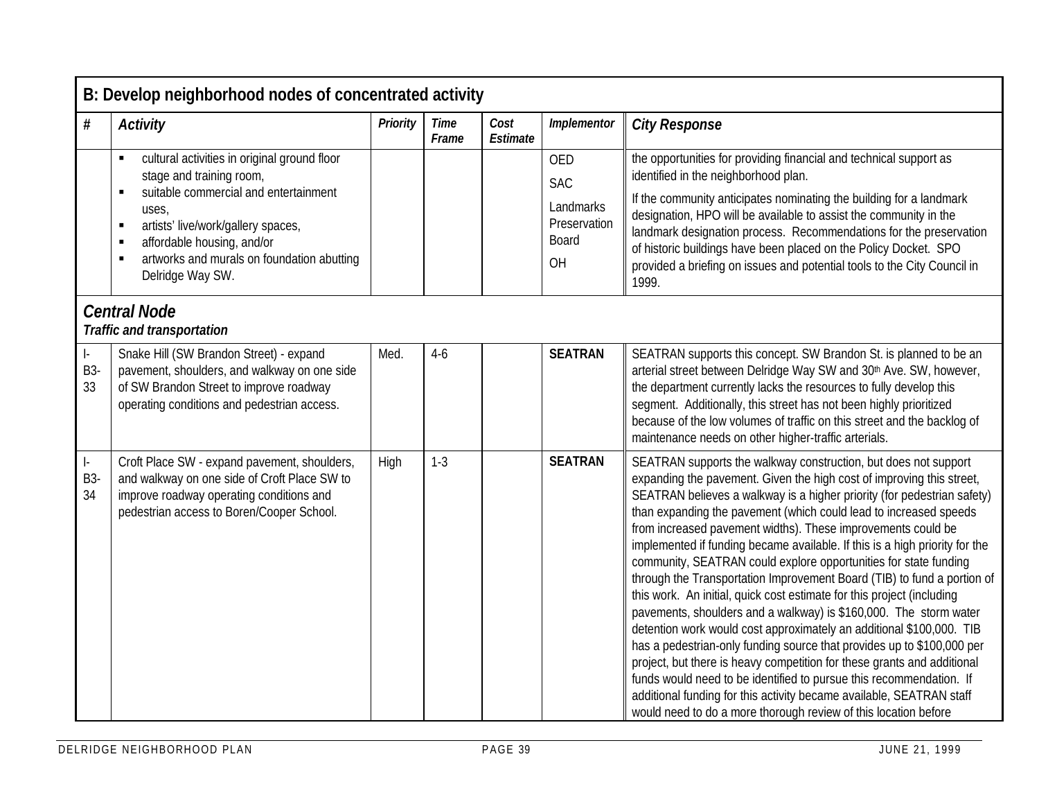## B: Develop neighborhood nodes of concentrated activity

| # | Activity | Priority | Time Frame | Cost Estimate | Implementor | City Response |
|---|---|---|---|---|---|---|
| | ▪ cultural activities in original ground floor stage and training room,<br>▪ suitable commercial and entertainment uses,<br>▪ artists' live/work/gallery spaces,<br>▪ affordable housing, and/or<br>▪ artworks and murals on foundation abutting Delridge Way SW. | | | | OED<br>SAC<br>Landmarks Preservation Board<br>OH | the opportunities for providing financial and technical support as identified in the neighborhood plan.<br>If the community anticipates nominating the building for a landmark designation, HPO will be available to assist the community in the landmark designation process. Recommendations for the preservation of historic buildings have been placed on the Policy Docket. SPO provided a briefing on issues and potential tools to the City Council in 1999. |
| ***Central Node***<br>***Traffic and transportation*** | | | | | | |
| I-B3-33 | Snake Hill (SW Brandon Street) - expand pavement, shoulders, and walkway on one side of SW Brandon Street to improve roadway operating conditions and pedestrian access. | Med. | 4-6 | | **SEATRAN** | SEATRAN supports this concept. SW Brandon St. is planned to be an arterial street between Delridge Way SW and 30th Ave. SW, however, the department currently lacks the resources to fully develop this segment. Additionally, this street has not been highly prioritized because of the low volumes of traffic on this street and the backlog of maintenance needs on other higher-traffic arterials. |
| I-B3-34 | Croft Place SW - expand pavement, shoulders, and walkway on one side of Croft Place SW to improve roadway operating conditions and pedestrian access to Boren/Cooper School. | High | 1-3 | | **SEATRAN** | SEATRAN supports the walkway construction, but does not support expanding the pavement. Given the high cost of improving this street, SEATRAN believes a walkway is a higher priority (for pedestrian safety) than expanding the pavement (which could lead to increased speeds from increased pavement widths). These improvements could be implemented if funding became available. If this is a high priority for the community, SEATRAN could explore opportunities for state funding through the Transportation Improvement Board (TIB) to fund a portion of this work. An initial, quick cost estimate for this project (including pavements, shoulders and a walkway) is $160,000. The storm water detention work would cost approximately an additional $100,000. TIB has a pedestrian-only funding source that provides up to $100,000 per project, but there is heavy competition for these grants and additional funds would need to be identified to pursue this recommendation. If additional funding for this activity became available, SEATRAN staff would need to do a more thorough review of this location before |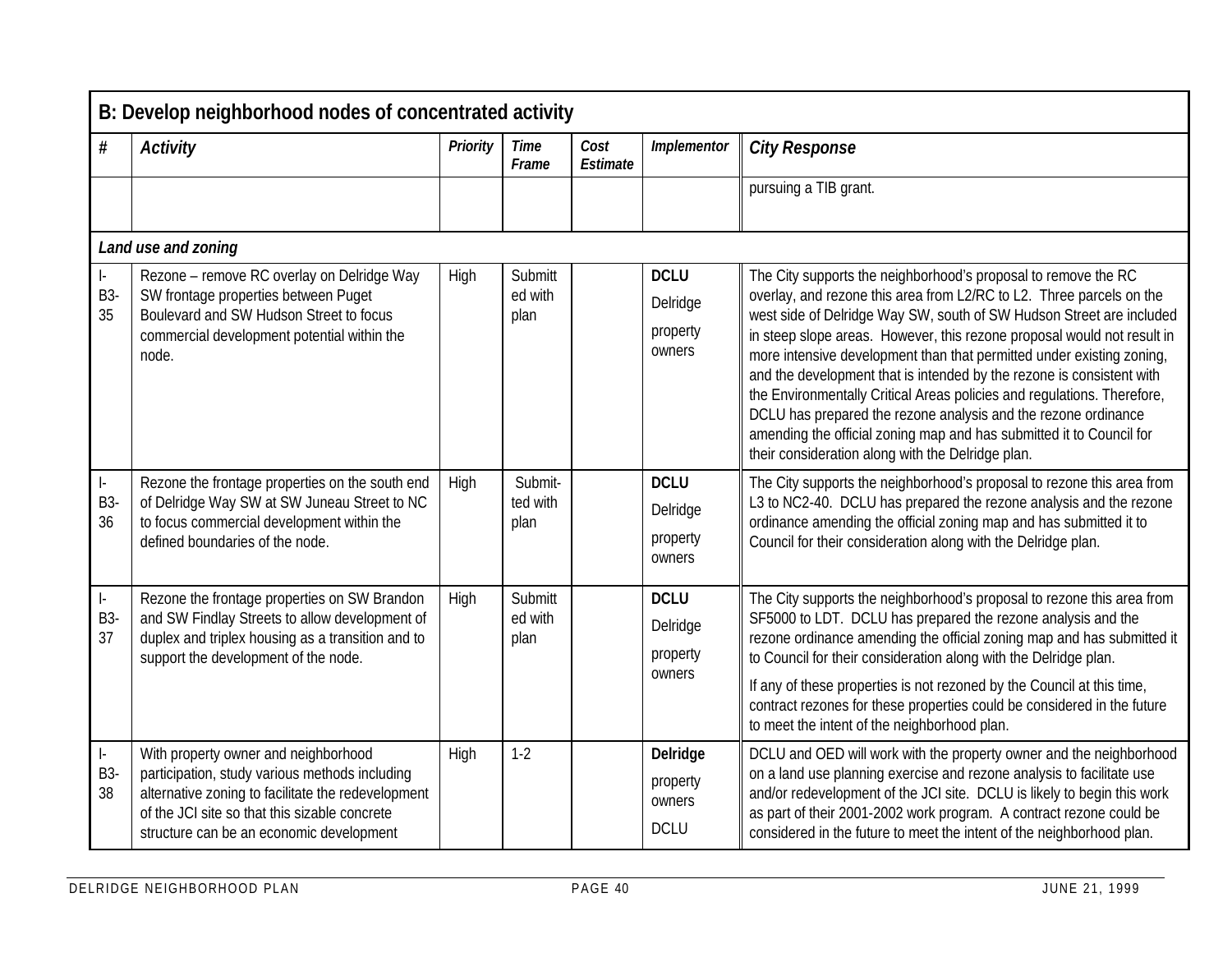## B: Develop neighborhood nodes of concentrated activity

| # | *Activity* | *Priority* | *Time Frame* | *Cost Estimate* | *Implementor* | *City Response* |
|---|---|---|---|---|---|---|
| | | | | | | pursuing a TIB grant. |
| ***Land use and zoning*** | | | | | | |
| I-B3-35 | Rezone – remove RC overlay on Delridge Way SW frontage properties between Puget Boulevard and SW Hudson Street to focus commercial development potential within the node. | High | Submitted with plan | | **DCLU** Delridge property owners | The City supports the neighborhood's proposal to remove the RC overlay, and rezone this area from L2/RC to L2. Three parcels on the west side of Delridge Way SW, south of SW Hudson Street are included in steep slope areas. However, this rezone proposal would not result in more intensive development than that permitted under existing zoning, and the development that is intended by the rezone is consistent with the Environmentally Critical Areas policies and regulations. Therefore, DCLU has prepared the rezone analysis and the rezone ordinance amending the official zoning map and has submitted it to Council for their consideration along with the Delridge plan. |
| I-B3-36 | Rezone the frontage properties on the south end of Delridge Way SW at SW Juneau Street to NC to focus commercial development within the defined boundaries of the node. | High | Submitted with plan | | **DCLU** Delridge property owners | The City supports the neighborhood's proposal to rezone this area from L3 to NC2-40. DCLU has prepared the rezone analysis and the rezone ordinance amending the official zoning map and has submitted it to Council for their consideration along with the Delridge plan. |
| I-B3-37 | Rezone the frontage properties on SW Brandon and SW Findlay Streets to allow development of duplex and triplex housing as a transition and to support the development of the node. | High | Submitted with plan | | **DCLU** Delridge property owners | The City supports the neighborhood's proposal to rezone this area from SF5000 to LDT. DCLU has prepared the rezone analysis and the rezone ordinance amending the official zoning map and has submitted it to Council for their consideration along with the Delridge plan.<br><br>If any of these properties is not rezoned by the Council at this time, contract rezones for these properties could be considered in the future to meet the intent of the neighborhood plan. |
| I-B3-38 | With property owner and neighborhood participation, study various methods including alternative zoning to facilitate the redevelopment of the JCI site so that this sizable concrete structure can be an economic development | High | 1-2 | | **Delridge** property owners DCLU | DCLU and OED will work with the property owner and the neighborhood on a land use planning exercise and rezone analysis to facilitate use and/or redevelopment of the JCI site. DCLU is likely to begin this work as part of their 2001-2002 work program. A contract rezone could be considered in the future to meet the intent of the neighborhood plan. |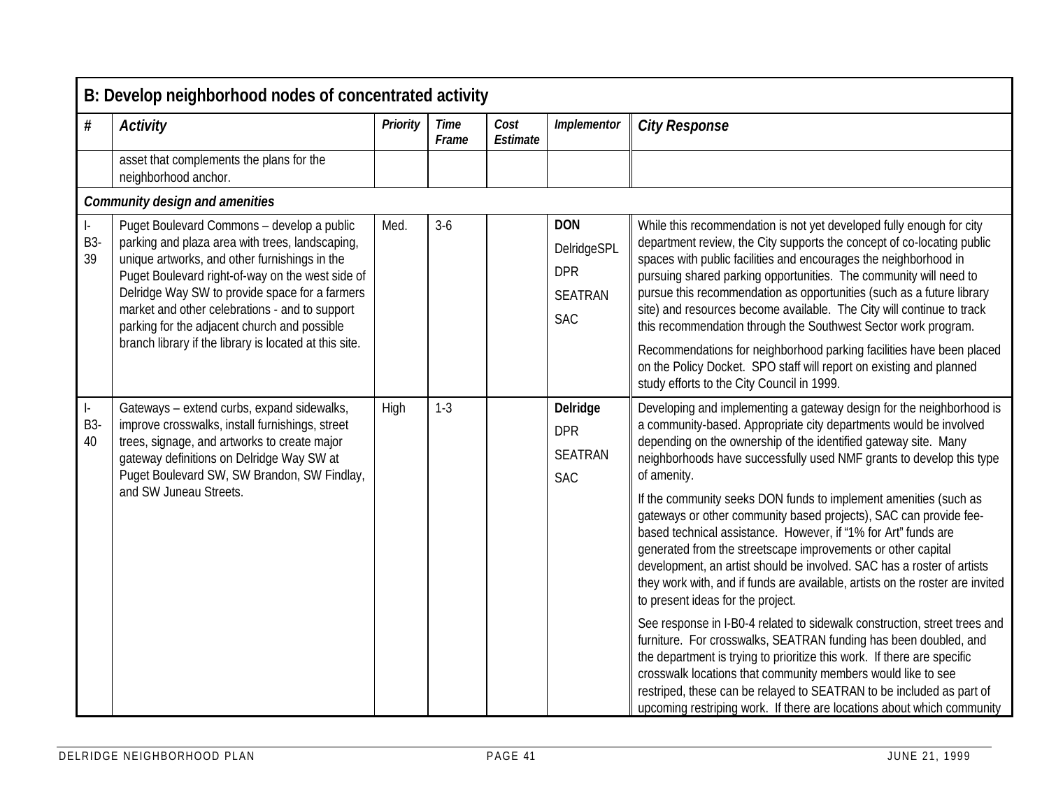## B: Develop neighborhood nodes of concentrated activity

| # | Activity | Priority | Time Frame | Cost Estimate | Implementor | City Response |
|---|---|---|---|---|---|---|
| | asset that complements the plans for the neighborhood anchor. | | | | | |
| ***Community design and amenities*** | | | | | | |
| I-B3-39 | Puget Boulevard Commons – develop a public parking and plaza area with trees, landscaping, unique artworks, and other furnishings in the Puget Boulevard right-of-way on the west side of Delridge Way SW to provide space for a farmers market and other celebrations - and to support parking for the adjacent church and possible branch library if the library is located at this site. | Med. | 3-6 | | **DON** DelridgeSPL DPR SEATRAN SAC | While this recommendation is not yet developed fully enough for city department review, the City supports the concept of co-locating public spaces with public facilities and encourages the neighborhood in pursuing shared parking opportunities. The community will need to pursue this recommendation as opportunities (such as a future library site) and resources become available. The City will continue to track this recommendation through the Southwest Sector work program.<br><br>Recommendations for neighborhood parking facilities have been placed on the Policy Docket. SPO staff will report on existing and planned study efforts to the City Council in 1999. |
| I-B3-40 | Gateways – extend curbs, expand sidewalks, improve crosswalks, install furnishings, street trees, signage, and artworks to create major gateway definitions on Delridge Way SW at Puget Boulevard SW, SW Brandon, SW Findlay, and SW Juneau Streets. | High | 1-3 | | **Delridge** DPR SEATRAN SAC | Developing and implementing a gateway design for the neighborhood is a community-based. Appropriate city departments would be involved depending on the ownership of the identified gateway site. Many neighborhoods have successfully used NMF grants to develop this type of amenity.<br><br>If the community seeks DON funds to implement amenities (such as gateways or other community based projects), SAC can provide fee-based technical assistance. However, if "1% for Art" funds are generated from the streetscape improvements or other capital development, an artist should be involved. SAC has a roster of artists they work with, and if funds are available, artists on the roster are invited to present ideas for the project.<br><br>See response in I-B0-4 related to sidewalk construction, street trees and furniture. For crosswalks, SEATRAN funding has been doubled, and the department is trying to prioritize this work. If there are specific crosswalk locations that community members would like to see restriped, these can be relayed to SEATRAN to be included as part of upcoming restriping work. If there are locations about which community |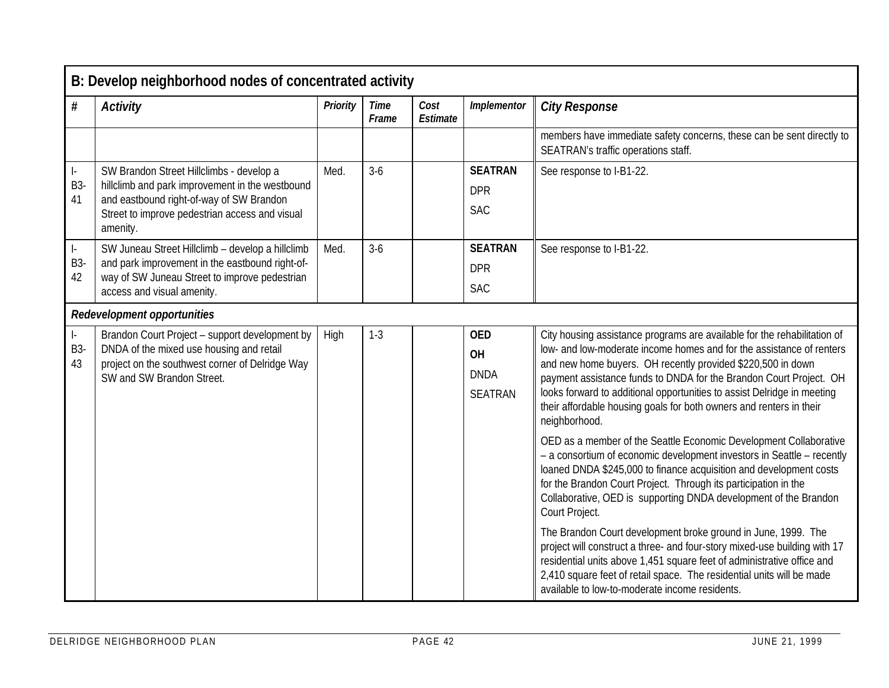## B: Develop neighborhood nodes of concentrated activity

| # | *Activity* | *Priority* | *Time Frame* | *Cost Estimate* | *Implementor* | *City Response* |
|---|---|---|---|---|---|---|
| | | | | | | members have immediate safety concerns, these can be sent directly to SEATRAN's traffic operations staff. |
| I-B3-41 | SW Brandon Street Hillclimbs - develop a hillclimb and park improvement in the westbound and eastbound right-of-way of SW Brandon Street to improve pedestrian access and visual amenity. | Med. | 3-6 | | **SEATRAN** DPR SAC | See response to I-B1-22. |
| I-B3-42 | SW Juneau Street Hillclimb – develop a hillclimb and park improvement in the eastbound right-of-way of SW Juneau Street to improve pedestrian access and visual amenity. | Med. | 3-6 | | **SEATRAN** DPR SAC | See response to I-B1-22. |
| ***Redevelopment opportunities*** | | | | | | |
| I-B3-43 | Brandon Court Project – support development by DNDA of the mixed use housing and retail project on the southwest corner of Delridge Way SW and SW Brandon Street. | High | 1-3 | | **OED** **OH** DNDA SEATRAN | City housing assistance programs are available for the rehabilitation of low- and low-moderate income homes and for the assistance of renters and new home buyers. OH recently provided $220,500 in down payment assistance funds to DNDA for the Brandon Court Project. OH looks forward to additional opportunities to assist Delridge in meeting their affordable housing goals for both owners and renters in their neighborhood.<br><br>OED as a member of the Seattle Economic Development Collaborative – a consortium of economic development investors in Seattle – recently loaned DNDA $245,000 to finance acquisition and development costs for the Brandon Court Project. Through its participation in the Collaborative, OED is supporting DNDA development of the Brandon Court Project.<br><br>The Brandon Court development broke ground in June, 1999. The project will construct a three- and four-story mixed-use building with 17 residential units above 1,451 square feet of administrative office and 2,410 square feet of retail space. The residential units will be made available to low-to-moderate income residents. |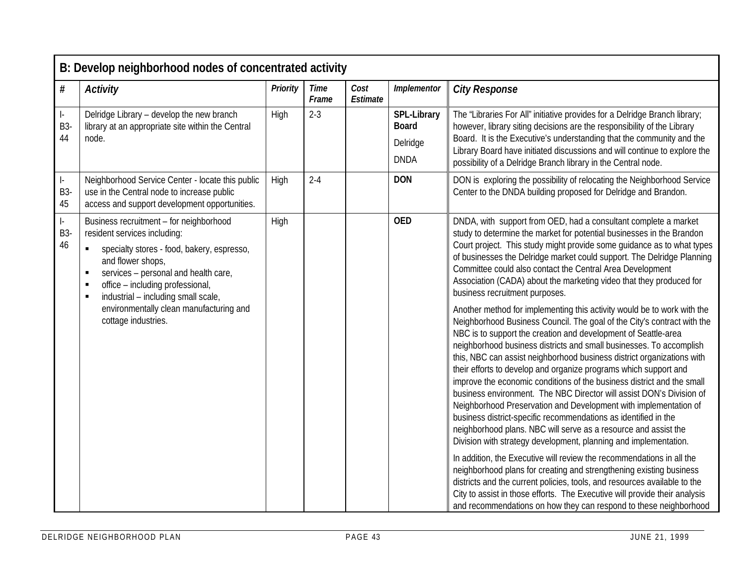| B: Develop neighborhood nodes of concentrated activity | | | | | | |
|---|---|---|---|---|---|---|
| **#** | ***Activity*** | ***Priority*** | ***Time Frame*** | ***Cost Estimate*** | ***Implementor*** | ***City Response*** |
| I-B3-44 | Delridge Library – develop the new branch library at an appropriate site within the Central node. | High | 2-3 | | **SPL-Library Board**<br>Delridge<br>DNDA | The "Libraries For All" initiative provides for a Delridge Branch library; however, library siting decisions are the responsibility of the Library Board. It is the Executive's understanding that the community and the Library Board have initiated discussions and will continue to explore the possibility of a Delridge Branch library in the Central node. |
| I-B3-45 | Neighborhood Service Center - locate this public use in the Central node to increase public access and support development opportunities. | High | 2-4 | | **DON** | DON is exploring the possibility of relocating the Neighborhood Service Center to the DNDA building proposed for Delridge and Brandon. |
| I-B3-46 | Business recruitment – for neighborhood resident services including:<br>▪ specialty stores - food, bakery, espresso, and flower shops,<br>▪ services – personal and health care,<br>▪ office – including professional,<br>▪ industrial – including small scale, environmentally clean manufacturing and cottage industries. | High | | | **OED** | DNDA, with support from OED, had a consultant complete a market study to determine the market for potential businesses in the Brandon Court project. This study might provide some guidance as to what types of businesses the Delridge market could support. The Delridge Planning Committee could also contact the Central Area Development Association (CADA) about the marketing video that they produced for business recruitment purposes.<br><br>Another method for implementing this activity would be to work with the Neighborhood Business Council. The goal of the City's contract with the NBC is to support the creation and development of Seattle-area neighborhood business districts and small businesses. To accomplish this, NBC can assist neighborhood business district organizations with their efforts to develop and organize programs which support and improve the economic conditions of the business district and the small business environment. The NBC Director will assist DON's Division of Neighborhood Preservation and Development with implementation of business district-specific recommendations as identified in the neighborhood plans. NBC will serve as a resource and assist the Division with strategy development, planning and implementation.<br><br>In addition, the Executive will review the recommendations in all the neighborhood plans for creating and strengthening existing business districts and the current policies, tools, and resources available to the City to assist in those efforts. The Executive will provide their analysis and recommendations on how they can respond to these neighborhood |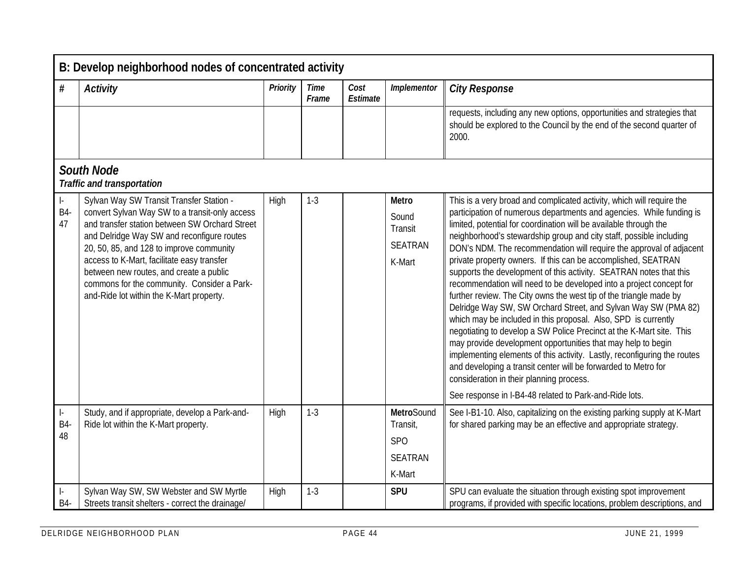## B: Develop neighborhood nodes of concentrated activity

| # | Activity | Priority | Time Frame | Cost Estimate | Implementor | City Response |
|---|---|---|---|---|---|---|
| | | | | | | requests, including any new options, opportunities and strategies that should be explored to the Council by the end of the second quarter of 2000. |
| ***South Node*** ***Traffic and transportation*** | | | | | | |
| I-B4-47 | Sylvan Way SW Transit Transfer Station - convert Sylvan Way SW to a transit-only access and transfer station between SW Orchard Street and Delridge Way SW and reconfigure routes 20, 50, 85, and 128 to improve community access to K-Mart, facilitate easy transfer between new routes, and create a public commons for the community. Consider a Park-and-Ride lot within the K-Mart property. | High | 1-3 | | **Metro** Sound Transit SEATRAN K-Mart | This is a very broad and complicated activity, which will require the participation of numerous departments and agencies. While funding is limited, potential for coordination will be available through the neighborhood's stewardship group and city staff, possible including DON's NDM. The recommendation will require the approval of adjacent private property owners. If this can be accomplished, SEATRAN supports the development of this activity. SEATRAN notes that this recommendation will need to be developed into a project concept for further review. The City owns the west tip of the triangle made by Delridge Way SW, SW Orchard Street, and Sylvan Way SW (PMA 82) which may be included in this proposal. Also, SPD is currently negotiating to develop a SW Police Precinct at the K-Mart site. This may provide development opportunities that may help to begin implementing elements of this activity. Lastly, reconfiguring the routes and developing a transit center will be forwarded to Metro for consideration in their planning process. See response in I-B4-48 related to Park-and-Ride lots. |
| I-B4-48 | Study, and if appropriate, develop a Park-and-Ride lot within the K-Mart property. | High | 1-3 | | **Metro**Sound Transit, SPO SEATRAN K-Mart | See I-B1-10. Also, capitalizing on the existing parking supply at K-Mart for shared parking may be an effective and appropriate strategy. |
| I-B4- | Sylvan Way SW, SW Webster and SW Myrtle Streets transit shelters - correct the drainage/ | High | 1-3 | | **SPU** | SPU can evaluate the situation through existing spot improvement programs, if provided with specific locations, problem descriptions, and |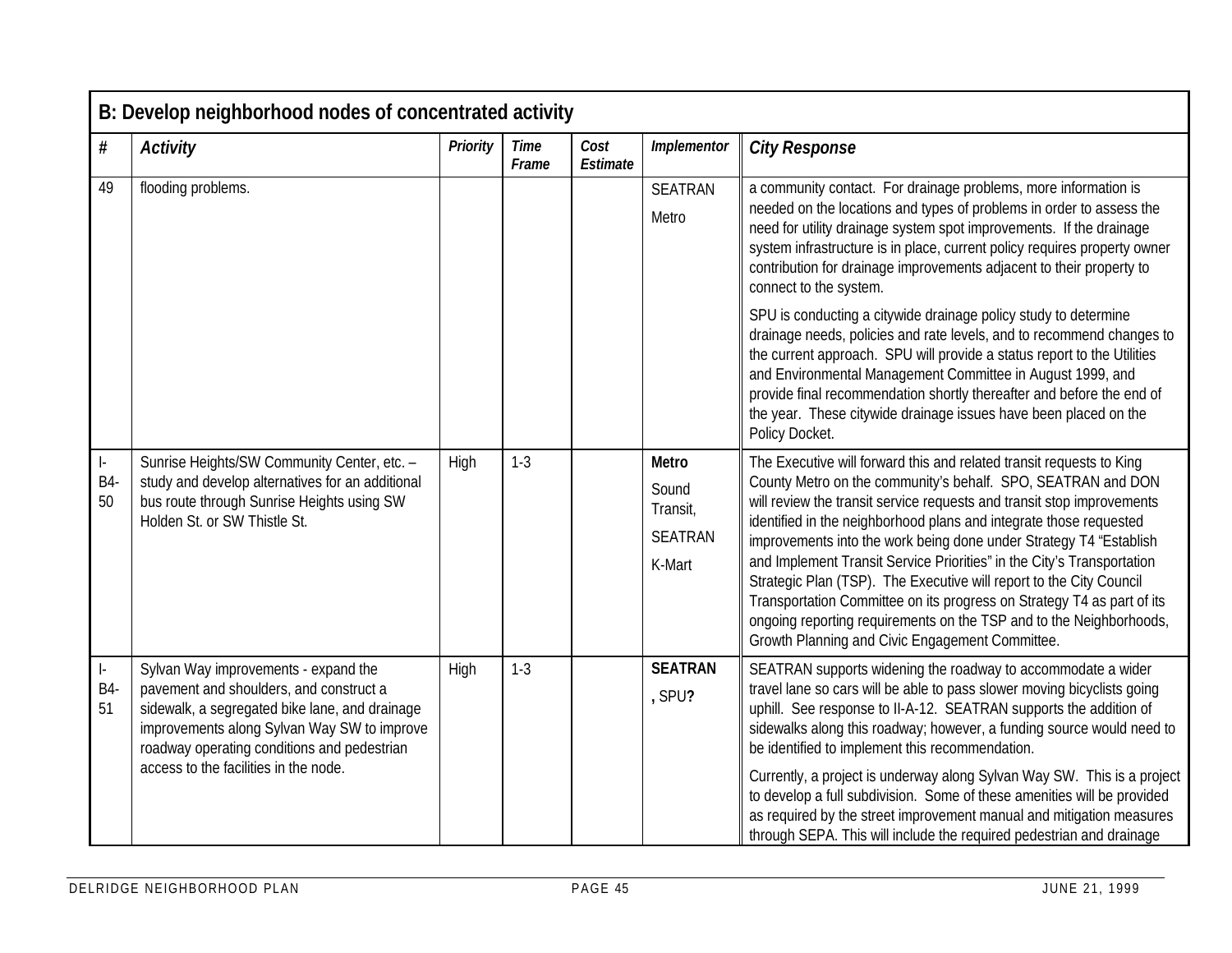| B: Develop neighborhood nodes of concentrated activity | | | | | | |
|---|---|---|---|---|---|---|
| **#** | ***Activity*** | ***Priority*** | ***Time Frame*** | ***Cost Estimate*** | ***Implementor*** | ***City Response*** |
| 49 | flooding problems. | | | | SEATRAN<br>Metro | a community contact. For drainage problems, more information is needed on the locations and types of problems in order to assess the need for utility drainage system spot improvements. If the drainage system infrastructure is in place, current policy requires property owner contribution for drainage improvements adjacent to their property to connect to the system.<br><br>SPU is conducting a citywide drainage policy study to determine drainage needs, policies and rate levels, and to recommend changes to the current approach. SPU will provide a status report to the Utilities and Environmental Management Committee in August 1999, and provide final recommendation shortly thereafter and before the end of the year. These citywide drainage issues have been placed on the Policy Docket. |
| I-B4-50 | Sunrise Heights/SW Community Center, etc. – study and develop alternatives for an additional bus route through Sunrise Heights using SW Holden St. or SW Thistle St. | High | 1-3 | | **Metro**<br>Sound Transit,<br>SEATRAN<br>K-Mart | The Executive will forward this and related transit requests to King County Metro on the community's behalf. SPO, SEATRAN and DON will review the transit service requests and transit stop improvements identified in the neighborhood plans and integrate those requested improvements into the work being done under Strategy T4 "Establish and Implement Transit Service Priorities" in the City's Transportation Strategic Plan (TSP). The Executive will report to the City Council Transportation Committee on its progress on Strategy T4 as part of its ongoing reporting requirements on the TSP and to the Neighborhoods, Growth Planning and Civic Engagement Committee. |
| I-B4-51 | Sylvan Way improvements - expand the pavement and shoulders, and construct a sidewalk, a segregated bike lane, and drainage improvements along Sylvan Way SW to improve roadway operating conditions and pedestrian access to the facilities in the node. | High | 1-3 | | **SEATRAN, SPU?** | SEATRAN supports widening the roadway to accommodate a wider travel lane so cars will be able to pass slower moving bicyclists going uphill. See response to II-A-12. SEATRAN supports the addition of sidewalks along this roadway; however, a funding source would need to be identified to implement this recommendation.<br><br>Currently, a project is underway along Sylvan Way SW. This is a project to develop a full subdivision. Some of these amenities will be provided as required by the street improvement manual and mitigation measures through SEPA. This will include the required pedestrian and drainage |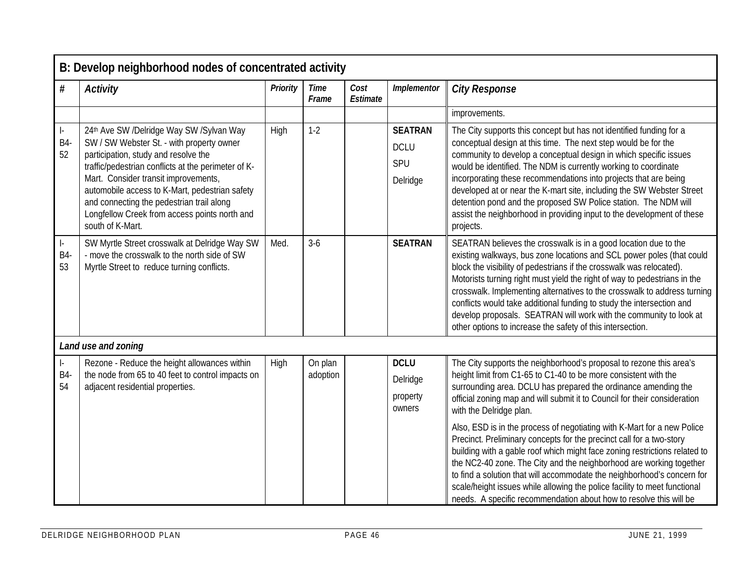| B: Develop neighborhood nodes of concentrated activity | | | | | | |
|---|---|---|---|---|---|---|
| **#** | **Activity** | **Priority** | **Time Frame** | **Cost Estimate** | **Implementor** | **City Response** |
| | | | | | | improvements. |
| I-B4-52 | 24th Ave SW /Delridge Way SW /Sylvan Way SW / SW Webster St. - with property owner participation, study and resolve the traffic/pedestrian conflicts at the perimeter of K-Mart. Consider transit improvements, automobile access to K-Mart, pedestrian safety and connecting the pedestrian trail along Longfellow Creek from access points north and south of K-Mart. | High | 1-2 | | **SEATRAN** DCLU SPU Delridge | The City supports this concept but has not identified funding for a conceptual design at this time. The next step would be for the community to develop a conceptual design in which specific issues would be identified. The NDM is currently working to coordinate incorporating these recommendations into projects that are being developed at or near the K-mart site, including the SW Webster Street detention pond and the proposed SW Police station. The NDM will assist the neighborhood in providing input to the development of these projects. |
| I-B4-53 | SW Myrtle Street crosswalk at Delridge Way SW - move the crosswalk to the north side of SW Myrtle Street to reduce turning conflicts. | Med. | 3-6 | | **SEATRAN** | SEATRAN believes the crosswalk is in a good location due to the existing walkways, bus zone locations and SCL power poles (that could block the visibility of pedestrians if the crosswalk was relocated). Motorists turning right must yield the right of way to pedestrians in the crosswalk. Implementing alternatives to the crosswalk to address turning conflicts would take additional funding to study the intersection and develop proposals. SEATRAN will work with the community to look at other options to increase the safety of this intersection. |
| ***Land use and zoning*** | | | | | | |
| I-B4-54 | Rezone - Reduce the height allowances within the node from 65 to 40 feet to control impacts on adjacent residential properties. | High | On plan adoption | | **DCLU** Delridge property owners | The City supports the neighborhood's proposal to rezone this area's height limit from C1-65 to C1-40 to be more consistent with the surrounding area. DCLU has prepared the ordinance amending the official zoning map and will submit it to Council for their consideration with the Delridge plan. Also, ESD is in the process of negotiating with K-Mart for a new Police Precinct. Preliminary concepts for the precinct call for a two-story building with a gable roof which might face zoning restrictions related to the NC2-40 zone. The City and the neighborhood are working together to find a solution that will accommodate the neighborhood's concern for scale/height issues while allowing the police facility to meet functional needs. A specific recommendation about how to resolve this will be |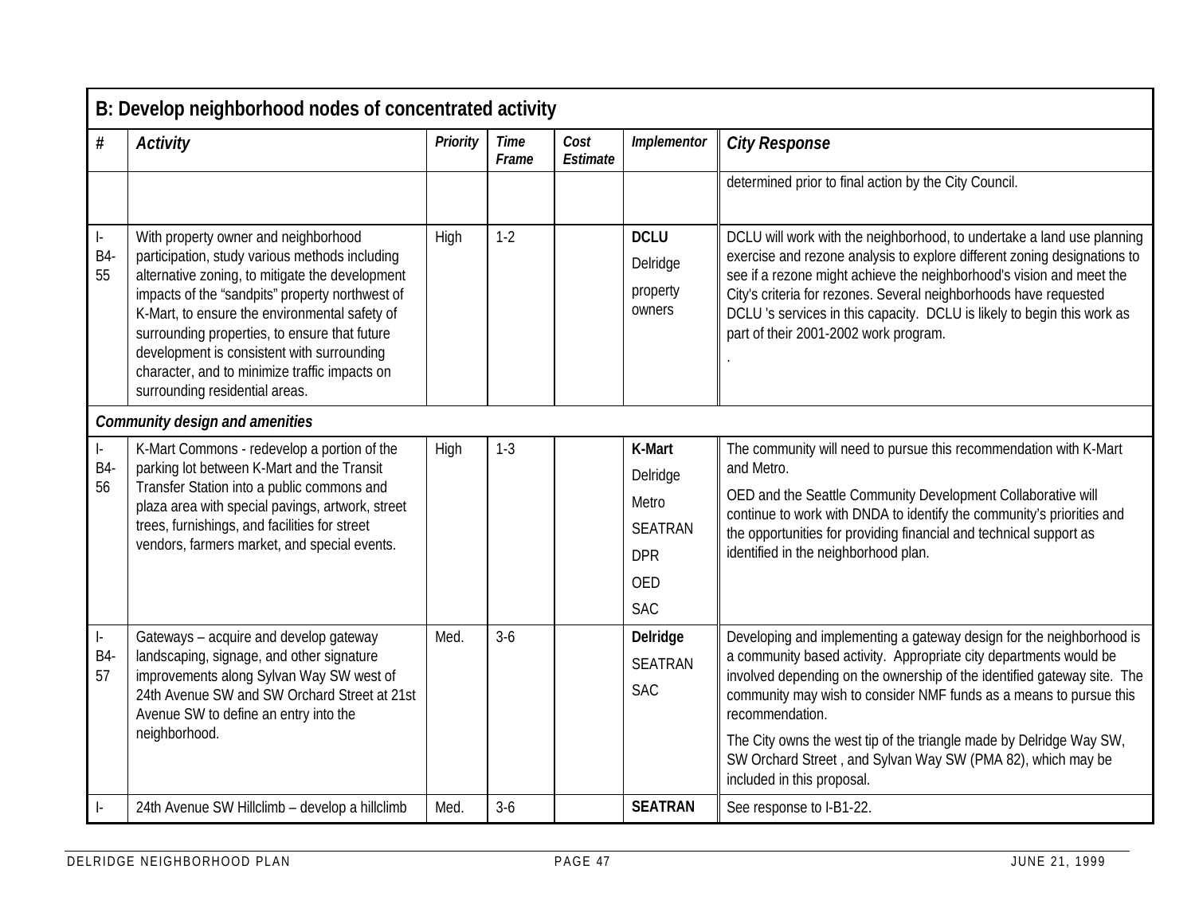| B: Develop neighborhood nodes of concentrated activity | | | | | | |
|---|---|---|---|---|---|---|
| **#** | ***Activity*** | ***Priority*** | ***Time Frame*** | ***Cost Estimate*** | ***Implementor*** | ***City Response*** |
| | | | | | | determined prior to final action by the City Council. |
| I-B4-55 | With property owner and neighborhood participation, study various methods including alternative zoning, to mitigate the development impacts of the "sandpits" property northwest of K-Mart, to ensure the environmental safety of surrounding properties, to ensure that future development is consistent with surrounding character, and to minimize traffic impacts on surrounding residential areas. | High | 1-2 | | **DCLU** Delridge property owners | DCLU will work with the neighborhood, to undertake a land use planning exercise and rezone analysis to explore different zoning designations to see if a rezone might achieve the neighborhood's vision and meet the City's criteria for rezones. Several neighborhoods have requested DCLU 's services in this capacity. DCLU is likely to begin this work as part of their 2001-2002 work program. . |
| ***Community design and amenities*** | | | | | | |
| I-B4-56 | K-Mart Commons - redevelop a portion of the parking lot between K-Mart and the Transit Transfer Station into a public commons and plaza area with special pavings, artwork, street trees, furnishings, and facilities for street vendors, farmers market, and special events. | High | 1-3 | | **K-Mart** Delridge Metro SEATRAN DPR OED SAC | The community will need to pursue this recommendation with K-Mart and Metro. OED and the Seattle Community Development Collaborative will continue to work with DNDA to identify the community's priorities and the opportunities for providing financial and technical support as identified in the neighborhood plan. |
| I-B4-57 | Gateways – acquire and develop gateway landscaping, signage, and other signature improvements along Sylvan Way SW west of 24th Avenue SW and SW Orchard Street at 21st Avenue SW to define an entry into the neighborhood. | Med. | 3-6 | | **Delridge** SEATRAN SAC | Developing and implementing a gateway design for the neighborhood is a community based activity. Appropriate city departments would be involved depending on the ownership of the identified gateway site. The community may wish to consider NMF funds as a means to pursue this recommendation. The City owns the west tip of the triangle made by Delridge Way SW, SW Orchard Street , and Sylvan Way SW (PMA 82), which may be included in this proposal. |
| I- | 24th Avenue SW Hillclimb – develop a hillclimb | Med. | 3-6 | | **SEATRAN** | See response to I-B1-22. |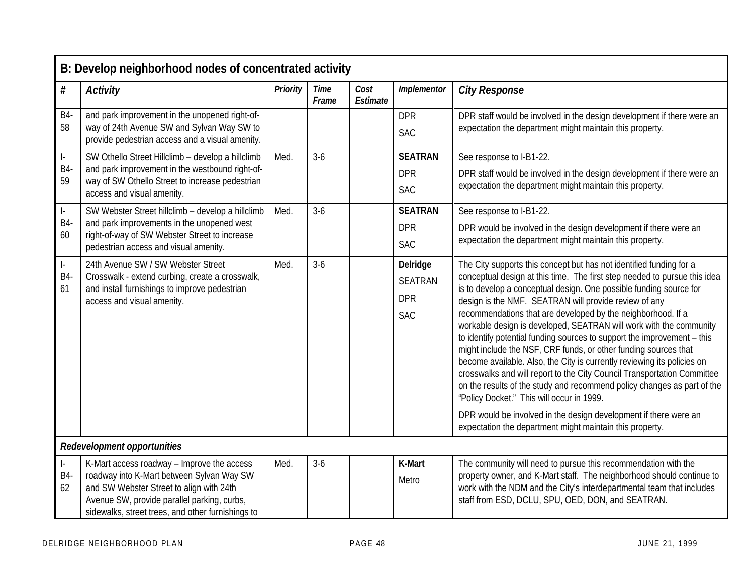## B: Develop neighborhood nodes of concentrated activity

| # | *Activity* | *Priority* | *Time Frame* | *Cost Estimate* | *Implementor* | *City Response* |
|---|---|---|---|---|---|---|
| B4-58 | and park improvement in the unopened right-of-way of 24th Avenue SW and Sylvan Way SW to provide pedestrian access and a visual amenity. | | | | DPR<br>SAC | DPR staff would be involved in the design development if there were an expectation the department might maintain this property. |
| I-B4-59 | SW Othello Street Hillclimb – develop a hillclimb and park improvement in the westbound right-of-way of SW Othello Street to increase pedestrian access and visual amenity. | Med. | 3-6 | | **SEATRAN**<br>DPR<br>SAC | See response to I-B1-22.<br>DPR staff would be involved in the design development if there were an expectation the department might maintain this property. |
| I-B4-60 | SW Webster Street hillclimb – develop a hillclimb and park improvements in the unopened west right-of-way of SW Webster Street to increase pedestrian access and visual amenity. | Med. | 3-6 | | **SEATRAN**<br>DPR<br>SAC | See response to I-B1-22.<br>DPR would be involved in the design development if there were an expectation the department might maintain this property. |
| I-B4-61 | 24th Avenue SW / SW Webster Street Crosswalk - extend curbing, create a crosswalk, and install furnishings to improve pedestrian access and visual amenity. | Med. | 3-6 | | **Delridge**<br>SEATRAN<br>DPR<br>SAC | The City supports this concept but has not identified funding for a conceptual design at this time. The first step needed to pursue this idea is to develop a conceptual design. One possible funding source for design is the NMF. SEATRAN will provide review of any recommendations that are developed by the neighborhood. If a workable design is developed, SEATRAN will work with the community to identify potential funding sources to support the improvement – this might include the NSF, CRF funds, or other funding sources that become available. Also, the City is currently reviewing its policies on crosswalks and will report to the City Council Transportation Committee on the results of the study and recommend policy changes as part of the "Policy Docket." This will occur in 1999.<br>DPR would be involved in the design development if there were an expectation the department might maintain this property. |
| ***Redevelopment opportunities*** | | | | | | |
| I-B4-62 | K-Mart access roadway – Improve the access roadway into K-Mart between Sylvan Way SW and SW Webster Street to align with 24th Avenue SW, provide parallel parking, curbs, sidewalks, street trees, and other furnishings to | Med. | 3-6 | | **K-Mart**<br>Metro | The community will need to pursue this recommendation with the property owner, and K-Mart staff. The neighborhood should continue to work with the NDM and the City's interdepartmental team that includes staff from ESD, DCLU, SPU, OED, DON, and SEATRAN. |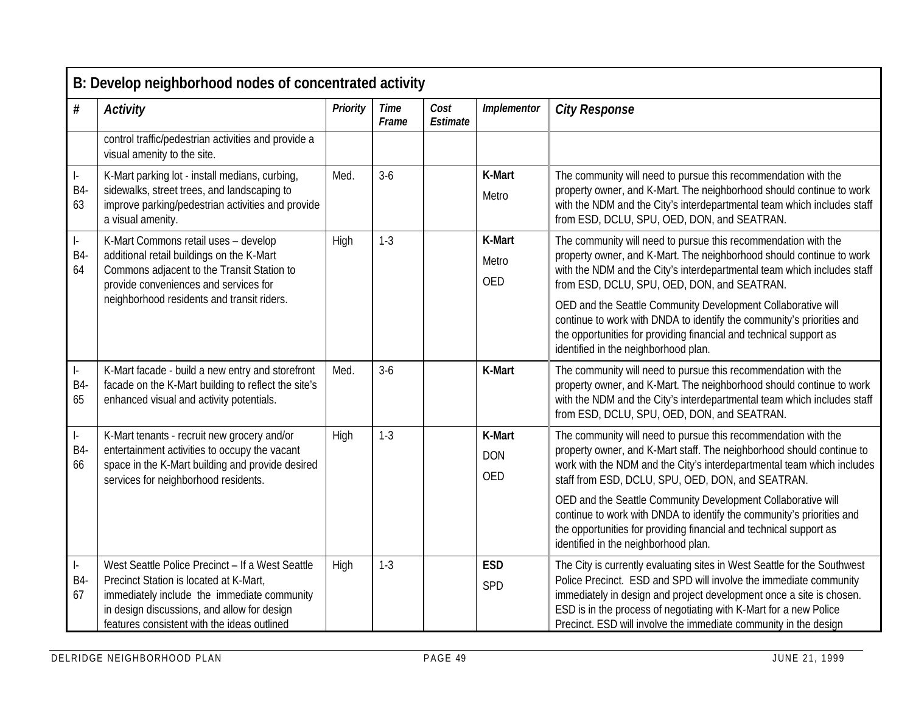## B: Develop neighborhood nodes of concentrated activity

| # | Activity | Priority | Time Frame | Cost Estimate | Implementor | City Response |
|---|---|---|---|---|---|---|
| | control traffic/pedestrian activities and provide a visual amenity to the site. | | | | | |
| I-B4-63 | K-Mart parking lot - install medians, curbing, sidewalks, street trees, and landscaping to improve parking/pedestrian activities and provide a visual amenity. | Med. | 3-6 | | **K-Mart** Metro | The community will need to pursue this recommendation with the property owner, and K-Mart. The neighborhood should continue to work with the NDM and the City's interdepartmental team which includes staff from ESD, DCLU, SPU, OED, DON, and SEATRAN. |
| I-B4-64 | K-Mart Commons retail uses – develop additional retail buildings on the K-Mart Commons adjacent to the Transit Station to provide conveniences and services for neighborhood residents and transit riders. | High | 1-3 | | **K-Mart** Metro OED | The community will need to pursue this recommendation with the property owner, and K-Mart. The neighborhood should continue to work with the NDM and the City's interdepartmental team which includes staff from ESD, DCLU, SPU, OED, DON, and SEATRAN. OED and the Seattle Community Development Collaborative will continue to work with DNDA to identify the community's priorities and the opportunities for providing financial and technical support as identified in the neighborhood plan. |
| I-B4-65 | K-Mart facade - build a new entry and storefront facade on the K-Mart building to reflect the site's enhanced visual and activity potentials. | Med. | 3-6 | | **K-Mart** | The community will need to pursue this recommendation with the property owner, and K-Mart. The neighborhood should continue to work with the NDM and the City's interdepartmental team which includes staff from ESD, DCLU, SPU, OED, DON, and SEATRAN. |
| I-B4-66 | K-Mart tenants - recruit new grocery and/or entertainment activities to occupy the vacant space in the K-Mart building and provide desired services for neighborhood residents. | High | 1-3 | | **K-Mart** DON OED | The community will need to pursue this recommendation with the property owner, and K-Mart staff. The neighborhood should continue to work with the NDM and the City's interdepartmental team which includes staff from ESD, DCLU, SPU, OED, DON, and SEATRAN. OED and the Seattle Community Development Collaborative will continue to work with DNDA to identify the community's priorities and the opportunities for providing financial and technical support as identified in the neighborhood plan. |
| I-B4-67 | West Seattle Police Precinct – If a West Seattle Precinct Station is located at K-Mart, immediately include the immediate community in design discussions, and allow for design features consistent with the ideas outlined | High | 1-3 | | **ESD** SPD | The City is currently evaluating sites in West Seattle for the Southwest Police Precinct. ESD and SPD will involve the immediate community immediately in design and project development once a site is chosen. ESD is in the process of negotiating with K-Mart for a new Police Precinct. ESD will involve the immediate community in the design |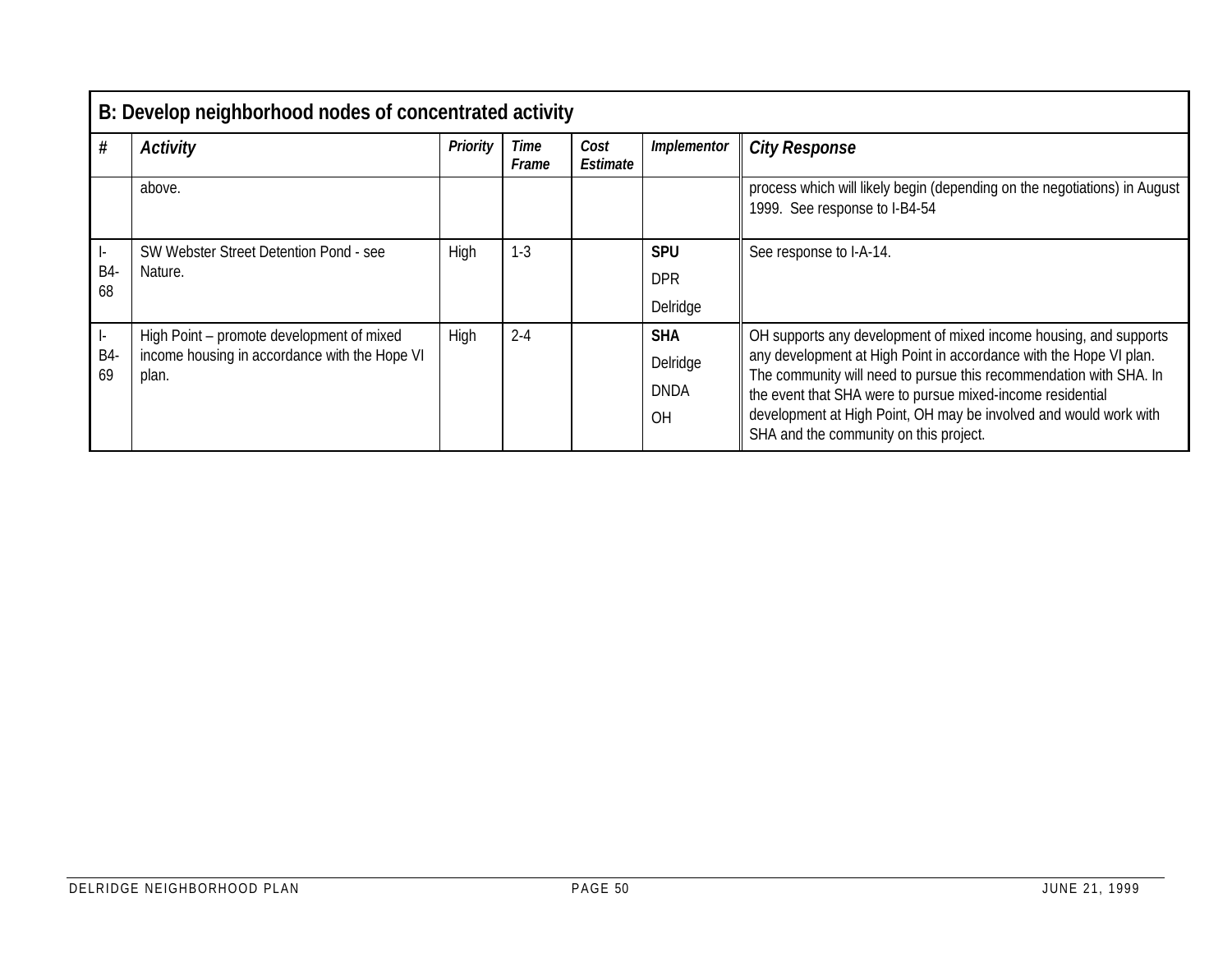| B: Develop neighborhood nodes of concentrated activity | | | | | | |
|---|---|---|---|---|---|---|
| **#** | ***Activity*** | ***Priority*** | ***Time Frame*** | ***Cost Estimate*** | ***Implementor*** | ***City Response*** |
| | above. | | | | | process which will likely begin (depending on the negotiations) in August 1999. See response to I-B4-54 |
| I-B4-68 | SW Webster Street Detention Pond - see Nature. | High | 1-3 | | **SPU** DPR Delridge | See response to I-A-14. |
| I-B4-69 | High Point – promote development of mixed income housing in accordance with the Hope VI plan. | High | 2-4 | | **SHA** Delridge DNDA OH | OH supports any development of mixed income housing, and supports any development at High Point in accordance with the Hope VI plan. The community will need to pursue this recommendation with SHA. In the event that SHA were to pursue mixed-income residential development at High Point, OH may be involved and would work with SHA and the community on this project. |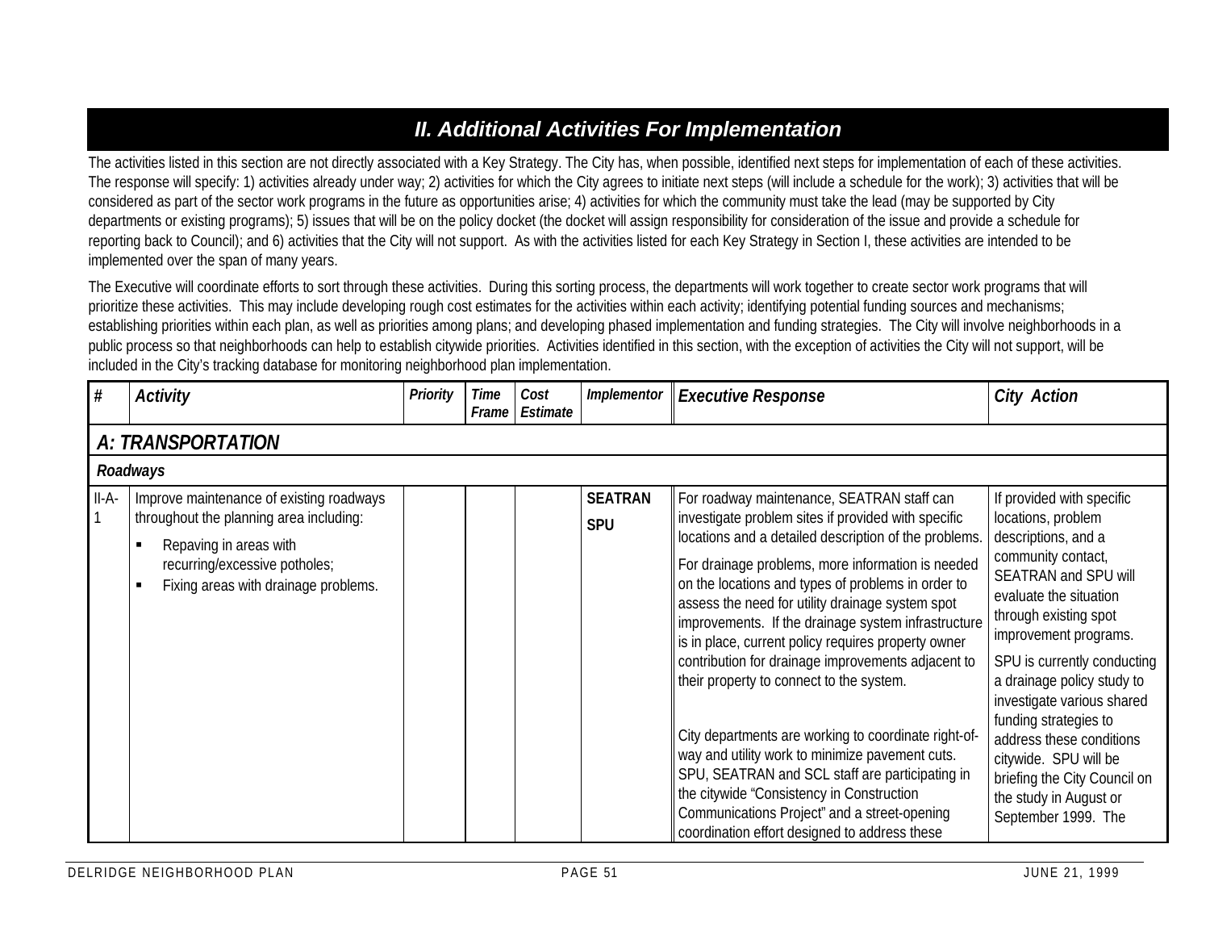## *II. Additional Activities For Implementation*

The activities listed in this section are not directly associated with a Key Strategy. The City has, when possible, identified next steps for implementation of each of these activities. The response will specify: 1) activities already under way; 2) activities for which the City agrees to initiate next steps (will include a schedule for the work); 3) activities that will be considered as part of the sector work programs in the future as opportunities arise; 4) activities for which the community must take the lead (may be supported by City departments or existing programs); 5) issues that will be on the policy docket (the docket will assign responsibility for consideration of the issue and provide a schedule for reporting back to Council); and 6) activities that the City will not support. As with the activities listed for each Key Strategy in Section I, these activities are intended to be implemented over the span of many years.

The Executive will coordinate efforts to sort through these activities. During this sorting process, the departments will work together to create sector work programs that will prioritize these activities. This may include developing rough cost estimates for the activities within each activity; identifying potential funding sources and mechanisms; establishing priorities within each plan, as well as priorities among plans; and developing phased implementation and funding strategies. The City will involve neighborhoods in a public process so that neighborhoods can help to establish citywide priorities. Activities identified in this section, with the exception of activities the City will not support, will be included in the City's tracking database for monitoring neighborhood plan implementation.

| # | Activity | Priority | Time Frame | Cost Estimate | Implementor | Executive Response | City Action |
|---|---|---|---|---|---|---|---|
| ***A: TRANSPORTATION*** | | | | | | | |
| ***Roadways*** | | | | | | | |
| II-A-1 | Improve maintenance of existing roadways throughout the planning area including:<br>▪ Repaving in areas with recurring/excessive potholes;<br>▪ Fixing areas with drainage problems. | | | | **SEATRAN**<br>**SPU** | For roadway maintenance, SEATRAN staff can investigate problem sites if provided with specific locations and a detailed description of the problems.<br>For drainage problems, more information is needed on the locations and types of problems in order to assess the need for utility drainage system spot improvements. If the drainage system infrastructure is in place, current policy requires property owner contribution for drainage improvements adjacent to their property to connect to the system.<br>City departments are working to coordinate right-of-way and utility work to minimize pavement cuts. SPU, SEATRAN and SCL staff are participating in the citywide "Consistency in Construction Communications Project" and a street-opening coordination effort designed to address these | If provided with specific locations, problem descriptions, and a community contact, SEATRAN and SPU will evaluate the situation through existing spot improvement programs.<br>SPU is currently conducting a drainage policy study to investigate various shared funding strategies to address these conditions citywide. SPU will be briefing the City Council on the study in August or September 1999. The |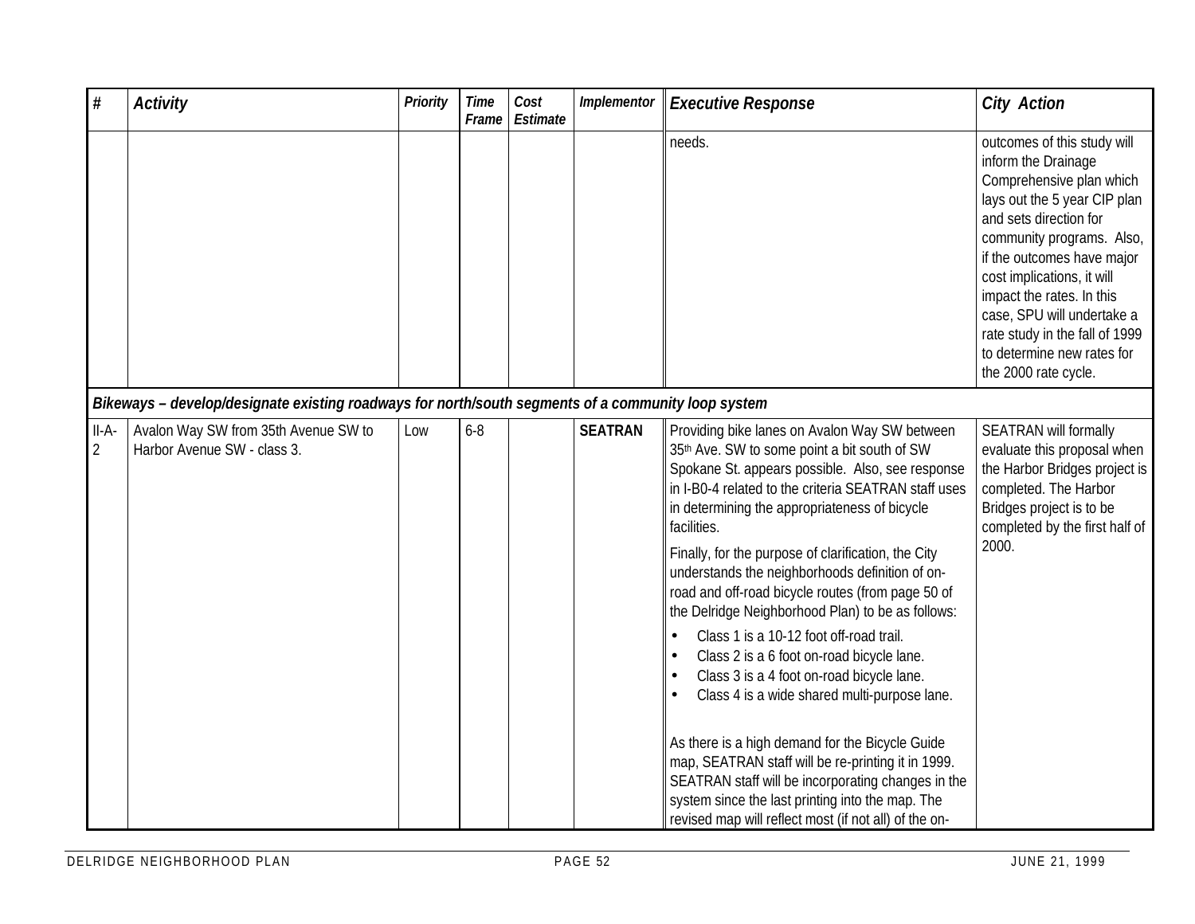| # | *Activity* | *Priority* | *Time Frame* | *Cost Estimate* | *Implementor* | *Executive Response* | *City Action* |
|---|---|---|---|---|---|---|---|
| | | | | | | needs. | outcomes of this study will inform the Drainage Comprehensive plan which lays out the 5 year CIP plan and sets direction for community programs. Also, if the outcomes have major cost implications, it will impact the rates. In this case, SPU will undertake a rate study in the fall of 1999 to determine new rates for the 2000 rate cycle. |
| ***Bikeways – develop/designate existing roadways for north/south segments of a community loop system*** | | | | | | | |
| II-A-2 | Avalon Way SW from 35th Avenue SW to Harbor Avenue SW - class 3. | Low | 6-8 | | **SEATRAN** | Providing bike lanes on Avalon Way SW between 35th Ave. SW to some point a bit south of SW Spokane St. appears possible. Also, see response in I-B0-4 related to the criteria SEATRAN staff uses in determining the appropriateness of bicycle facilities.<br><br>Finally, for the purpose of clarification, the City understands the neighborhoods definition of on-road and off-road bicycle routes (from page 50 of the Delridge Neighborhood Plan) to be as follows:<br>• Class 1 is a 10-12 foot off-road trail.<br>• Class 2 is a 6 foot on-road bicycle lane.<br>• Class 3 is a 4 foot on-road bicycle lane.<br>• Class 4 is a wide shared multi-purpose lane.<br><br>As there is a high demand for the Bicycle Guide map, SEATRAN staff will be re-printing it in 1999. SEATRAN staff will be incorporating changes in the system since the last printing into the map. The revised map will reflect most (if not all) of the on- | SEATRAN will formally evaluate this proposal when the Harbor Bridges project is completed. The Harbor Bridges project is to be completed by the first half of 2000. |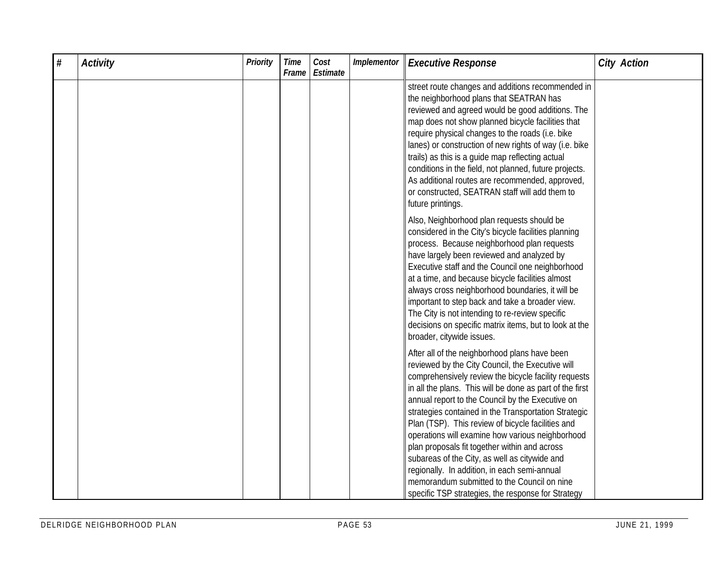| # | Activity | Priority | Time Frame | Cost Estimate | Implementor | Executive Response | City Action |
|---|---|---|---|---|---|---|---|
| | | | | | | street route changes and additions recommended in the neighborhood plans that SEATRAN has reviewed and agreed would be good additions. The map does not show planned bicycle facilities that require physical changes to the roads (i.e. bike lanes) or construction of new rights of way (i.e. bike trails) as this is a guide map reflecting actual conditions in the field, not planned, future projects. As additional routes are recommended, approved, or constructed, SEATRAN staff will add them to future printings.<br><br>Also, Neighborhood plan requests should be considered in the City's bicycle facilities planning process. Because neighborhood plan requests have largely been reviewed and analyzed by Executive staff and the Council one neighborhood at a time, and because bicycle facilities almost always cross neighborhood boundaries, it will be important to step back and take a broader view. The City is not intending to re-review specific decisions on specific matrix items, but to look at the broader, citywide issues.<br><br>After all of the neighborhood plans have been reviewed by the City Council, the Executive will comprehensively review the bicycle facility requests in all the plans. This will be done as part of the first annual report to the Council by the Executive on strategies contained in the Transportation Strategic Plan (TSP). This review of bicycle facilities and operations will examine how various neighborhood plan proposals fit together within and across subareas of the City, as well as citywide and regionally. In addition, in each semi-annual memorandum submitted to the Council on nine specific TSP strategies, the response for Strategy | |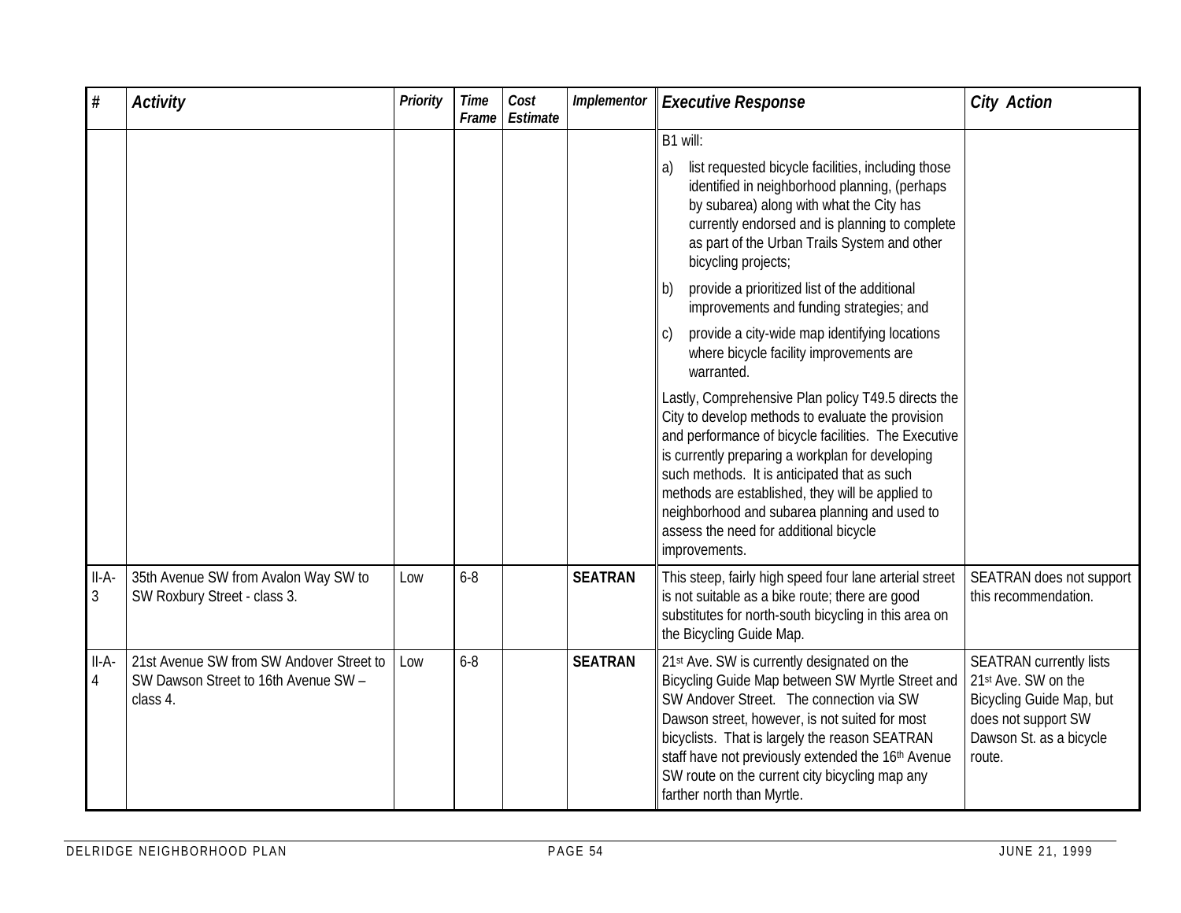| # | Activity | Priority | Time Frame | Cost Estimate | Implementor | Executive Response | City Action |
|---|---|---|---|---|---|---|---|
| | | | | | | B1 will:<br>a) list requested bicycle facilities, including those identified in neighborhood planning, (perhaps by subarea) along with what the City has currently endorsed and is planning to complete as part of the Urban Trails System and other bicycling projects;<br>b) provide a prioritized list of the additional improvements and funding strategies; and<br>c) provide a city-wide map identifying locations where bicycle facility improvements are warranted.<br>Lastly, Comprehensive Plan policy T49.5 directs the City to develop methods to evaluate the provision and performance of bicycle facilities. The Executive is currently preparing a workplan for developing such methods. It is anticipated that as such methods are established, they will be applied to neighborhood and subarea planning and used to assess the need for additional bicycle improvements. | |
| II-A-3 | 35th Avenue SW from Avalon Way SW to SW Roxbury Street - class 3. | Low | 6-8 | | **SEATRAN** | This steep, fairly high speed four lane arterial street is not suitable as a bike route; there are good substitutes for north-south bicycling in this area on the Bicycling Guide Map. | SEATRAN does not support this recommendation. |
| II-A-4 | 21st Avenue SW from SW Andover Street to SW Dawson Street to 16th Avenue SW – class 4. | Low | 6-8 | | **SEATRAN** | 21st Ave. SW is currently designated on the Bicycling Guide Map between SW Myrtle Street and SW Andover Street. The connection via SW Dawson street, however, is not suited for most bicyclists. That is largely the reason SEATRAN staff have not previously extended the 16th Avenue SW route on the current city bicycling map any farther north than Myrtle. | SEATRAN currently lists 21st Ave. SW on the Bicycling Guide Map, but does not support SW Dawson St. as a bicycle route. |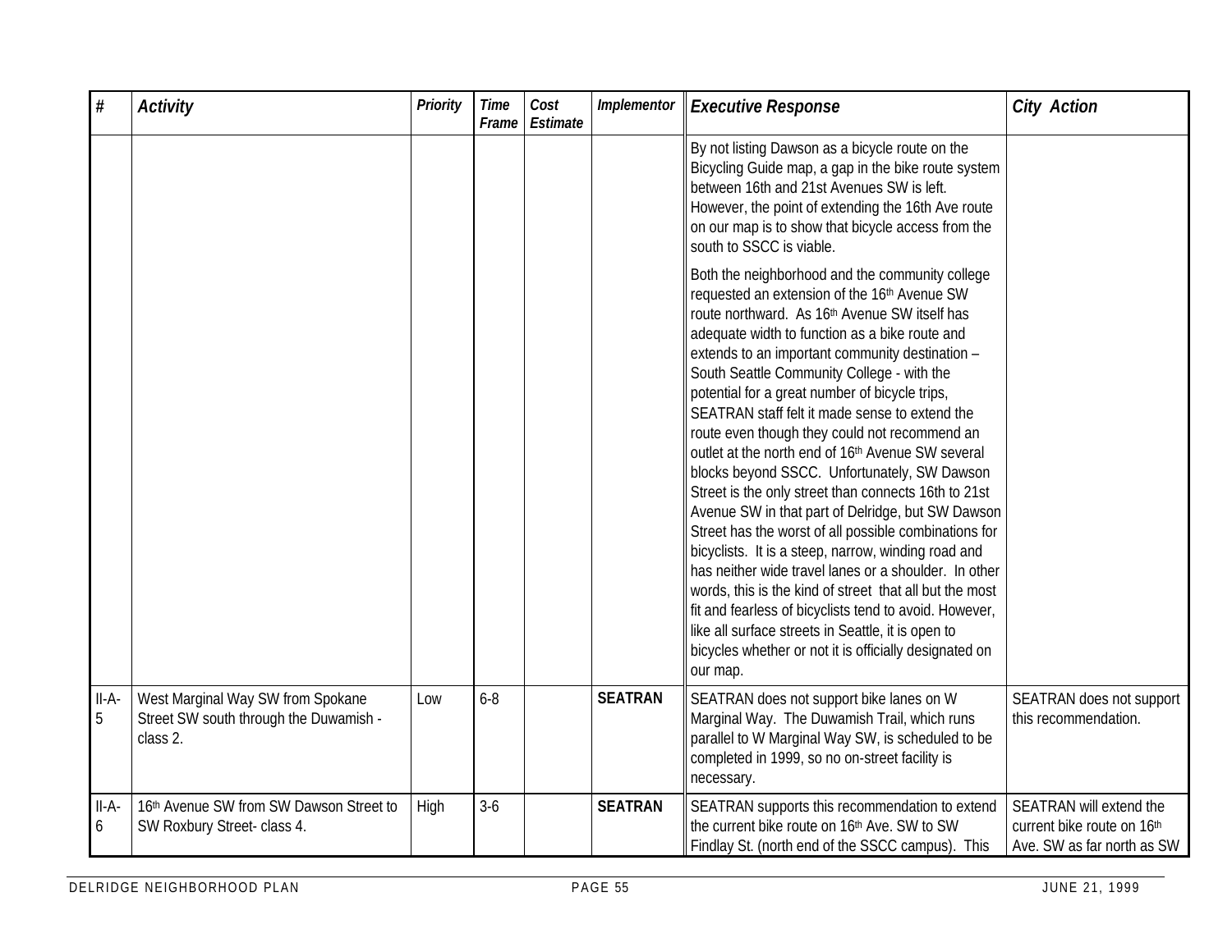| # | Activity | Priority | Time Frame | Cost Estimate | Implementor | Executive Response | City Action |
|---|---|---|---|---|---|---|---|
| | | | | | | By not listing Dawson as a bicycle route on the Bicycling Guide map, a gap in the bike route system between 16th and 21st Avenues SW is left. However, the point of extending the 16th Ave route on our map is to show that bicycle access from the south to SSCC is viable.<br><br>Both the neighborhood and the community college requested an extension of the 16th Avenue SW route northward. As 16th Avenue SW itself has adequate width to function as a bike route and extends to an important community destination – South Seattle Community College - with the potential for a great number of bicycle trips, SEATRAN staff felt it made sense to extend the route even though they could not recommend an outlet at the north end of 16th Avenue SW several blocks beyond SSCC. Unfortunately, SW Dawson Street is the only street than connects 16th to 21st Avenue SW in that part of Delridge, but SW Dawson Street has the worst of all possible combinations for bicyclists. It is a steep, narrow, winding road and has neither wide travel lanes or a shoulder. In other words, this is the kind of street that all but the most fit and fearless of bicyclists tend to avoid. However, like all surface streets in Seattle, it is open to bicycles whether or not it is officially designated on our map. | |
| II-A-5 | West Marginal Way SW from Spokane Street SW south through the Duwamish - class 2. | Low | 6-8 | | **SEATRAN** | SEATRAN does not support bike lanes on W Marginal Way. The Duwamish Trail, which runs parallel to W Marginal Way SW, is scheduled to be completed in 1999, so no on-street facility is necessary. | SEATRAN does not support this recommendation. |
| II-A-6 | 16th Avenue SW from SW Dawson Street to SW Roxbury Street- class 4. | High | 3-6 | | **SEATRAN** | SEATRAN supports this recommendation to extend the current bike route on 16th Ave. SW to SW Findlay St. (north end of the SSCC campus). This | SEATRAN will extend the current bike route on 16th Ave. SW as far north as SW |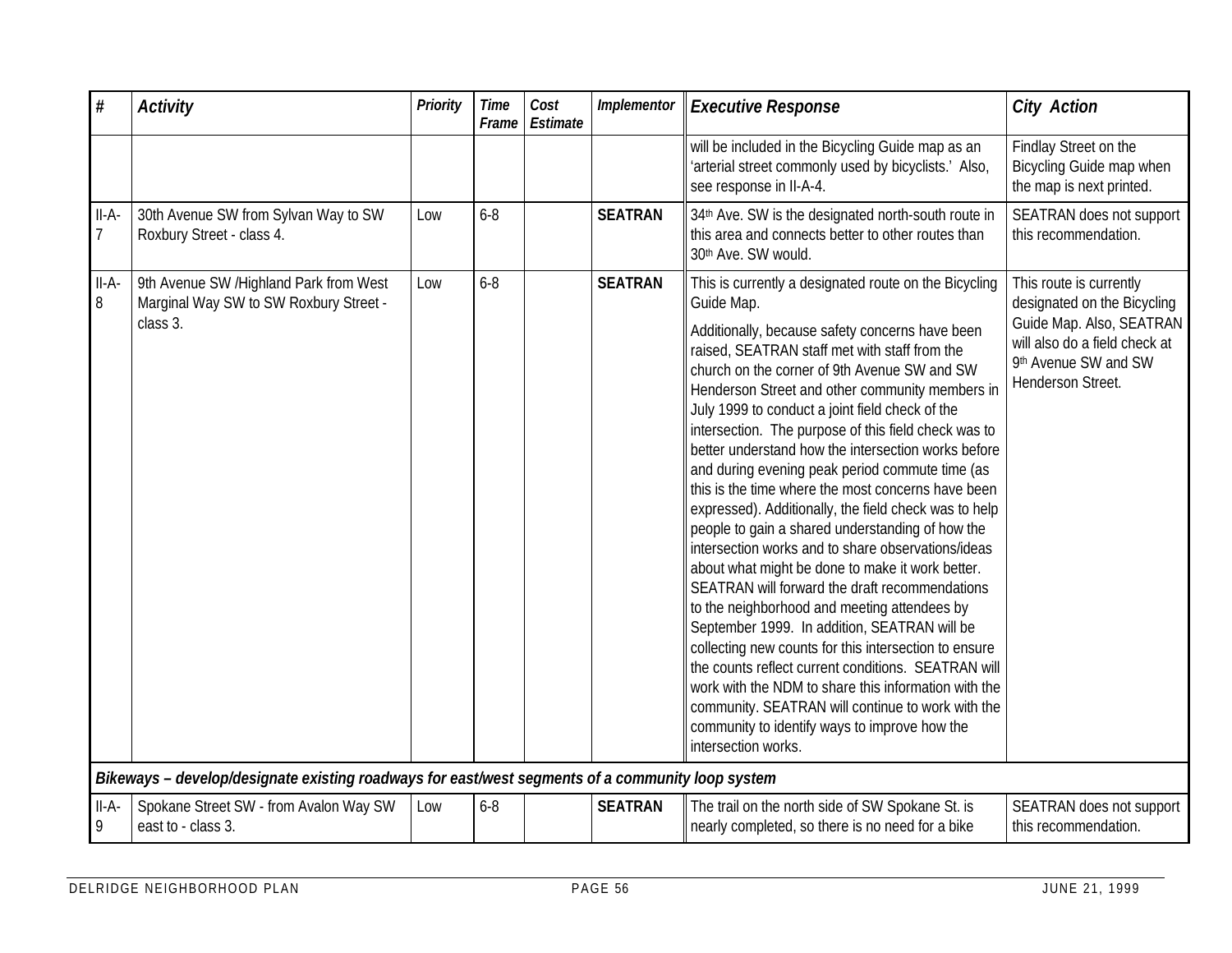| # | Activity | Priority | Time Frame | Cost Estimate | Implementor | Executive Response | City Action |
|---|---|---|---|---|---|---|---|
| | | | | | | will be included in the Bicycling Guide map as an 'arterial street commonly used by bicyclists.' Also, see response in II-A-4. | Findlay Street on the Bicycling Guide map when the map is next printed. |
| II-A-7 | 30th Avenue SW from Sylvan Way to SW Roxbury Street - class 4. | Low | 6-8 | | **SEATRAN** | 34th Ave. SW is the designated north-south route in this area and connects better to other routes than 30th Ave. SW would. | SEATRAN does not support this recommendation. |
| II-A-8 | 9th Avenue SW /Highland Park from West Marginal Way SW to SW Roxbury Street - class 3. | Low | 6-8 | | **SEATRAN** | This is currently a designated route on the Bicycling Guide Map.<br><br>Additionally, because safety concerns have been raised, SEATRAN staff met with staff from the church on the corner of 9th Avenue SW and SW Henderson Street and other community members in July 1999 to conduct a joint field check of the intersection. The purpose of this field check was to better understand how the intersection works before and during evening peak period commute time (as this is the time where the most concerns have been expressed). Additionally, the field check was to help people to gain a shared understanding of how the intersection works and to share observations/ideas about what might be done to make it work better. SEATRAN will forward the draft recommendations to the neighborhood and meeting attendees by September 1999. In addition, SEATRAN will be collecting new counts for this intersection to ensure the counts reflect current conditions. SEATRAN will work with the NDM to share this information with the community. SEATRAN will continue to work with the community to identify ways to improve how the intersection works. | This route is currently designated on the Bicycling Guide Map. Also, SEATRAN will also do a field check at 9th Avenue SW and SW Henderson Street. |
| ***Bikeways – develop/designate existing roadways for east/west segments of a community loop system*** | | | | | | | |
| II-A-9 | Spokane Street SW - from Avalon Way SW east to - class 3. | Low | 6-8 | | **SEATRAN** | The trail on the north side of SW Spokane St. is nearly completed, so there is no need for a bike | SEATRAN does not support this recommendation. |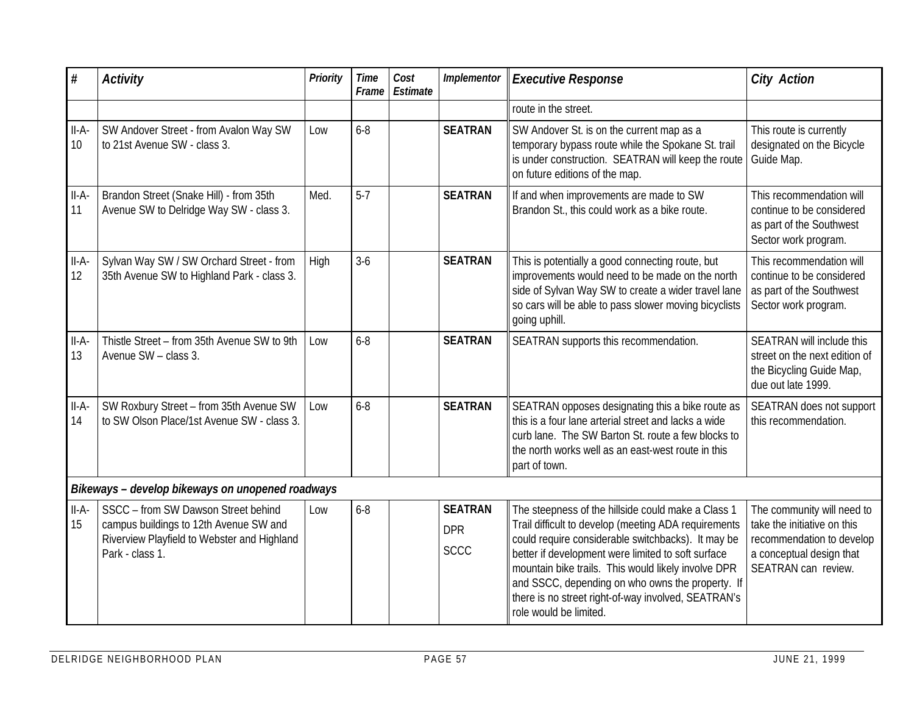| # | Activity | Priority | Time Frame | Cost Estimate | Implementor | Executive Response | City Action |
|---|---|---|---|---|---|---|---|
| | | | | | | route in the street. | |
| II-A-10 | SW Andover Street - from Avalon Way SW to 21st Avenue SW - class 3. | Low | 6-8 | | **SEATRAN** | SW Andover St. is on the current map as a temporary bypass route while the Spokane St. trail is under construction. SEATRAN will keep the route on future editions of the map. | This route is currently designated on the Bicycle Guide Map. |
| II-A-11 | Brandon Street (Snake Hill) - from 35th Avenue SW to Delridge Way SW - class 3. | Med. | 5-7 | | **SEATRAN** | If and when improvements are made to SW Brandon St., this could work as a bike route. | This recommendation will continue to be considered as part of the Southwest Sector work program. |
| II-A-12 | Sylvan Way SW / SW Orchard Street - from 35th Avenue SW to Highland Park - class 3. | High | 3-6 | | **SEATRAN** | This is potentially a good connecting route, but improvements would need to be made on the north side of Sylvan Way SW to create a wider travel lane so cars will be able to pass slower moving bicyclists going uphill. | This recommendation will continue to be considered as part of the Southwest Sector work program. |
| II-A-13 | Thistle Street – from 35th Avenue SW to 9th Avenue SW – class 3. | Low | 6-8 | | **SEATRAN** | SEATRAN supports this recommendation. | SEATRAN will include this street on the next edition of the Bicycling Guide Map, due out late 1999. |
| II-A-14 | SW Roxbury Street – from 35th Avenue SW to SW Olson Place/1st Avenue SW - class 3. | Low | 6-8 | | **SEATRAN** | SEATRAN opposes designating this a bike route as this is a four lane arterial street and lacks a wide curb lane. The SW Barton St. route a few blocks to the north works well as an east-west route in this part of town. | SEATRAN does not support this recommendation. |
| ***Bikeways – develop bikeways on unopened roadways*** | | | | | | | |
| II-A-15 | SSCC – from SW Dawson Street behind campus buildings to 12th Avenue SW and Riverview Playfield to Webster and Highland Park - class 1. | Low | 6-8 | | **SEATRAN** DPR SCCC | The steepness of the hillside could make a Class 1 Trail difficult to develop (meeting ADA requirements could require considerable switchbacks). It may be better if development were limited to soft surface mountain bike trails. This would likely involve DPR and SSCC, depending on who owns the property. If there is no street right-of-way involved, SEATRAN's role would be limited. | The community will need to take the initiative on this recommendation to develop a conceptual design that SEATRAN can review. |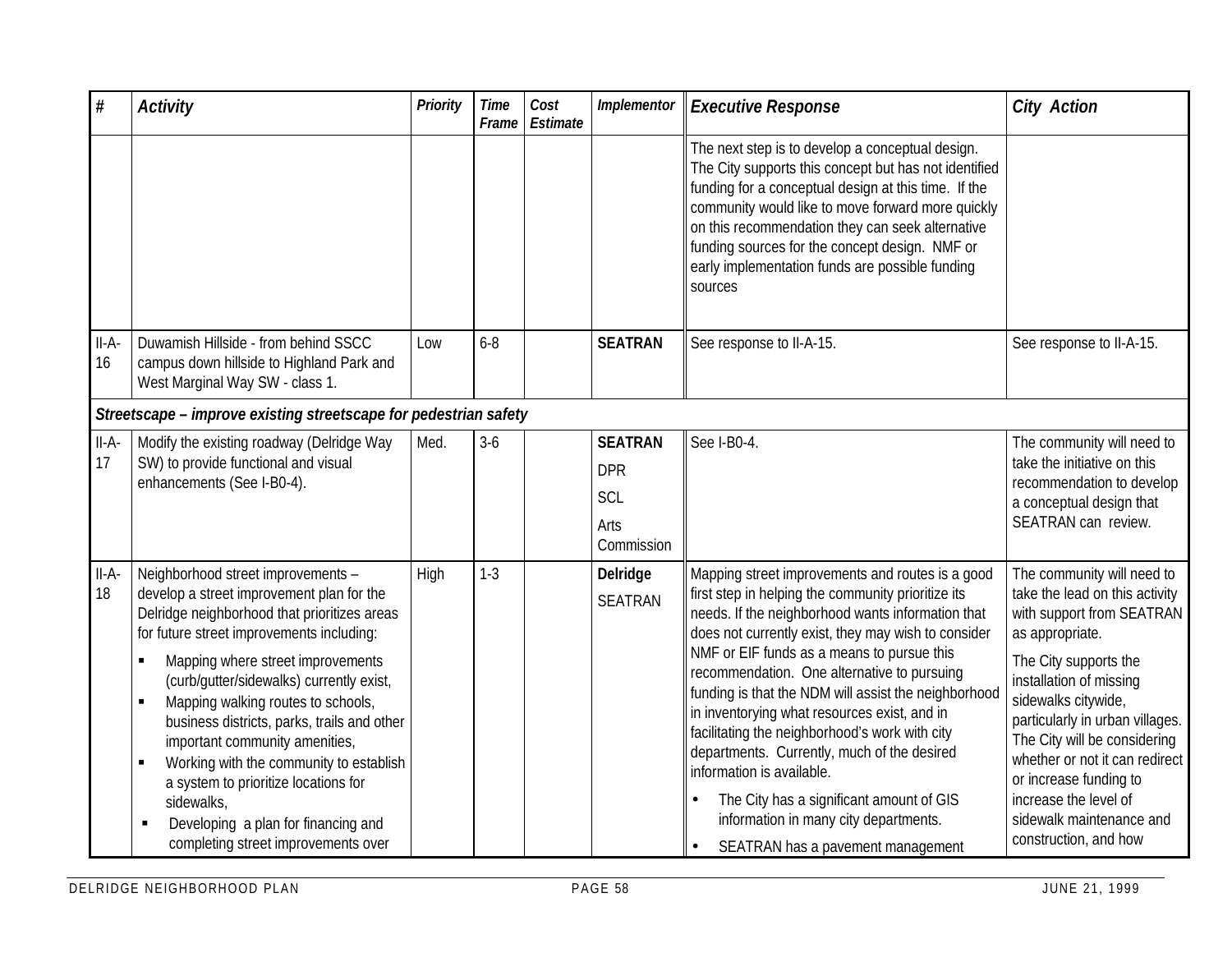| # | Activity | Priority | Time Frame | Cost Estimate | Implementor | Executive Response | City Action |
|---|---|---|---|---|---|---|---|
| | | | | | | The next step is to develop a conceptual design. The City supports this concept but has not identified funding for a conceptual design at this time. If the community would like to move forward more quickly on this recommendation they can seek alternative funding sources for the concept design. NMF or early implementation funds are possible funding sources | |
| II-A-16 | Duwamish Hillside - from behind SSCC campus down hillside to Highland Park and West Marginal Way SW - class 1. | Low | 6-8 | | **SEATRAN** | See response to II-A-15. | See response to II-A-15. |
| ***Streetscape – improve existing streetscape for pedestrian safety*** | | | | | | | |
| II-A-17 | Modify the existing roadway (Delridge Way SW) to provide functional and visual enhancements (See I-B0-4). | Med. | 3-6 | | **SEATRAN**<br>DPR<br>SCL<br>Arts Commission | See I-B0-4. | The community will need to take the initiative on this recommendation to develop a conceptual design that SEATRAN can review. |
| II-A-18 | Neighborhood street improvements – develop a street improvement plan for the Delridge neighborhood that prioritizes areas for future street improvements including:<br>▪ Mapping where street improvements (curb/gutter/sidewalks) currently exist,<br>▪ Mapping walking routes to schools, business districts, parks, trails and other important community amenities,<br>▪ Working with the community to establish a system to prioritize locations for sidewalks,<br>▪ Developing a plan for financing and completing street improvements over | High | 1-3 | | **Delridge**<br>SEATRAN | Mapping street improvements and routes is a good first step in helping the community prioritize its needs. If the neighborhood wants information that does not currently exist, they may wish to consider NMF or EIF funds as a means to pursue this recommendation. One alternative to pursuing funding is that the NDM will assist the neighborhood in inventorying what resources exist, and in facilitating the neighborhood's work with city departments. Currently, much of the desired information is available.<br>• The City has a significant amount of GIS information in many city departments.<br>• SEATRAN has a pavement management | The community will need to take the lead on this activity with support from SEATRAN as appropriate.<br>The City supports the installation of missing sidewalks citywide, particularly in urban villages. The City will be considering whether or not it can redirect or increase funding to increase the level of sidewalk maintenance and construction, and how |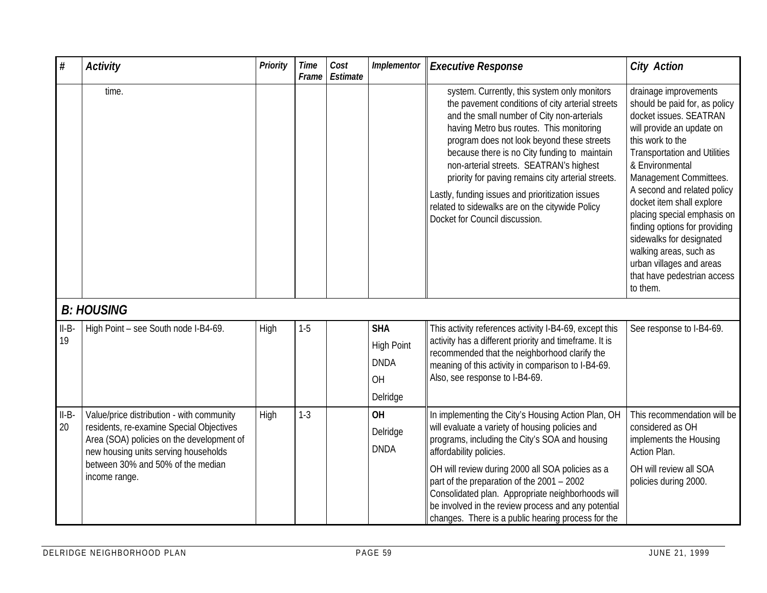| # | Activity | Priority | Time Frame | Cost Estimate | Implementor | Executive Response | City Action |
|---|---|---|---|---|---|---|---|
| | time. | | | | | system. Currently, this system only monitors the pavement conditions of city arterial streets and the small number of City non-arterials having Metro bus routes. This monitoring program does not look beyond these streets because there is no City funding to maintain non-arterial streets. SEATRAN's highest priority for paving remains city arterial streets. Lastly, funding issues and prioritization issues related to sidewalks are on the citywide Policy Docket for Council discussion. | drainage improvements should be paid for, as policy docket issues. SEATRAN will provide an update on this work to the Transportation and Utilities & Environmental Management Committees. A second and related policy docket item shall explore placing special emphasis on finding options for providing sidewalks for designated walking areas, such as urban villages and areas that have pedestrian access to them. |
| ***B: HOUSING*** | | | | | | | |
| II-B-19 | High Point – see South node I-B4-69. | High | 1-5 | | **SHA** High Point DNDA OH Delridge | This activity references activity I-B4-69, except this activity has a different priority and timeframe. It is recommended that the neighborhood clarify the meaning of this activity in comparison to I-B4-69. Also, see response to I-B4-69. | See response to I-B4-69. |
| II-B-20 | Value/price distribution - with community residents, re-examine Special Objectives Area (SOA) policies on the development of new housing units serving households between 30% and 50% of the median income range. | High | 1-3 | | **OH** Delridge DNDA | In implementing the City's Housing Action Plan, OH will evaluate a variety of housing policies and programs, including the City's SOA and housing affordability policies. OH will review during 2000 all SOA policies as a part of the preparation of the 2001 – 2002 Consolidated plan. Appropriate neighborhoods will be involved in the review process and any potential changes. There is a public hearing process for the | This recommendation will be considered as OH implements the Housing Action Plan. OH will review all SOA policies during 2000. |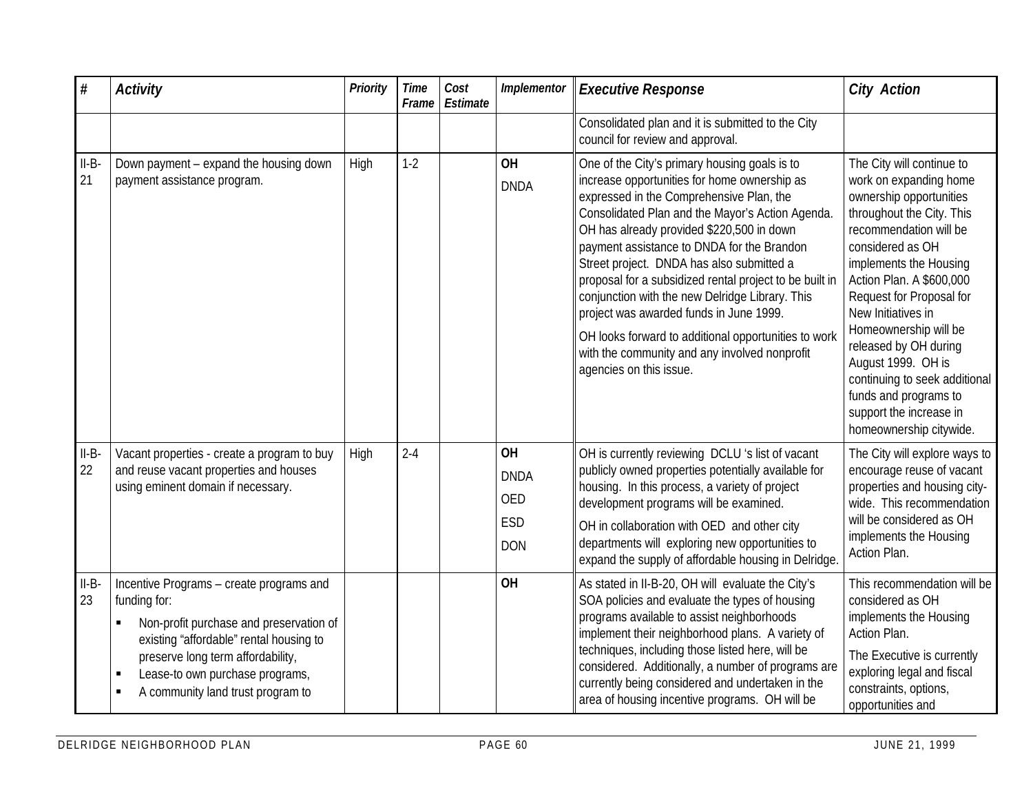| # | Activity | Priority | Time Frame | Cost Estimate | Implementor | Executive Response | City Action |
|---|---|---|---|---|---|---|---|
| | | | | | | Consolidated plan and it is submitted to the City council for review and approval. | |
| II-B-21 | Down payment – expand the housing down payment assistance program. | High | 1-2 | | **OH**<br>DNDA | One of the City's primary housing goals is to increase opportunities for home ownership as expressed in the Comprehensive Plan, the Consolidated Plan and the Mayor's Action Agenda. OH has already provided $220,500 in down payment assistance to DNDA for the Brandon Street project. DNDA has also submitted a proposal for a subsidized rental project to be built in conjunction with the new Delridge Library. This project was awarded funds in June 1999.<br>OH looks forward to additional opportunities to work with the community and any involved nonprofit agencies on this issue. | The City will continue to work on expanding home ownership opportunities throughout the City. This recommendation will be considered as OH implements the Housing Action Plan. A $600,000 Request for Proposal for New Initiatives in Homeownership will be released by OH during August 1999. OH is continuing to seek additional funds and programs to support the increase in homeownership citywide. |
| II-B-22 | Vacant properties - create a program to buy and reuse vacant properties and houses using eminent domain if necessary. | High | 2-4 | | **OH**<br>DNDA<br>OED<br>ESD<br>DON | OH is currently reviewing DCLU 's list of vacant publicly owned properties potentially available for housing. In this process, a variety of project development programs will be examined.<br>OH in collaboration with OED and other city departments will exploring new opportunities to expand the supply of affordable housing in Delridge. | The City will explore ways to encourage reuse of vacant properties and housing city-wide. This recommendation will be considered as OH implements the Housing Action Plan. |
| II-B-23 | Incentive Programs – create programs and funding for:<br>▪ Non-profit purchase and preservation of existing "affordable" rental housing to preserve long term affordability,<br>▪ Lease-to own purchase programs,<br>▪ A community land trust program to | | | | **OH** | As stated in II-B-20, OH will evaluate the City's SOA policies and evaluate the types of housing programs available to assist neighborhoods implement their neighborhood plans. A variety of techniques, including those listed here, will be considered. Additionally, a number of programs are currently being considered and undertaken in the area of housing incentive programs. OH will be | This recommendation will be considered as OH implements the Housing Action Plan.<br>The Executive is currently exploring legal and fiscal constraints, options, opportunities and |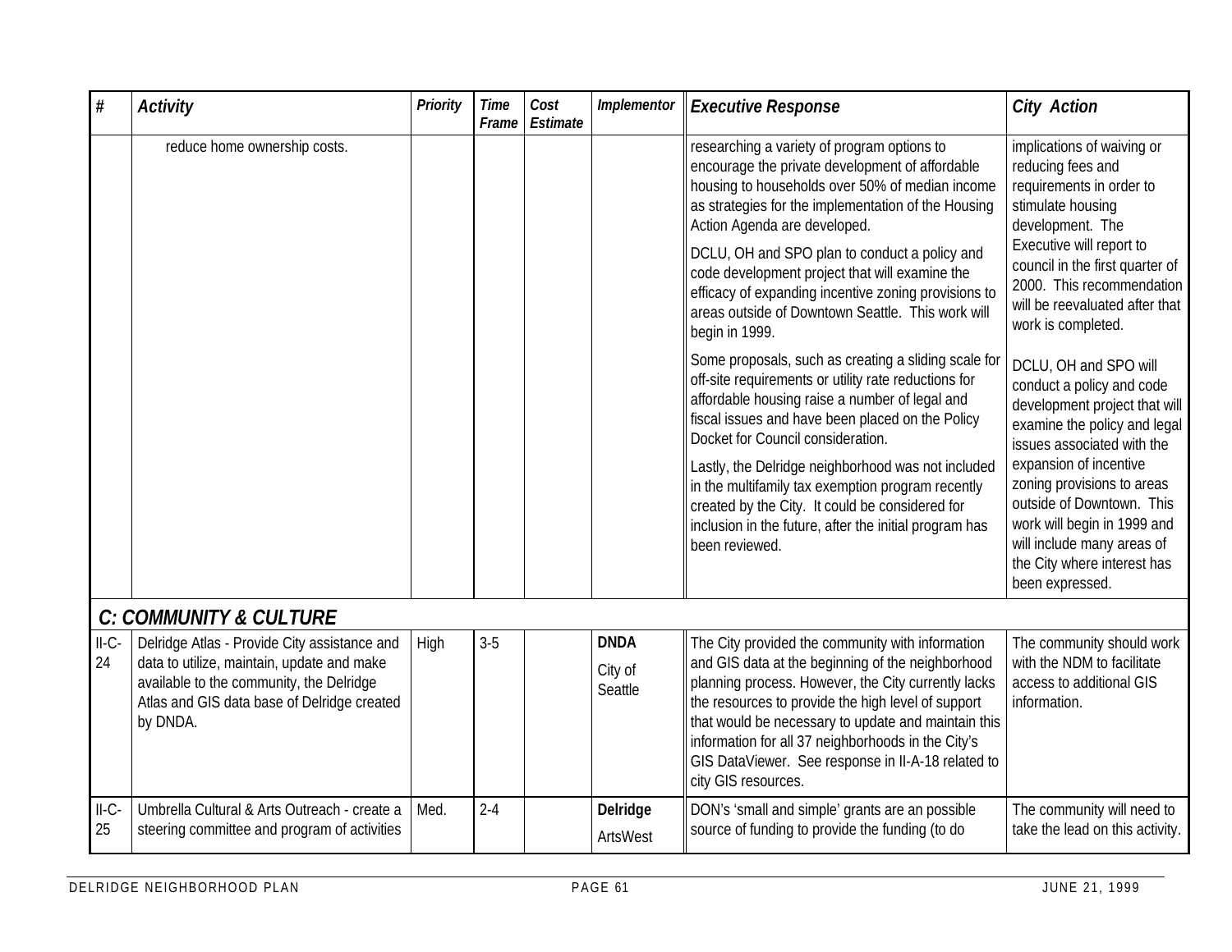| # | Activity | Priority | Time Frame | Cost Estimate | Implementor | Executive Response | City Action |
|---|---|---|---|---|---|---|---|
| | reduce home ownership costs. | | | | | researching a variety of program options to encourage the private development of affordable housing to households over 50% of median income as strategies for the implementation of the Housing Action Agenda are developed.<br><br>DCLU, OH and SPO plan to conduct a policy and code development project that will examine the efficacy of expanding incentive zoning provisions to areas outside of Downtown Seattle. This work will begin in 1999.<br><br>Some proposals, such as creating a sliding scale for off-site requirements or utility rate reductions for affordable housing raise a number of legal and fiscal issues and have been placed on the Policy Docket for Council consideration.<br><br>Lastly, the Delridge neighborhood was not included in the multifamily tax exemption program recently created by the City. It could be considered for inclusion in the future, after the initial program has been reviewed. | implications of waiving or reducing fees and requirements in order to stimulate housing development. The Executive will report to council in the first quarter of 2000. This recommendation will be reevaluated after that work is completed.<br><br>DCLU, OH and SPO will conduct a policy and code development project that will examine the policy and legal issues associated with the expansion of incentive zoning provisions to areas outside of Downtown. This work will begin in 1999 and will include many areas of the City where interest has been expressed. |
| ***C: COMMUNITY & CULTURE*** | | | | | | | |
| II-C-24 | Delridge Atlas - Provide City assistance and data to utilize, maintain, update and make available to the community, the Delridge Atlas and GIS data base of Delridge created by DNDA. | High | 3-5 | | **DNDA**<br><br>City of Seattle | The City provided the community with information and GIS data at the beginning of the neighborhood planning process. However, the City currently lacks the resources to provide the high level of support that would be necessary to update and maintain this information for all 37 neighborhoods in the City's GIS DataViewer. See response in II-A-18 related to city GIS resources. | The community should work with the NDM to facilitate access to additional GIS information. |
| II-C-25 | Umbrella Cultural & Arts Outreach - create a steering committee and program of activities | Med. | 2-4 | | **Delridge**<br><br>ArtsWest | DON's 'small and simple' grants are an possible source of funding to provide the funding (to do | The community will need to take the lead on this activity. |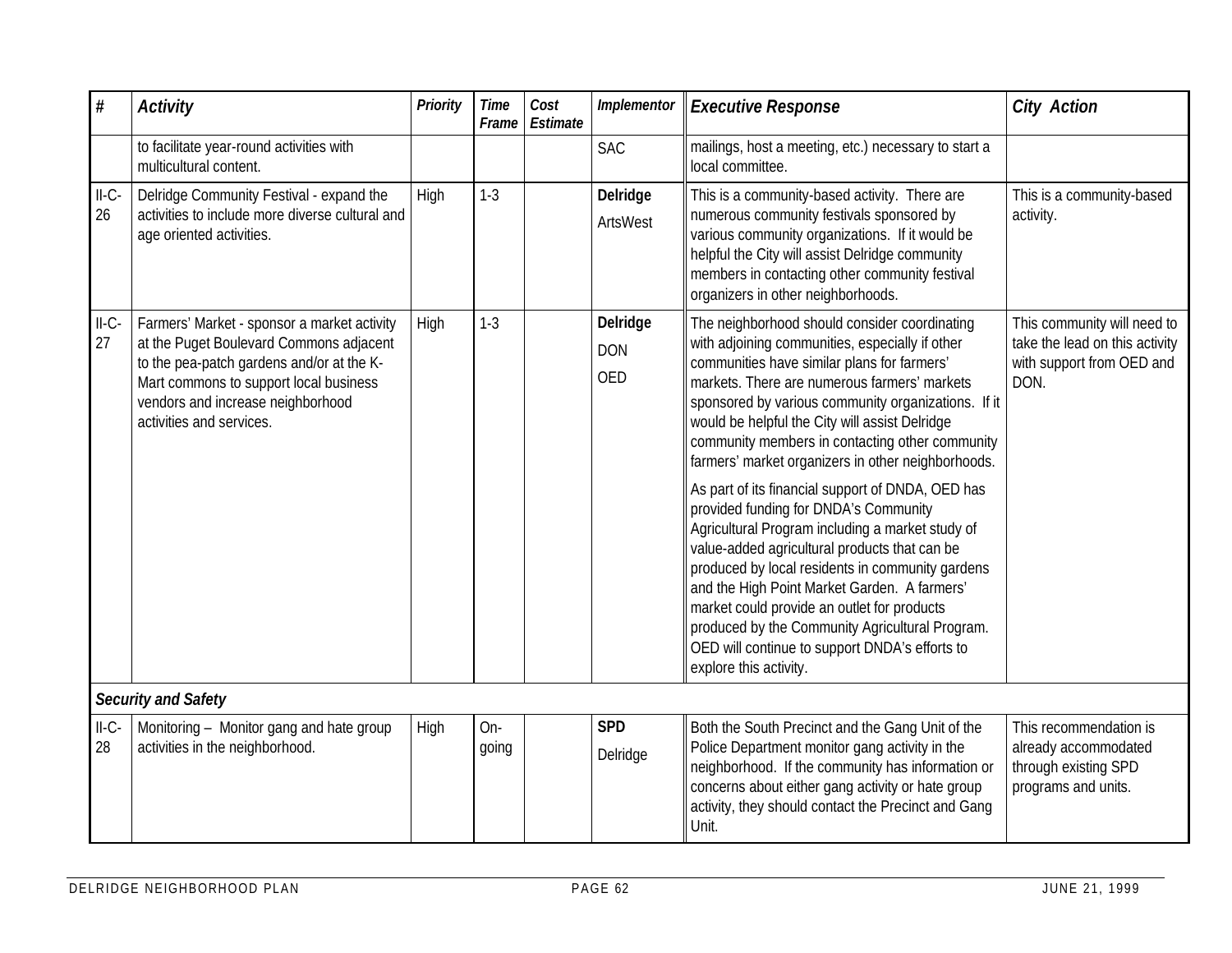| # | *Activity* | *Priority* | *Time Frame* | *Cost Estimate* | *Implementor* | *Executive Response* | *City Action* |
|---|---|---|---|---|---|---|---|
| | to facilitate year-round activities with multicultural content. | | | | SAC | mailings, host a meeting, etc.) necessary to start a local committee. | |
| II-C-26 | Delridge Community Festival - expand the activities to include more diverse cultural and age oriented activities. | High | 1-3 | | **Delridge** ArtsWest | This is a community-based activity. There are numerous community festivals sponsored by various community organizations. If it would be helpful the City will assist Delridge community members in contacting other community festival organizers in other neighborhoods. | This is a community-based activity. |
| II-C-27 | Farmers' Market - sponsor a market activity at the Puget Boulevard Commons adjacent to the pea-patch gardens and/or at the K-Mart commons to support local business vendors and increase neighborhood activities and services. | High | 1-3 | | **Delridge** DON OED | The neighborhood should consider coordinating with adjoining communities, especially if other communities have similar plans for farmers' markets. There are numerous farmers' markets sponsored by various community organizations. If it would be helpful the City will assist Delridge community members in contacting other community farmers' market organizers in other neighborhoods.<br><br>As part of its financial support of DNDA, OED has provided funding for DNDA's Community Agricultural Program including a market study of value-added agricultural products that can be produced by local residents in community gardens and the High Point Market Garden. A farmers' market could provide an outlet for products produced by the Community Agricultural Program. OED will continue to support DNDA's efforts to explore this activity. | This community will need to take the lead on this activity with support from OED and DON. |
| | ***Security and Safety*** | | | | | | |
| II-C-28 | Monitoring – Monitor gang and hate group activities in the neighborhood. | High | On-going | | **SPD** Delridge | Both the South Precinct and the Gang Unit of the Police Department monitor gang activity in the neighborhood. If the community has information or concerns about either gang activity or hate group activity, they should contact the Precinct and Gang Unit. | This recommendation is already accommodated through existing SPD programs and units. |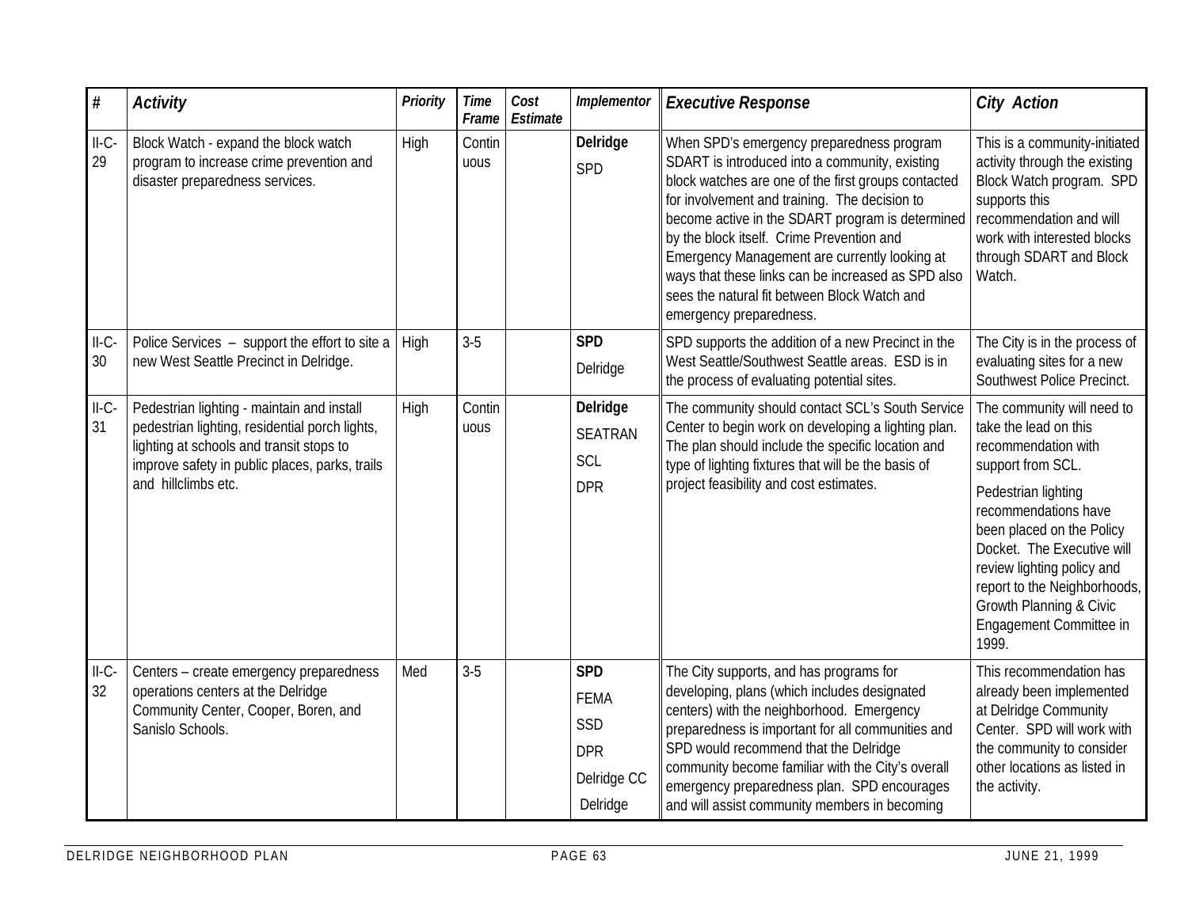| # | *Activity* | *Priority* | *Time Frame* | *Cost Estimate* | *Implementor* | *Executive Response* | *City Action* |
|---|---|---|---|---|---|---|---|
| II-C-29 | Block Watch - expand the block watch program to increase crime prevention and disaster preparedness services. | High | Continuous | | **Delridge** SPD | When SPD's emergency preparedness program SDART is introduced into a community, existing block watches are one of the first groups contacted for involvement and training. The decision to become active in the SDART program is determined by the block itself. Crime Prevention and Emergency Management are currently looking at ways that these links can be increased as SPD also sees the natural fit between Block Watch and emergency preparedness. | This is a community-initiated activity through the existing Block Watch program. SPD supports this recommendation and will work with interested blocks through SDART and Block Watch. |
| II-C-30 | Police Services – support the effort to site a new West Seattle Precinct in Delridge. | High | 3-5 | | **SPD** Delridge | SPD supports the addition of a new Precinct in the West Seattle/Southwest Seattle areas. ESD is in the process of evaluating potential sites. | The City is in the process of evaluating sites for a new Southwest Police Precinct. |
| II-C-31 | Pedestrian lighting - maintain and install pedestrian lighting, residential porch lights, lighting at schools and transit stops to improve safety in public places, parks, trails and hillclimbs etc. | High | Continuous | | **Delridge** SEATRAN SCL DPR | The community should contact SCL's South Service Center to begin work on developing a lighting plan. The plan should include the specific location and type of lighting fixtures that will be the basis of project feasibility and cost estimates. | The community will need to take the lead on this recommendation with support from SCL. Pedestrian lighting recommendations have been placed on the Policy Docket. The Executive will review lighting policy and report to the Neighborhoods, Growth Planning & Civic Engagement Committee in 1999. |
| II-C-32 | Centers – create emergency preparedness operations centers at the Delridge Community Center, Cooper, Boren, and Sanislo Schools. | Med | 3-5 | | **SPD** FEMA SSD DPR Delridge CC Delridge | The City supports, and has programs for developing, plans (which includes designated centers) with the neighborhood. Emergency preparedness is important for all communities and SPD would recommend that the Delridge community become familiar with the City's overall emergency preparedness plan. SPD encourages and will assist community members in becoming | This recommendation has already been implemented at Delridge Community Center. SPD will work with the community to consider other locations as listed in the activity. |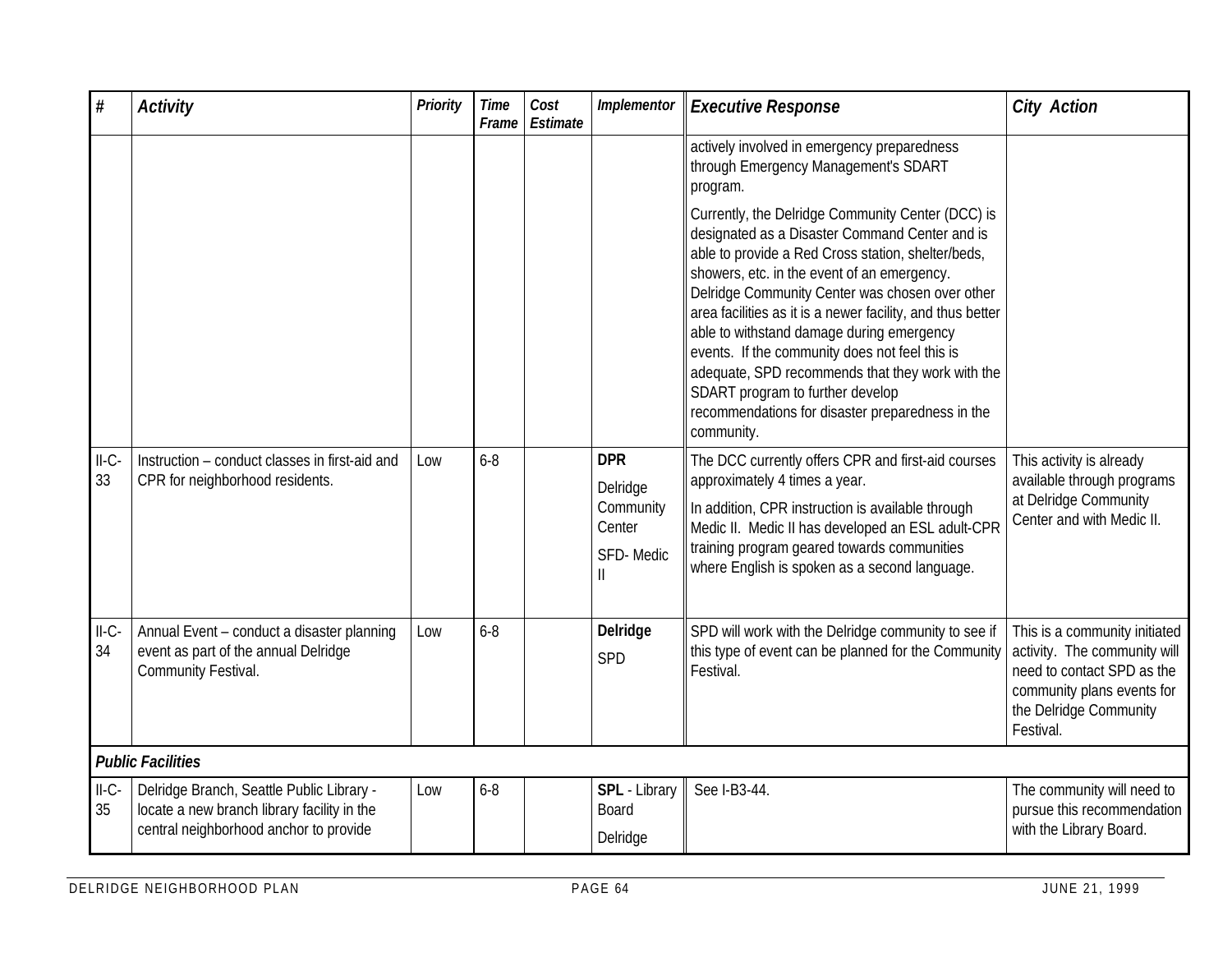| # | Activity | Priority | Time Frame | Cost Estimate | Implementor | Executive Response | City Action |
|---|---|---|---|---|---|---|---|
| | | | | | | actively involved in emergency preparedness through Emergency Management's SDART program.<br><br>Currently, the Delridge Community Center (DCC) is designated as a Disaster Command Center and is able to provide a Red Cross station, shelter/beds, showers, etc. in the event of an emergency. Delridge Community Center was chosen over other area facilities as it is a newer facility, and thus better able to withstand damage during emergency events. If the community does not feel this is adequate, SPD recommends that they work with the SDART program to further develop recommendations for disaster preparedness in the community. | |
| II-C-33 | Instruction – conduct classes in first-aid and CPR for neighborhood residents. | Low | 6-8 | | **DPR**<br><br>Delridge Community Center<br><br>SFD- Medic II | The DCC currently offers CPR and first-aid courses approximately 4 times a year.<br><br>In addition, CPR instruction is available through Medic II. Medic II has developed an ESL adult-CPR training program geared towards communities where English is spoken as a second language. | This activity is already available through programs at Delridge Community Center and with Medic II. |
| II-C-34 | Annual Event – conduct a disaster planning event as part of the annual Delridge Community Festival. | Low | 6-8 | | **Delridge**<br><br>SPD | SPD will work with the Delridge community to see if this type of event can be planned for the Community Festival. | This is a community initiated activity. The community will need to contact SPD as the community plans events for the Delridge Community Festival. |
| ***Public Facilities*** | | | | | | | |
| II-C-35 | Delridge Branch, Seattle Public Library - locate a new branch library facility in the central neighborhood anchor to provide | Low | 6-8 | | **SPL** - Library Board<br><br>Delridge | See I-B3-44. | The community will need to pursue this recommendation with the Library Board. |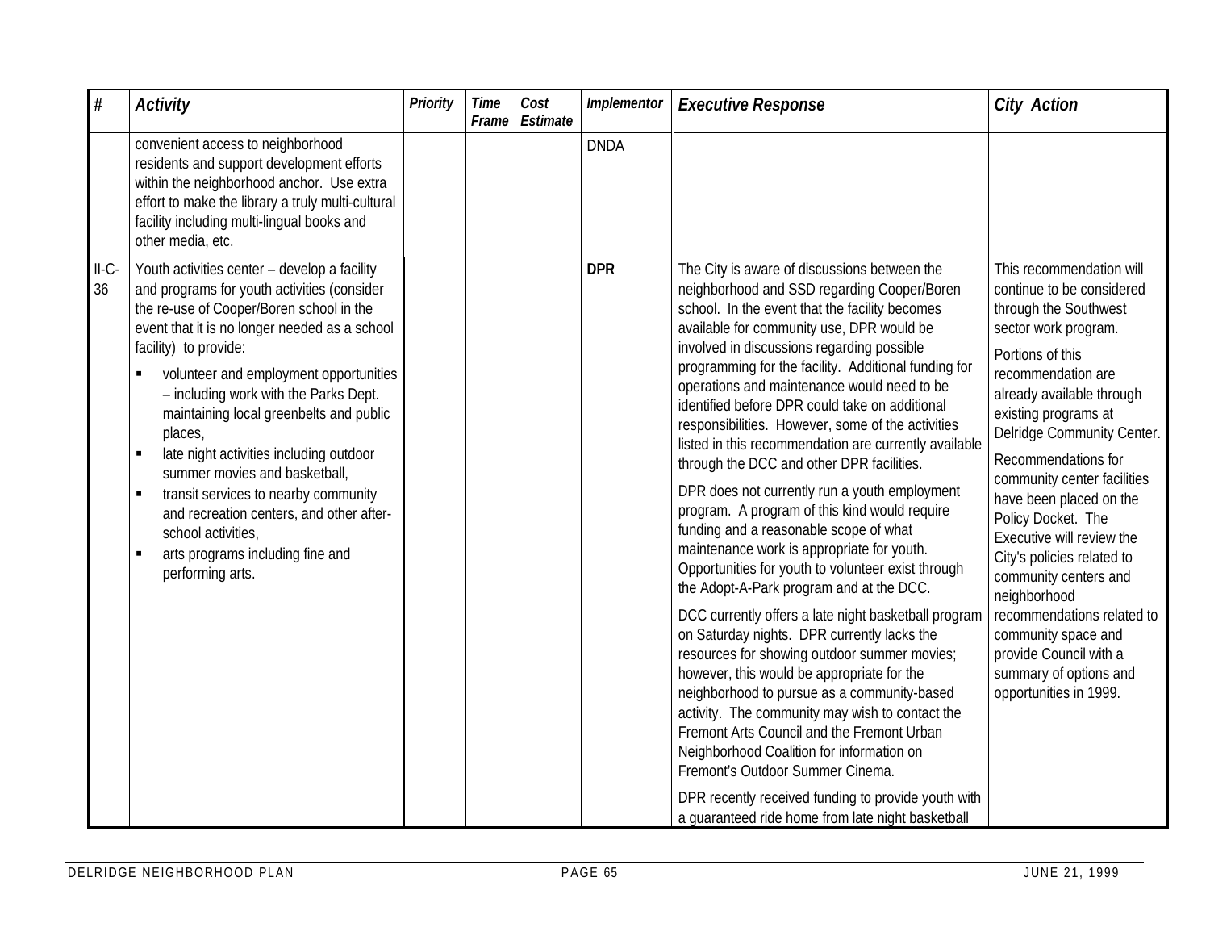| # | *Activity* | *Priority* | *Time Frame* | *Cost Estimate* | *Implementor* | *Executive Response* | *City Action* |
|---|---|---|---|---|---|---|---|
| | convenient access to neighborhood residents and support development efforts within the neighborhood anchor. Use extra effort to make the library a truly multi-cultural facility including multi-lingual books and other media, etc. | | | | DNDA | | |
| II-C-36 | Youth activities center – develop a facility and programs for youth activities (consider the re-use of Cooper/Boren school in the event that it is no longer needed as a school facility) to provide:<br>▪ volunteer and employment opportunities – including work with the Parks Dept. maintaining local greenbelts and public places,<br>▪ late night activities including outdoor summer movies and basketball,<br>▪ transit services to nearby community and recreation centers, and other after-school activities,<br>▪ arts programs including fine and performing arts. | | | | **DPR** | The City is aware of discussions between the neighborhood and SSD regarding Cooper/Boren school. In the event that the facility becomes available for community use, DPR would be involved in discussions regarding possible programming for the facility. Additional funding for operations and maintenance would need to be identified before DPR could take on additional responsibilities. However, some of the activities listed in this recommendation are currently available through the DCC and other DPR facilities.<br><br>DPR does not currently run a youth employment program. A program of this kind would require funding and a reasonable scope of what maintenance work is appropriate for youth. Opportunities for youth to volunteer exist through the Adopt-A-Park program and at the DCC.<br><br>DCC currently offers a late night basketball program on Saturday nights. DPR currently lacks the resources for showing outdoor summer movies; however, this would be appropriate for the neighborhood to pursue as a community-based activity. The community may wish to contact the Fremont Arts Council and the Fremont Urban Neighborhood Coalition for information on Fremont's Outdoor Summer Cinema.<br><br>DPR recently received funding to provide youth with a guaranteed ride home from late night basketball | This recommendation will continue to be considered through the Southwest sector work program.<br><br>Portions of this recommendation are already available through existing programs at Delridge Community Center.<br><br>Recommendations for community center facilities have been placed on the Policy Docket. The Executive will review the City's policies related to community centers and neighborhood recommendations related to community space and provide Council with a summary of options and opportunities in 1999. |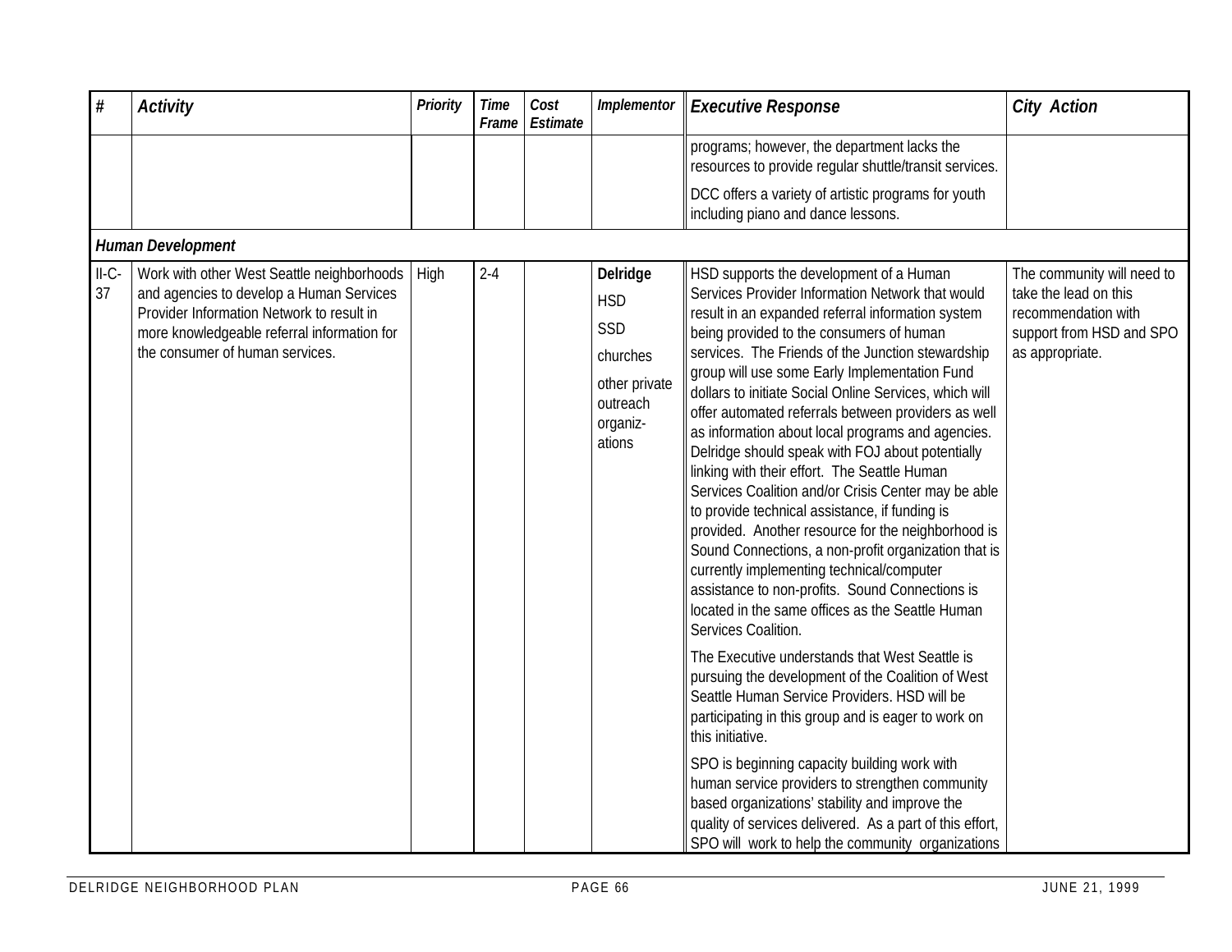| # | Activity | Priority | Time Frame | Cost Estimate | Implementor | Executive Response | City Action |
|---|---|---|---|---|---|---|---|
| | | | | | | programs; however, the department lacks the resources to provide regular shuttle/transit services.<br><br>DCC offers a variety of artistic programs for youth including piano and dance lessons. | |
| ***Human Development*** | | | | | | | |
| II-C-37 | Work with other West Seattle neighborhoods and agencies to develop a Human Services Provider Information Network to result in more knowledgeable referral information for the consumer of human services. | High | 2-4 | | **Delridge**<br>HSD<br>SSD<br>churches<br>other private outreach organiz-ations | HSD supports the development of a Human Services Provider Information Network that would result in an expanded referral information system being provided to the consumers of human services. The Friends of the Junction stewardship group will use some Early Implementation Fund dollars to initiate Social Online Services, which will offer automated referrals between providers as well as information about local programs and agencies. Delridge should speak with FOJ about potentially linking with their effort. The Seattle Human Services Coalition and/or Crisis Center may be able to provide technical assistance, if funding is provided. Another resource for the neighborhood is Sound Connections, a non-profit organization that is currently implementing technical/computer assistance to non-profits. Sound Connections is located in the same offices as the Seattle Human Services Coalition.<br><br>The Executive understands that West Seattle is pursuing the development of the Coalition of West Seattle Human Service Providers. HSD will be participating in this group and is eager to work on this initiative.<br><br>SPO is beginning capacity building work with human service providers to strengthen community based organizations' stability and improve the quality of services delivered. As a part of this effort, SPO will work to help the community organizations | The community will need to take the lead on this recommendation with support from HSD and SPO as appropriate. |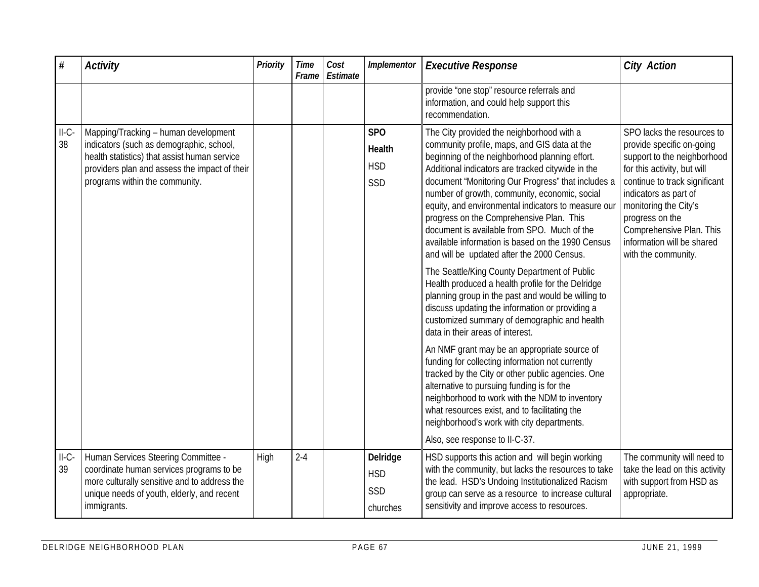| # | Activity | Priority | Time Frame | Cost Estimate | Implementor | Executive Response | City Action |
|---|---|---|---|---|---|---|---|
| | | | | | | provide "one stop" resource referrals and information, and could help support this recommendation. | |
| II-C-38 | Mapping/Tracking – human development indicators (such as demographic, school, health statistics) that assist human service providers plan and assess the impact of their programs within the community. | | | | **SPO** **Health** HSD SSD | The City provided the neighborhood with a community profile, maps, and GIS data at the beginning of the neighborhood planning effort. Additional indicators are tracked citywide in the document "Monitoring Our Progress" that includes a number of growth, community, economic, social equity, and environmental indicators to measure our progress on the Comprehensive Plan. This document is available from SPO. Much of the available information is based on the 1990 Census and will be updated after the 2000 Census. The Seattle/King County Department of Public Health produced a health profile for the Delridge planning group in the past and would be willing to discuss updating the information or providing a customized summary of demographic and health data in their areas of interest. An NMF grant may be an appropriate source of funding for collecting information not currently tracked by the City or other public agencies. One alternative to pursuing funding is for the neighborhood to work with the NDM to inventory what resources exist, and to facilitating the neighborhood's work with city departments. Also, see response to II-C-37. | SPO lacks the resources to provide specific on-going support to the neighborhood for this activity, but will continue to track significant indicators as part of monitoring the City's progress on the Comprehensive Plan. This information will be shared with the community. |
| II-C-39 | Human Services Steering Committee - coordinate human services programs to be more culturally sensitive and to address the unique needs of youth, elderly, and recent immigrants. | High | 2-4 | | **Delridge** HSD SSD churches | HSD supports this action and will begin working with the community, but lacks the resources to take the lead. HSD's Undoing Institutionalized Racism group can serve as a resource to increase cultural sensitivity and improve access to resources. | The community will need to take the lead on this activity with support from HSD as appropriate. |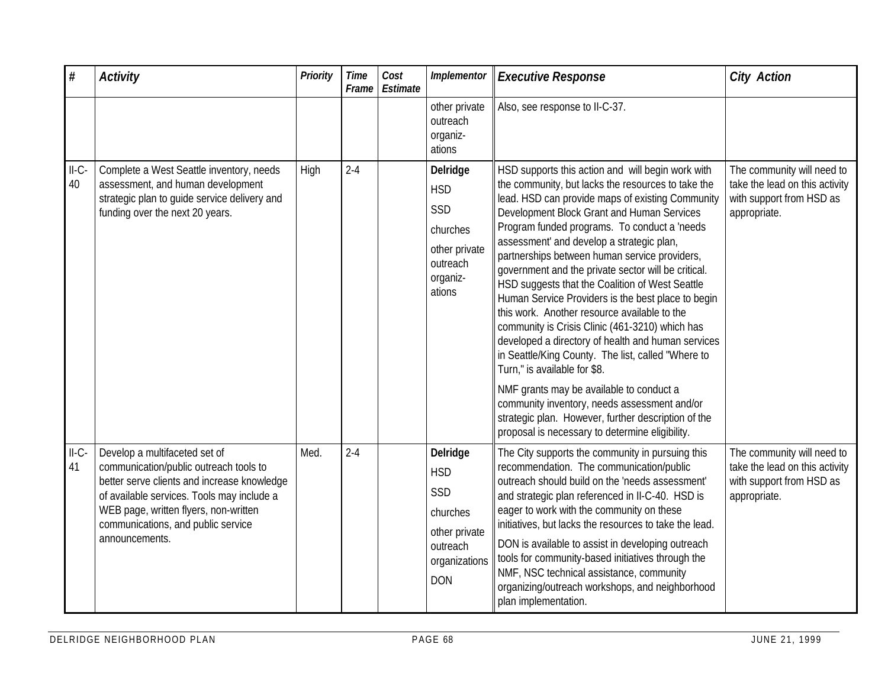| # | Activity | Priority | Time Frame | Cost Estimate | Implementor | Executive Response | City Action |
|---|---|---|---|---|---|---|---|
| | | | | | other private outreach organiz-ations | Also, see response to II-C-37. | |
| II-C-40 | Complete a West Seattle inventory, needs assessment, and human development strategic plan to guide service delivery and funding over the next 20 years. | High | 2-4 | | **Delridge**<br>HSD<br>SSD<br>churches<br>other private outreach organiz-ations | HSD supports this action and will begin work with the community, but lacks the resources to take the lead. HSD can provide maps of existing Community Development Block Grant and Human Services Program funded programs. To conduct a 'needs assessment' and develop a strategic plan, partnerships between human service providers, government and the private sector will be critical. HSD suggests that the Coalition of West Seattle Human Service Providers is the best place to begin this work. Another resource available to the community is Crisis Clinic (461-3210) which has developed a directory of health and human services in Seattle/King County. The list, called "Where to Turn," is available for $8.<br><br>NMF grants may be available to conduct a community inventory, needs assessment and/or strategic plan. However, further description of the proposal is necessary to determine eligibility. | The community will need to take the lead on this activity with support from HSD as appropriate. |
| II-C-41 | Develop a multifaceted set of communication/public outreach tools to better serve clients and increase knowledge of available services. Tools may include a WEB page, written flyers, non-written communications, and public service announcements. | Med. | 2-4 | | **Delridge**<br>HSD<br>SSD<br>churches<br>other private outreach organizations<br>DON | The City supports the community in pursuing this recommendation. The communication/public outreach should build on the 'needs assessment' and strategic plan referenced in II-C-40. HSD is eager to work with the community on these initiatives, but lacks the resources to take the lead.<br><br>DON is available to assist in developing outreach tools for community-based initiatives through the NMF, NSC technical assistance, community organizing/outreach workshops, and neighborhood plan implementation. | The community will need to take the lead on this activity with support from HSD as appropriate. |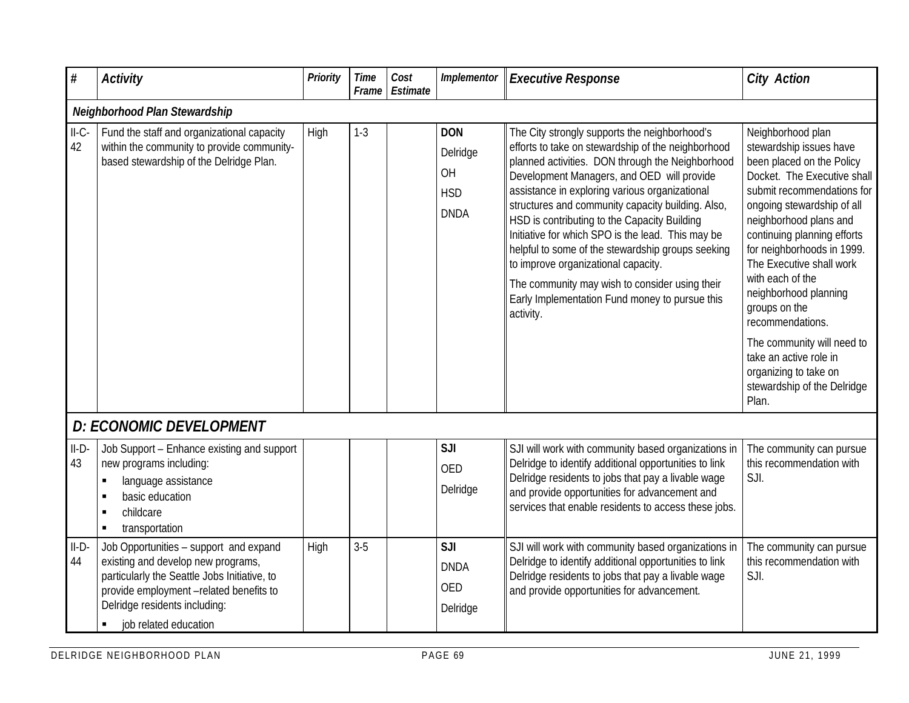| # | Activity | Priority | Time Frame | Cost Estimate | Implementor | Executive Response | City Action |
|---|---|---|---|---|---|---|---|
| ***Neighborhood Plan Stewardship*** | | | | | | | |
| II-C-42 | Fund the staff and organizational capacity within the community to provide community-based stewardship of the Delridge Plan. | High | 1-3 | | **DON**<br>Delridge<br>OH<br>HSD<br>DNDA | The City strongly supports the neighborhood's efforts to take on stewardship of the neighborhood planned activities. DON through the Neighborhood Development Managers, and OED will provide assistance in exploring various organizational structures and community capacity building. Also, HSD is contributing to the Capacity Building Initiative for which SPO is the lead. This may be helpful to some of the stewardship groups seeking to improve organizational capacity.<br>The community may wish to consider using their Early Implementation Fund money to pursue this activity. | Neighborhood plan stewardship issues have been placed on the Policy Docket. The Executive shall submit recommendations for ongoing stewardship of all neighborhood plans and continuing planning efforts for neighborhoods in 1999. The Executive shall work with each of the neighborhood planning groups on the recommendations.<br>The community will need to take an active role in organizing to take on stewardship of the Delridge Plan. |
| ***D: ECONOMIC DEVELOPMENT*** | | | | | | | |
| II-D-43 | Job Support – Enhance existing and support new programs including:<br>▪ language assistance<br>▪ basic education<br>▪ childcare<br>▪ transportation | | | | **SJI**<br>OED<br>Delridge | SJI will work with community based organizations in Delridge to identify additional opportunities to link Delridge residents to jobs that pay a livable wage and provide opportunities for advancement and services that enable residents to access these jobs. | The community can pursue this recommendation with SJI. |
| II-D-44 | Job Opportunities – support and expand existing and develop new programs, particularly the Seattle Jobs Initiative, to provide employment –related benefits to Delridge residents including:<br>▪ job related education | High | 3-5 | | **SJI**<br>DNDA<br>OED<br>Delridge | SJI will work with community based organizations in Delridge to identify additional opportunities to link Delridge residents to jobs that pay a livable wage and provide opportunities for advancement. | The community can pursue this recommendation with SJI. |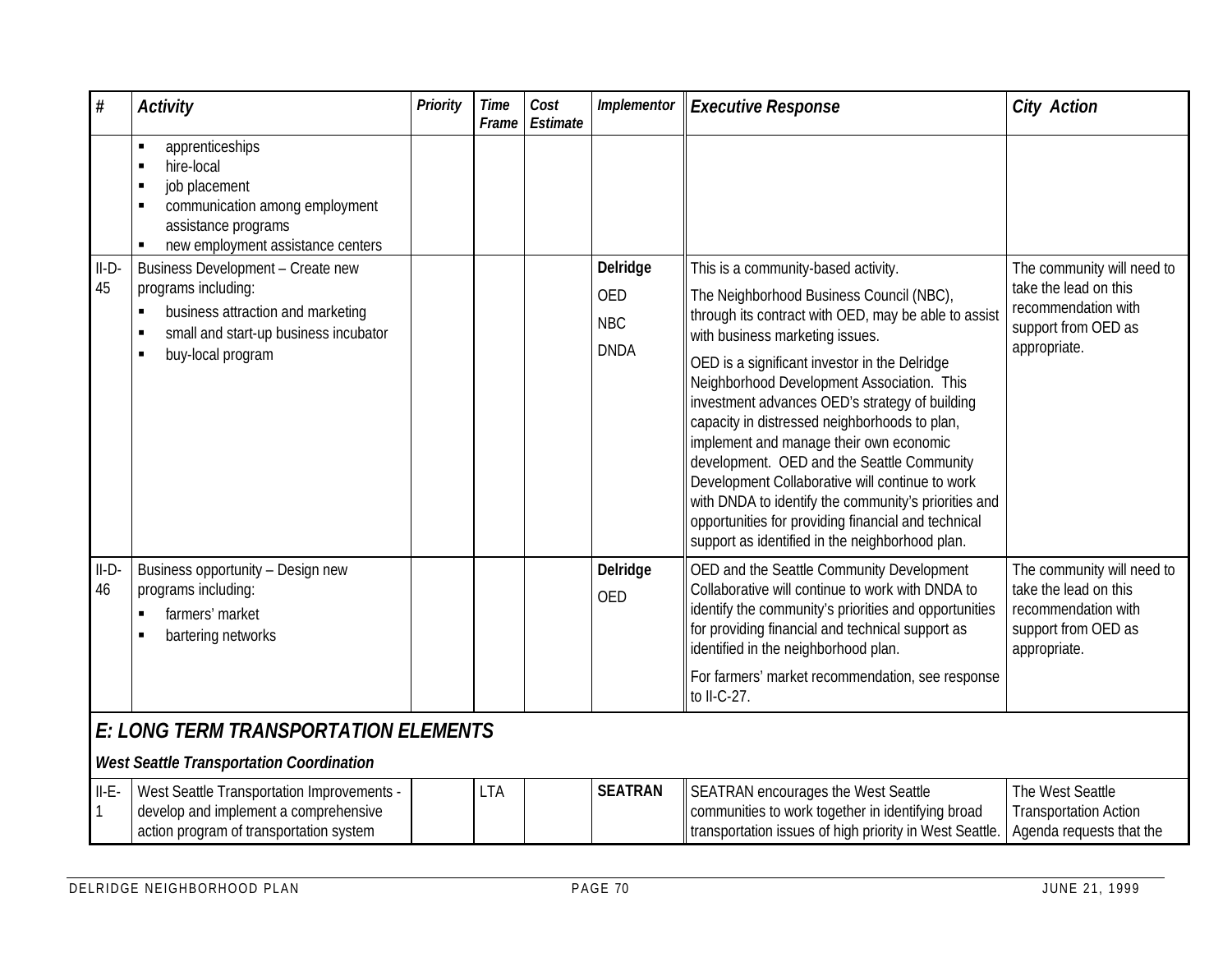| # | *Activity* | *Priority* | *Time Frame* | *Cost Estimate* | *Implementor* | *Executive Response* | *City Action* |
|---|---|---|---|---|---|---|---|
| | ▪ apprenticeships<br>▪ hire-local<br>▪ job placement<br>▪ communication among employment assistance programs<br>▪ new employment assistance centers | | | | | | |
| II-D-45 | Business Development – Create new programs including:<br>▪ business attraction and marketing<br>▪ small and start-up business incubator<br>▪ buy-local program | | | | **Delridge**<br>OED<br>NBC<br>DNDA | This is a community-based activity.<br>The Neighborhood Business Council (NBC), through its contract with OED, may be able to assist with business marketing issues.<br>OED is a significant investor in the Delridge Neighborhood Development Association. This investment advances OED's strategy of building capacity in distressed neighborhoods to plan, implement and manage their own economic development. OED and the Seattle Community Development Collaborative will continue to work with DNDA to identify the community's priorities and opportunities for providing financial and technical support as identified in the neighborhood plan. | The community will need to take the lead on this recommendation with support from OED as appropriate. |
| II-D-46 | Business opportunity – Design new programs including:<br>▪ farmers' market<br>▪ bartering networks | | | | **Delridge**<br>OED | OED and the Seattle Community Development Collaborative will continue to work with DNDA to identify the community's priorities and opportunities for providing financial and technical support as identified in the neighborhood plan.<br>For farmers' market recommendation, see response to II-C-27. | The community will need to take the lead on this recommendation with support from OED as appropriate. |
| ***E: LONG TERM TRANSPORTATION ELEMENTS*** | | | | | | | |
| ***West Seattle Transportation Coordination*** | | | | | | | |
| II-E-1 | West Seattle Transportation Improvements - develop and implement a comprehensive action program of transportation system | | LTA | | **SEATRAN** | SEATRAN encourages the West Seattle communities to work together in identifying broad transportation issues of high priority in West Seattle. | The West Seattle Transportation Action Agenda requests that the |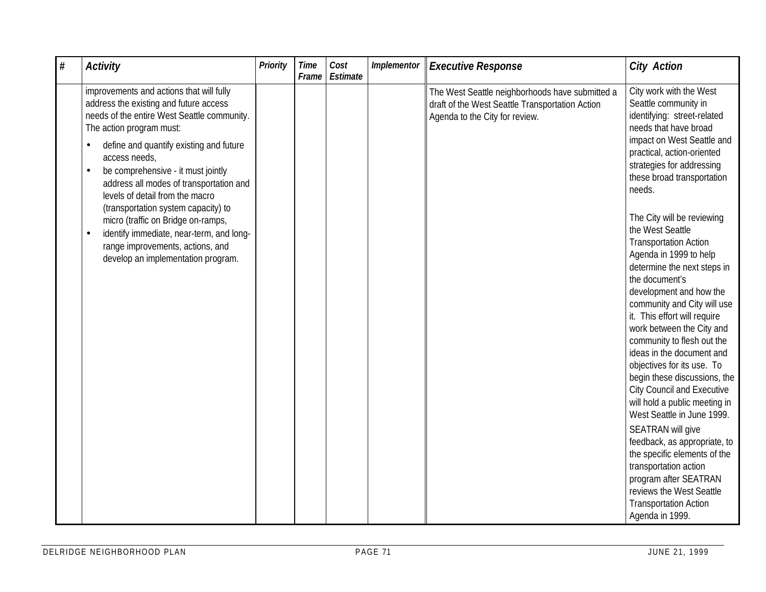| # | Activity | Priority | Time Frame | Cost Estimate | Implementor | Executive Response | City Action |
|---|---|---|---|---|---|---|---|
| | improvements and actions that will fully address the existing and future access needs of the entire West Seattle community. The action program must:<br>• define and quantify existing and future access needs,<br>• be comprehensive - it must jointly address all modes of transportation and levels of detail from the macro (transportation system capacity) to micro (traffic on Bridge on-ramps,<br>• identify immediate, near-term, and long-range improvements, actions, and develop an implementation program. | | | | | The West Seattle neighborhoods have submitted a draft of the West Seattle Transportation Action Agenda to the City for review. | City work with the West Seattle community in identifying: street-related needs that have broad impact on West Seattle and practical, action-oriented strategies for addressing these broad transportation needs.<br><br>The City will be reviewing the West Seattle Transportation Action Agenda in 1999 to help determine the next steps in the document's development and how the community and City will use it. This effort will require work between the City and community to flesh out the ideas in the document and objectives for its use. To begin these discussions, the City Council and Executive will hold a public meeting in West Seattle in June 1999.<br>SEATRAN will give feedback, as appropriate, to the specific elements of the transportation action program after SEATRAN reviews the West Seattle Transportation Action Agenda in 1999. |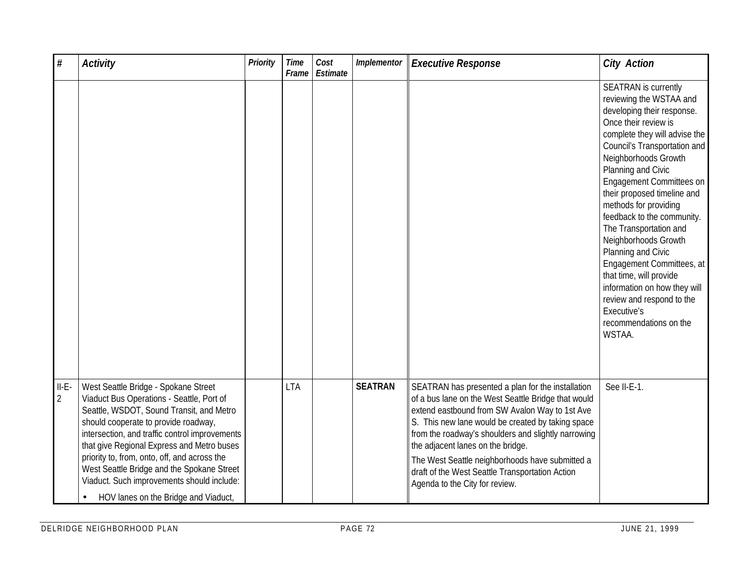| # | Activity | Priority | Time Frame | Cost Estimate | Implementor | Executive Response | City Action |
|---|---|---|---|---|---|---|---|
| | | | | | | | SEATRAN is currently reviewing the WSTAA and developing their response. Once their review is complete they will advise the Council's Transportation and Neighborhoods Growth Planning and Civic Engagement Committees on their proposed timeline and methods for providing feedback to the community. The Transportation and Neighborhoods Growth Planning and Civic Engagement Committees, at that time, will provide information on how they will review and respond to the Executive's recommendations on the WSTAA. |
| II-E-2 | West Seattle Bridge - Spokane Street Viaduct Bus Operations - Seattle, Port of Seattle, WSDOT, Sound Transit, and Metro should cooperate to provide roadway, intersection, and traffic control improvements that give Regional Express and Metro buses priority to, from, onto, off, and across the West Seattle Bridge and the Spokane Street Viaduct. Such improvements should include: <br>• HOV lanes on the Bridge and Viaduct, | | LTA | | **SEATRAN** | SEATRAN has presented a plan for the installation of a bus lane on the West Seattle Bridge that would extend eastbound from SW Avalon Way to 1st Ave S. This new lane would be created by taking space from the roadway's shoulders and slightly narrowing the adjacent lanes on the bridge. <br>The West Seattle neighborhoods have submitted a draft of the West Seattle Transportation Action Agenda to the City for review. | See II-E-1. |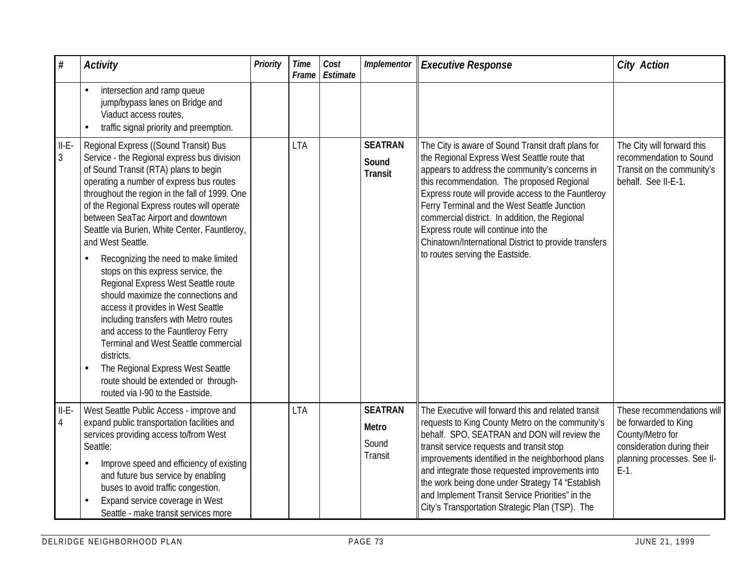| # | Activity | Priority | Time Frame | Cost Estimate | Implementor | Executive Response | City Action |
|---|---|---|---|---|---|---|---|
| | • intersection and ramp queue jump/bypass lanes on Bridge and Viaduct access routes,<br>• traffic signal priority and preemption. | | | | | | |
| II-E-3 | Regional Express ((Sound Transit) Bus Service - the Regional express bus division of Sound Transit (RTA) plans to begin operating a number of express bus routes throughout the region in the fall of 1999. One of the Regional Express routes will operate between SeaTac Airport and downtown Seattle via Burien, White Center, Fauntleroy, and West Seattle.<br>• Recognizing the need to make limited stops on this express service, the Regional Express West Seattle route should maximize the connections and access it provides in West Seattle including transfers with Metro routes and access to the Fauntleroy Ferry Terminal and West Seattle commercial districts.<br>• The Regional Express West Seattle route should be extended or through-routed via I-90 to the Eastside. | | LTA | | **SEATRAN**<br>**Sound Transit** | The City is aware of Sound Transit draft plans for the Regional Express West Seattle route that appears to address the community's concerns in this recommendation. The proposed Regional Express route will provide access to the Fauntleroy Ferry Terminal and the West Seattle Junction commercial district. In addition, the Regional Express route will continue into the Chinatown/International District to provide transfers to routes serving the Eastside. | The City will forward this recommendation to Sound Transit on the community's behalf. See II-E-1. |
| II-E-4 | West Seattle Public Access - improve and expand public transportation facilities and services providing access to/from West Seattle:<br>• Improve speed and efficiency of existing and future bus service by enabling buses to avoid traffic congestion.<br>• Expand service coverage in West Seattle - make transit services more | | LTA | | **SEATRAN**<br>**Metro**<br>Sound Transit | The Executive will forward this and related transit requests to King County Metro on the community's behalf. SPO, SEATRAN and DON will review the transit service requests and transit stop improvements identified in the neighborhood plans and integrate those requested improvements into the work being done under Strategy T4 "Establish and Implement Transit Service Priorities" in the City's Transportation Strategic Plan (TSP). The | These recommendations will be forwarded to King County/Metro for consideration during their planning processes. See II-E-1. |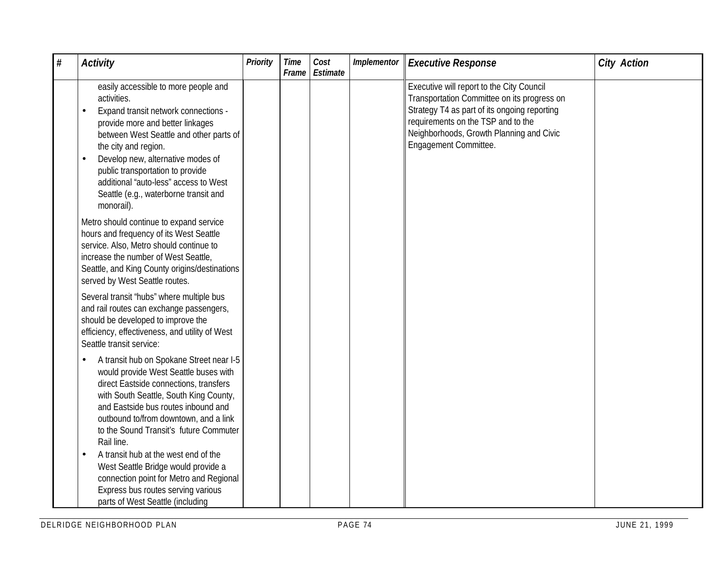| # | Activity | Priority | Time Frame | Cost Estimate | Implementor | Executive Response | City Action |
|---|---|---|---|---|---|---|---|
| | easily accessible to more people and activities.<br>• Expand transit network connections - provide more and better linkages between West Seattle and other parts of the city and region.<br>• Develop new, alternative modes of public transportation to provide additional "auto-less" access to West Seattle (e.g., waterborne transit and monorail).<br><br>Metro should continue to expand service hours and frequency of its West Seattle service. Also, Metro should continue to increase the number of West Seattle, Seattle, and King County origins/destinations served by West Seattle routes.<br><br>Several transit "hubs" where multiple bus and rail routes can exchange passengers, should be developed to improve the efficiency, effectiveness, and utility of West Seattle transit service:<br><br>• A transit hub on Spokane Street near I-5 would provide West Seattle buses with direct Eastside connections, transfers with South Seattle, South King County, and Eastside bus routes inbound and outbound to/from downtown, and a link to the Sound Transit's future Commuter Rail line.<br>• A transit hub at the west end of the West Seattle Bridge would provide a connection point for Metro and Regional Express bus routes serving various parts of West Seattle (including | | | | | Executive will report to the City Council Transportation Committee on its progress on Strategy T4 as part of its ongoing reporting requirements on the TSP and to the Neighborhoods, Growth Planning and Civic Engagement Committee. | |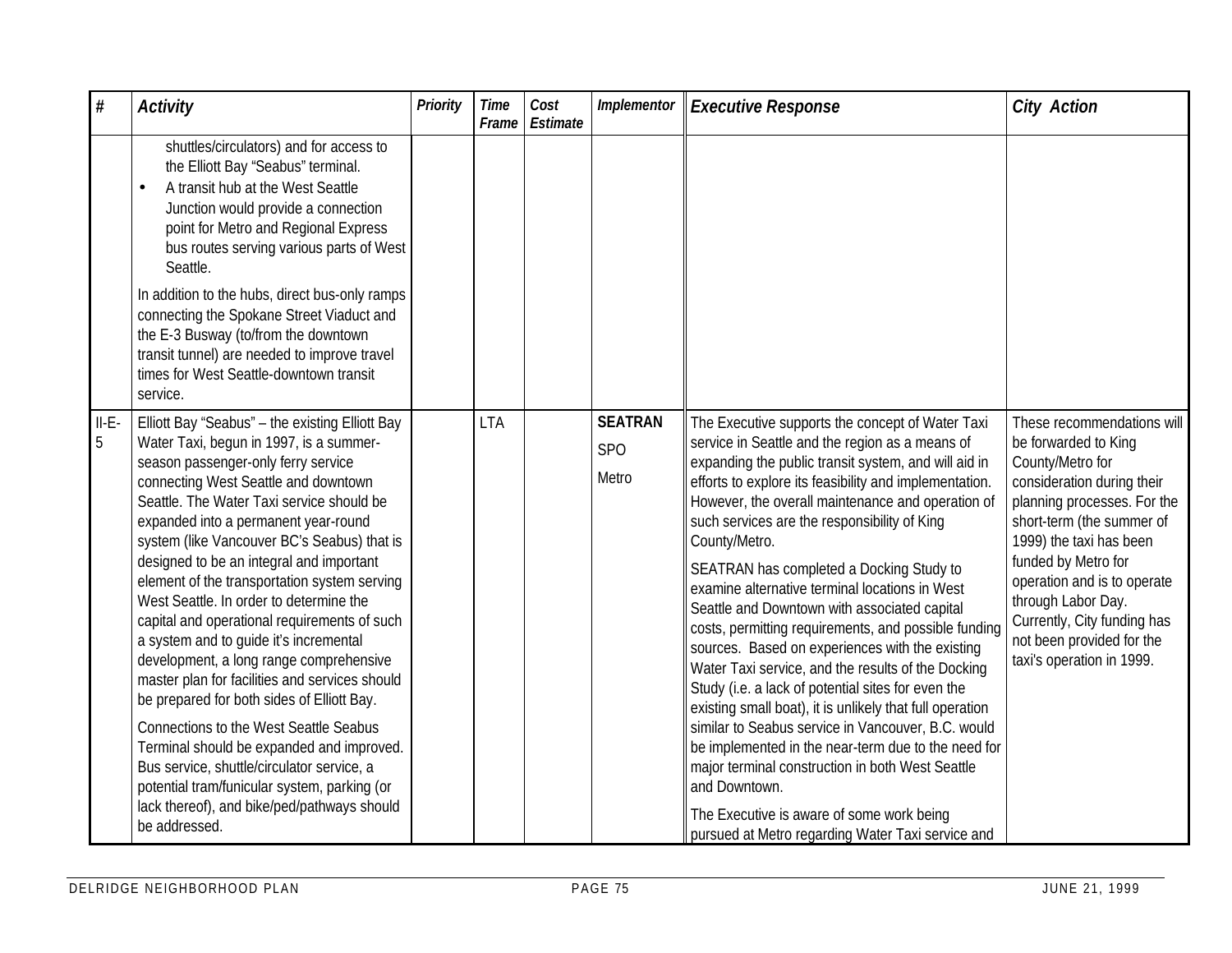| # | Activity | Priority | Time Frame | Cost Estimate | Implementor | Executive Response | City Action |
|---|---|---|---|---|---|---|---|
| | shuttles/circulators) and for access to the Elliott Bay "Seabus" terminal.<br>• A transit hub at the West Seattle Junction would provide a connection point for Metro and Regional Express bus routes serving various parts of West Seattle.<br><br>In addition to the hubs, direct bus-only ramps connecting the Spokane Street Viaduct and the E-3 Busway (to/from the downtown transit tunnel) are needed to improve travel times for West Seattle-downtown transit service. | | | | | | |
| II-E-5 | Elliott Bay "Seabus" – the existing Elliott Bay Water Taxi, begun in 1997, is a summer-season passenger-only ferry service connecting West Seattle and downtown Seattle. The Water Taxi service should be expanded into a permanent year-round system (like Vancouver BC's Seabus) that is designed to be an integral and important element of the transportation system serving West Seattle. In order to determine the capital and operational requirements of such a system and to guide it's incremental development, a long range comprehensive master plan for facilities and services should be prepared for both sides of Elliott Bay.<br><br>Connections to the West Seattle Seabus Terminal should be expanded and improved. Bus service, shuttle/circulator service, a potential tram/funicular system, parking (or lack thereof), and bike/ped/pathways should be addressed. | | LTA | | **SEATRAN**<br>SPO<br>Metro | The Executive supports the concept of Water Taxi service in Seattle and the region as a means of expanding the public transit system, and will aid in efforts to explore its feasibility and implementation. However, the overall maintenance and operation of such services are the responsibility of King County/Metro.<br><br>SEATRAN has completed a Docking Study to examine alternative terminal locations in West Seattle and Downtown with associated capital costs, permitting requirements, and possible funding sources. Based on experiences with the existing Water Taxi service, and the results of the Docking Study (i.e. a lack of potential sites for even the existing small boat), it is unlikely that full operation similar to Seabus service in Vancouver, B.C. would be implemented in the near-term due to the need for major terminal construction in both West Seattle and Downtown.<br><br>The Executive is aware of some work being pursued at Metro regarding Water Taxi service and | These recommendations will be forwarded to King County/Metro for consideration during their planning processes. For the short-term (the summer of 1999) the taxi has been funded by Metro for operation and is to operate through Labor Day. Currently, City funding has not been provided for the taxi's operation in 1999. |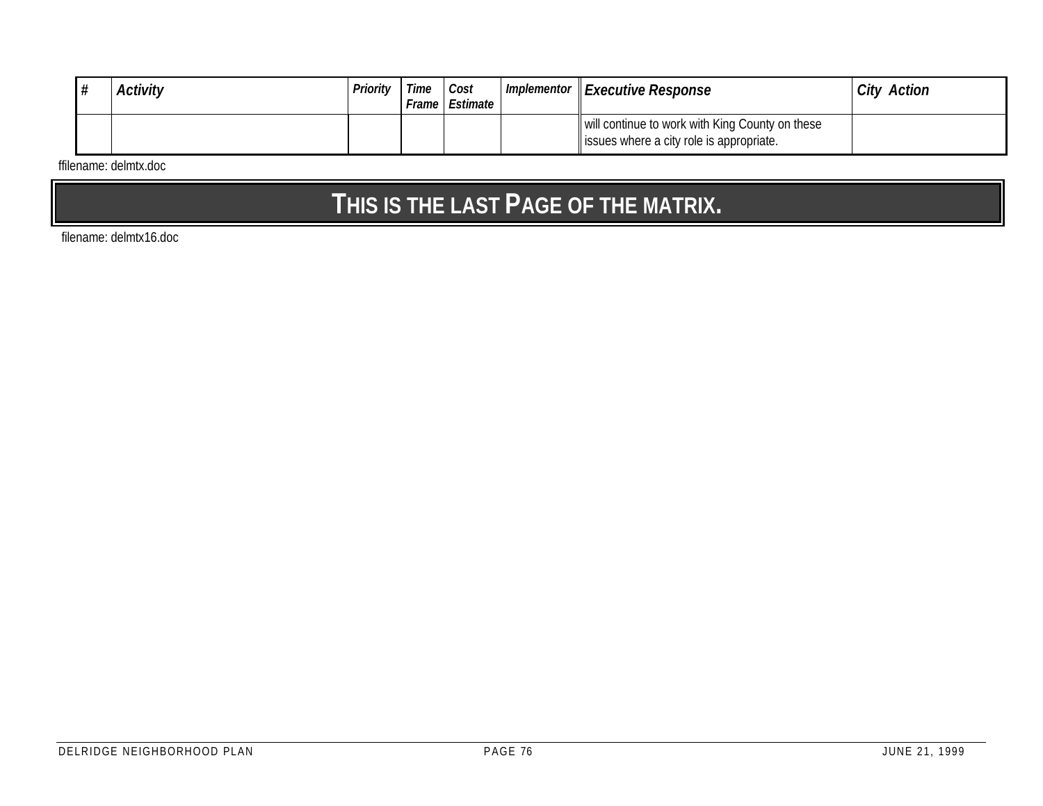| # | Activity | Priority | Time Frame | Cost Estimate | Implementor | Executive Response | City Action |
|---|---|---|---|---|---|---|---|
| | | | | | | will continue to work with King County on these issues where a city role is appropriate. | |

ffilename: delmtx.doc

## THIS IS THE LAST PAGE OF THE MATRIX.

filename: delmtx16.doc